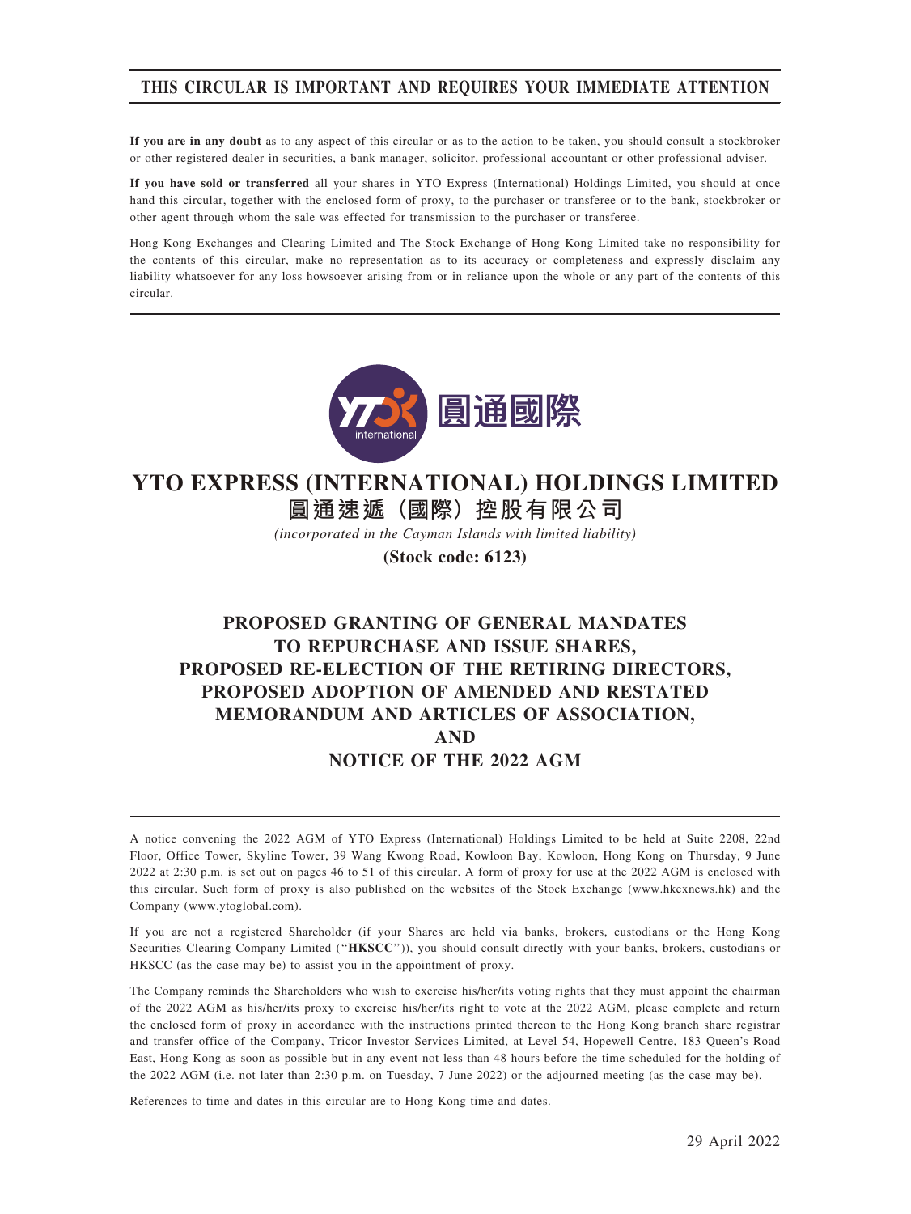**THIS CIRCULAR IS IMPORTANT AND REQUIRES YOUR IMMEDIATE ATTENTION**

**If you are in any doubt** as to any aspect of this circular or as to the action to be taken, you should consult a stockbroker or other registered dealer in securities, a bank manager, solicitor, professional accountant or other professional adviser.

**If you have sold or transferred** all your shares in YTO Express (International) Holdings Limited, you should at once hand this circular, together with the enclosed form of proxy, to the purchaser or transferee or to the bank, stockbroker or other agent through whom the sale was effected for transmission to the purchaser or transferee.

Hong Kong Exchanges and Clearing Limited and The Stock Exchange of Hong Kong Limited take no responsibility for the contents of this circular, make no representation as to its accuracy or completeness and expressly disclaim any liability whatsoever for any loss howsoever arising from or in reliance upon the whole or any part of the contents of this circular.

# YTO EXPRESS (INTERNATIONAL) HOLDINGS LIMITED
# 圓通速遞（國際）控股有限公司

*(incorporated in the Cayman Islands with limited liability)*

**(Stock code: 6123)**

## PROPOSED GRANTING OF GENERAL MANDATES TO REPURCHASE AND ISSUE SHARES, PROPOSED RE-ELECTION OF THE RETIRING DIRECTORS, PROPOSED ADOPTION OF AMENDED AND RESTATED MEMORANDUM AND ARTICLES OF ASSOCIATION, AND NOTICE OF THE 2022 AGM

A notice convening the 2022 AGM of YTO Express (International) Holdings Limited to be held at Suite 2208, 22nd Floor, Office Tower, Skyline Tower, 39 Wang Kwong Road, Kowloon Bay, Kowloon, Hong Kong on Thursday, 9 June 2022 at 2:30 p.m. is set out on pages 46 to 51 of this circular. A form of proxy for use at the 2022 AGM is enclosed with this circular. Such form of proxy is also published on the websites of the Stock Exchange (www.hkexnews.hk) and the Company (www.ytoglobal.com).

If you are not a registered Shareholder (if your Shares are held via banks, brokers, custodians or the Hong Kong Securities Clearing Company Limited ("**HKSCC**")), you should consult directly with your banks, brokers, custodians or HKSCC (as the case may be) to assist you in the appointment of proxy.

The Company reminds the Shareholders who wish to exercise his/her/its voting rights that they must appoint the chairman of the 2022 AGM as his/her/its proxy to exercise his/her/its right to vote at the 2022 AGM, please complete and return the enclosed form of proxy in accordance with the instructions printed thereon to the Hong Kong branch share registrar and transfer office of the Company, Tricor Investor Services Limited, at Level 54, Hopewell Centre, 183 Queen's Road East, Hong Kong as soon as possible but in any event not less than 48 hours before the time scheduled for the holding of the 2022 AGM (i.e. not later than 2:30 p.m. on Tuesday, 7 June 2022) or the adjourned meeting (as the case may be).

References to time and dates in this circular are to Hong Kong time and dates.

29 April 2022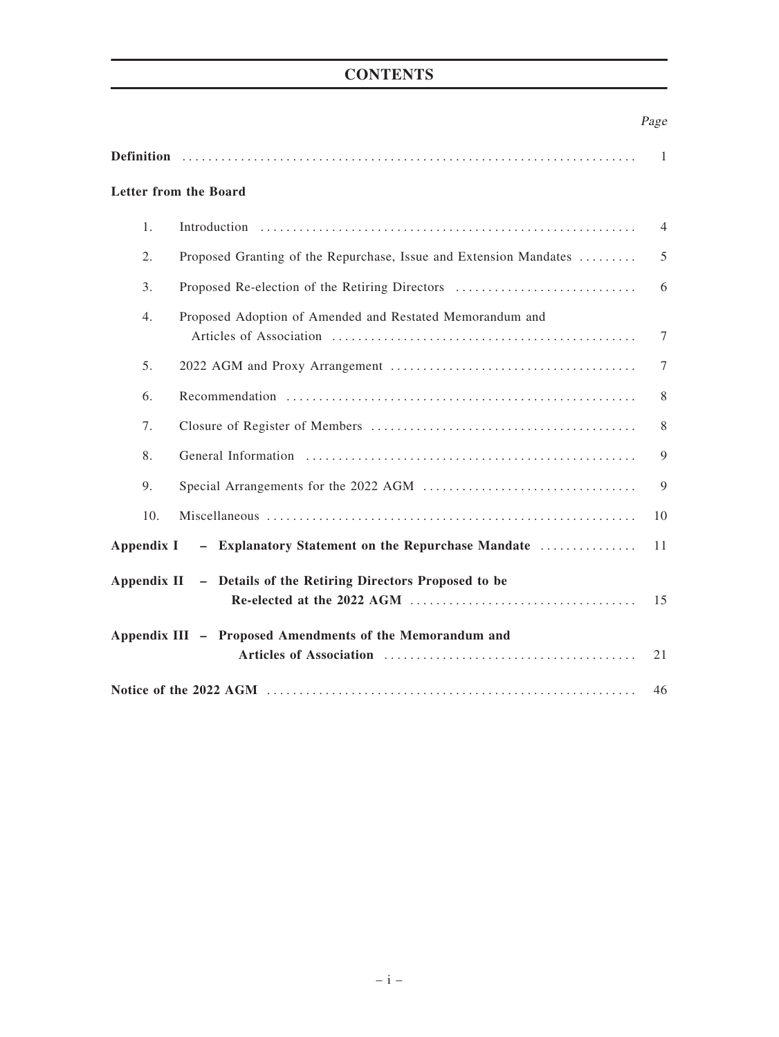# CONTENTS

| | | *Page* |
|---|---|---|
| **Definition** | | 1 |
| **Letter from the Board** | | |
| 1. | Introduction | 4 |
| 2. | Proposed Granting of the Repurchase, Issue and Extension Mandates | 5 |
| 3. | Proposed Re-election of the Retiring Directors | 6 |
| 4. | Proposed Adoption of Amended and Restated Memorandum and Articles of Association | 7 |
| 5. | 2022 AGM and Proxy Arrangement | 7 |
| 6. | Recommendation | 8 |
| 7. | Closure of Register of Members | 8 |
| 8. | General Information | 9 |
| 9. | Special Arrangements for the 2022 AGM | 9 |
| 10. | Miscellaneous | 10 |
| **Appendix I** | **– Explanatory Statement on the Repurchase Mandate** | 11 |
| **Appendix II** | **– Details of the Retiring Directors Proposed to be Re-elected at the 2022 AGM** | 15 |
| **Appendix III** | **– Proposed Amendments of the Memorandum and Articles of Association** | 21 |
| **Notice of the 2022 AGM** | | 46 |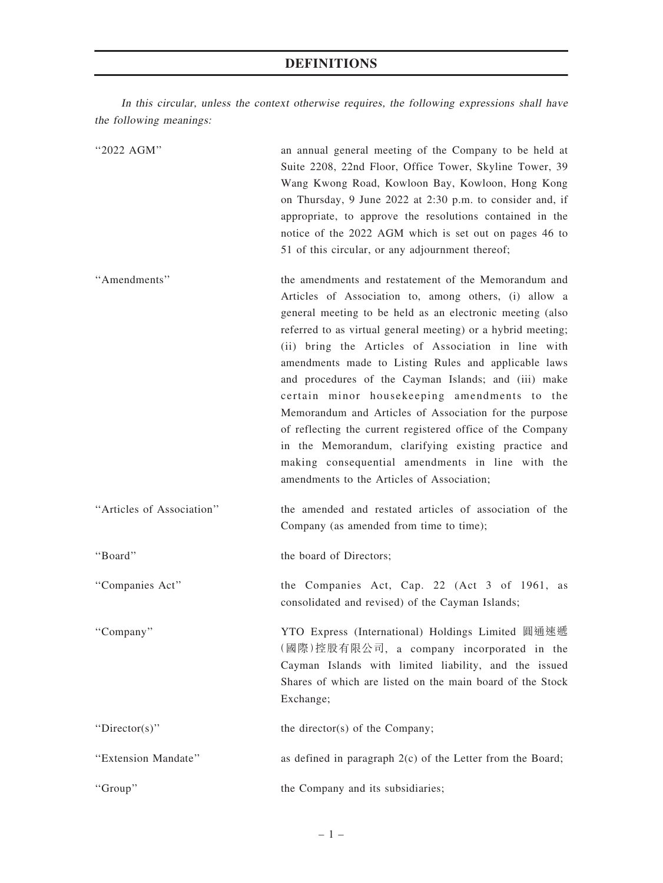# DEFINITIONS

*In this circular, unless the context otherwise requires, the following expressions shall have the following meanings:*

| | |
|---|---|
| "2022 AGM" | an annual general meeting of the Company to be held at Suite 2208, 22nd Floor, Office Tower, Skyline Tower, 39 Wang Kwong Road, Kowloon Bay, Kowloon, Hong Kong on Thursday, 9 June 2022 at 2:30 p.m. to consider and, if appropriate, to approve the resolutions contained in the notice of the 2022 AGM which is set out on pages 46 to 51 of this circular, or any adjournment thereof; |
| "Amendments" | the amendments and restatement of the Memorandum and Articles of Association to, among others, (i) allow a general meeting to be held as an electronic meeting (also referred to as virtual general meeting) or a hybrid meeting; (ii) bring the Articles of Association in line with amendments made to Listing Rules and applicable laws and procedures of the Cayman Islands; and (iii) make certain minor housekeeping amendments to the Memorandum and Articles of Association for the purpose of reflecting the current registered office of the Company in the Memorandum, clarifying existing practice and making consequential amendments in line with the amendments to the Articles of Association; |
| "Articles of Association" | the amended and restated articles of association of the Company (as amended from time to time); |
| "Board" | the board of Directors; |
| "Companies Act" | the Companies Act, Cap. 22 (Act 3 of 1961, as consolidated and revised) of the Cayman Islands; |
| "Company" | YTO Express (International) Holdings Limited 圓通速遞(國際)控股有限公司, a company incorporated in the Cayman Islands with limited liability, and the issued Shares of which are listed on the main board of the Stock Exchange; |
| "Director(s)" | the director(s) of the Company; |
| "Extension Mandate" | as defined in paragraph 2(c) of the Letter from the Board; |
| "Group" | the Company and its subsidiaries; |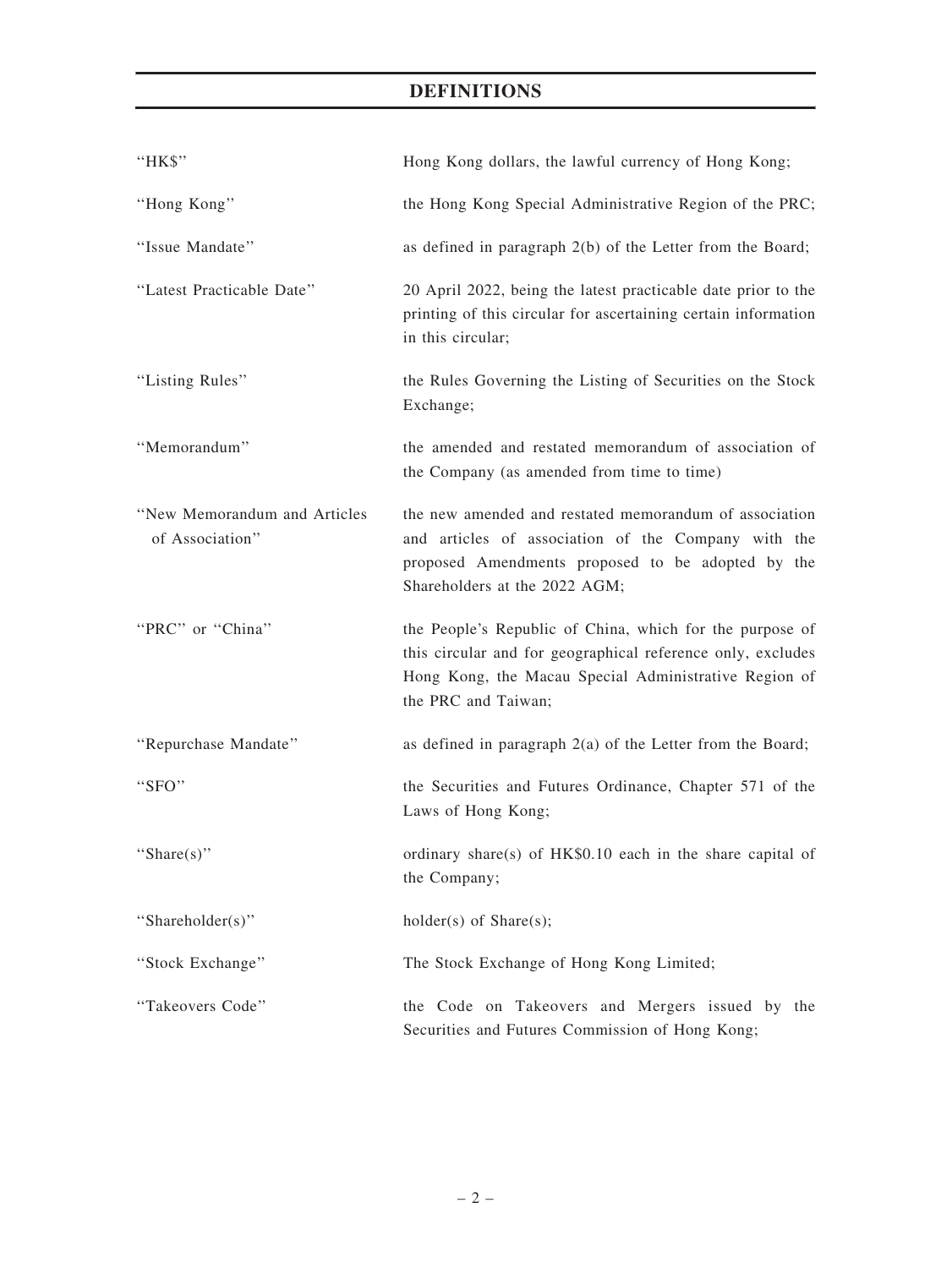# DEFINITIONS

| | |
|---|---|
| "HK$" | Hong Kong dollars, the lawful currency of Hong Kong; |
| "Hong Kong" | the Hong Kong Special Administrative Region of the PRC; |
| "Issue Mandate" | as defined in paragraph 2(b) of the Letter from the Board; |
| "Latest Practicable Date" | 20 April 2022, being the latest practicable date prior to the printing of this circular for ascertaining certain information in this circular; |
| "Listing Rules" | the Rules Governing the Listing of Securities on the Stock Exchange; |
| "Memorandum" | the amended and restated memorandum of association of the Company (as amended from time to time) |
| "New Memorandum and Articles of Association" | the new amended and restated memorandum of association and articles of association of the Company with the proposed Amendments proposed to be adopted by the Shareholders at the 2022 AGM; |
| "PRC" or "China" | the People's Republic of China, which for the purpose of this circular and for geographical reference only, excludes Hong Kong, the Macau Special Administrative Region of the PRC and Taiwan; |
| "Repurchase Mandate" | as defined in paragraph 2(a) of the Letter from the Board; |
| "SFO" | the Securities and Futures Ordinance, Chapter 571 of the Laws of Hong Kong; |
| "Share(s)" | ordinary share(s) of HK$0.10 each in the share capital of the Company; |
| "Shareholder(s)" | holder(s) of Share(s); |
| "Stock Exchange" | The Stock Exchange of Hong Kong Limited; |
| "Takeovers Code" | the Code on Takeovers and Mergers issued by the Securities and Futures Commission of Hong Kong; |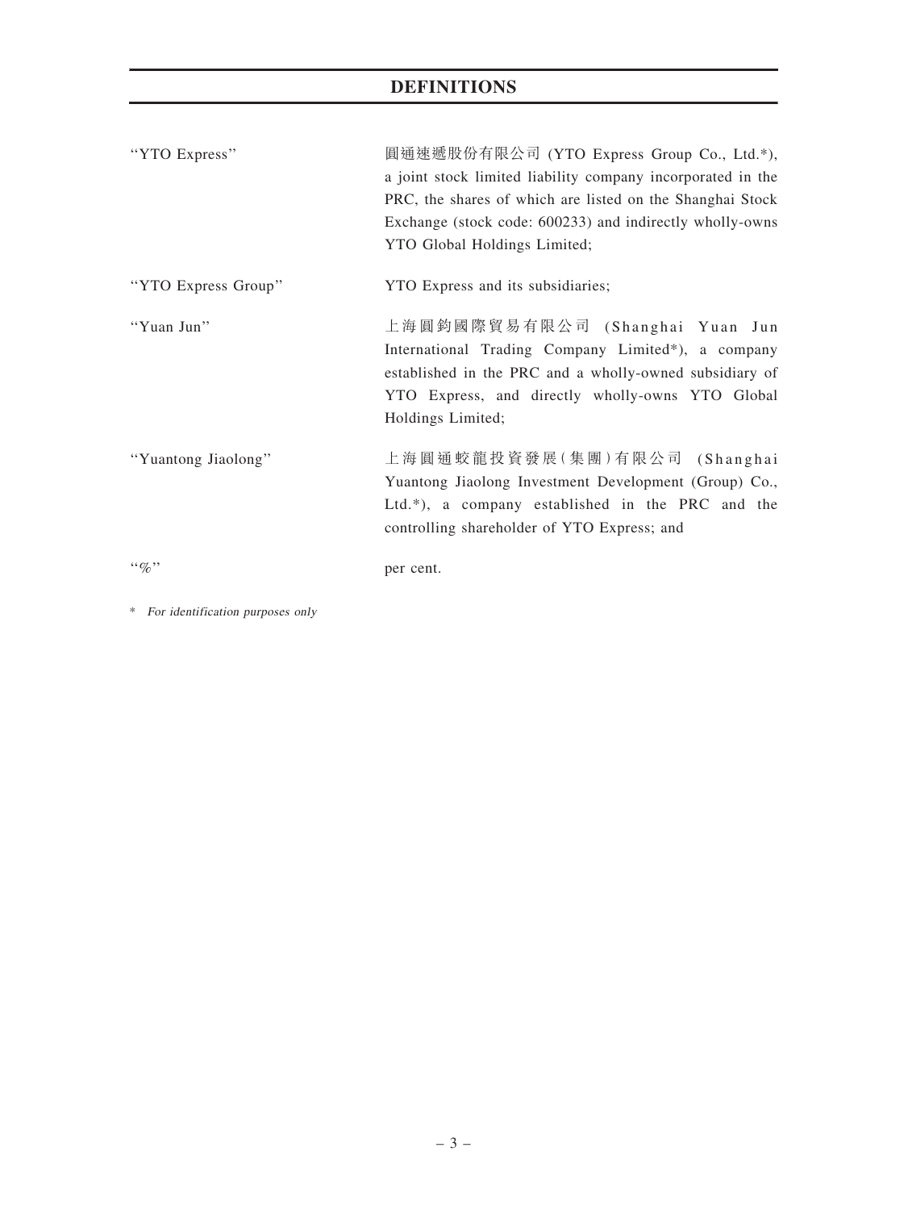## DEFINITIONS

| | |
|---|---|
| "YTO Express" | 圓通速遞股份有限公司 (YTO Express Group Co., Ltd.*), a joint stock limited liability company incorporated in the PRC, the shares of which are listed on the Shanghai Stock Exchange (stock code: 600233) and indirectly wholly-owns YTO Global Holdings Limited; |
| "YTO Express Group" | YTO Express and its subsidiaries; |
| "Yuan Jun" | 上海圓鈞國際貿易有限公司 (Shanghai Yuan Jun International Trading Company Limited*), a company established in the PRC and a wholly-owned subsidiary of YTO Express, and directly wholly-owns YTO Global Holdings Limited; |
| "Yuantong Jiaolong" | 上海圓通蛟龍投資發展(集團)有限公司 (Shanghai Yuantong Jiaolong Investment Development (Group) Co., Ltd.*), a company established in the PRC and the controlling shareholder of YTO Express; and |
| "%" | per cent. |

* *For identification purposes only*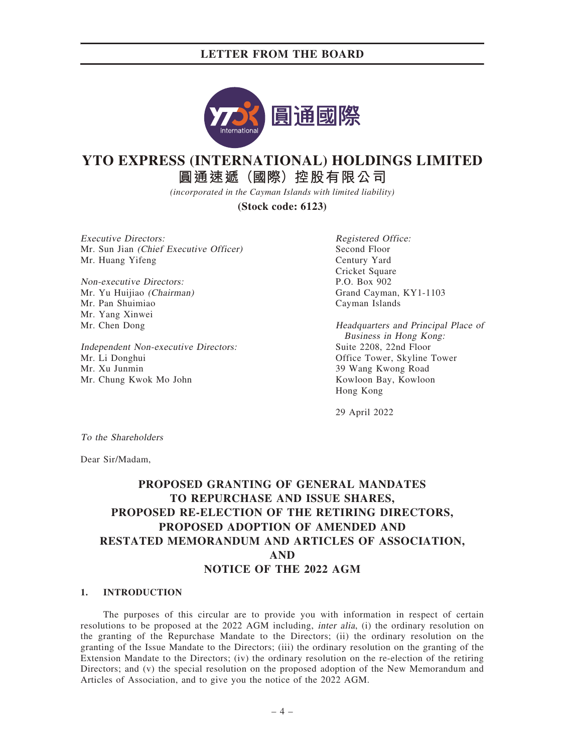# YTO EXPRESS (INTERNATIONAL) HOLDINGS LIMITED

**圓通速遞（國際）控股有限公司**

*(incorporated in the Cayman Islands with limited liability)*

**(Stock code: 6123)**

*Executive Directors:*
Mr. Sun Jian *(Chief Executive Officer)*
Mr. Huang Yifeng

*Non-executive Directors:*
Mr. Yu Huijiao *(Chairman)*
Mr. Pan Shuimiao
Mr. Yang Xinwei
Mr. Chen Dong

*Independent Non-executive Directors:*
Mr. Li Donghui
Mr. Xu Junmin
Mr. Chung Kwok Mo John

*Registered Office:*
Second Floor
Century Yard
Cricket Square
P.O. Box 902
Grand Cayman, KY1-1103
Cayman Islands

*Headquarters and Principal Place of Business in Hong Kong:*
Suite 2208, 22nd Floor
Office Tower, Skyline Tower
39 Wang Kwong Road
Kowloon Bay, Kowloon
Hong Kong

29 April 2022

*To the Shareholders*

Dear Sir/Madam,

## PROPOSED GRANTING OF GENERAL MANDATES TO REPURCHASE AND ISSUE SHARES, PROPOSED RE-ELECTION OF THE RETIRING DIRECTORS, PROPOSED ADOPTION OF AMENDED AND RESTATED MEMORANDUM AND ARTICLES OF ASSOCIATION, AND NOTICE OF THE 2022 AGM

### 1. INTRODUCTION

The purposes of this circular are to provide you with information in respect of certain resolutions to be proposed at the 2022 AGM including, *inter alia*, (i) the ordinary resolution on the granting of the Repurchase Mandate to the Directors; (ii) the ordinary resolution on the granting of the Issue Mandate to the Directors; (iii) the ordinary resolution on the granting of the Extension Mandate to the Directors; (iv) the ordinary resolution on the re-election of the retiring Directors; and (v) the special resolution on the proposed adoption of the New Memorandum and Articles of Association, and to give you the notice of the 2022 AGM.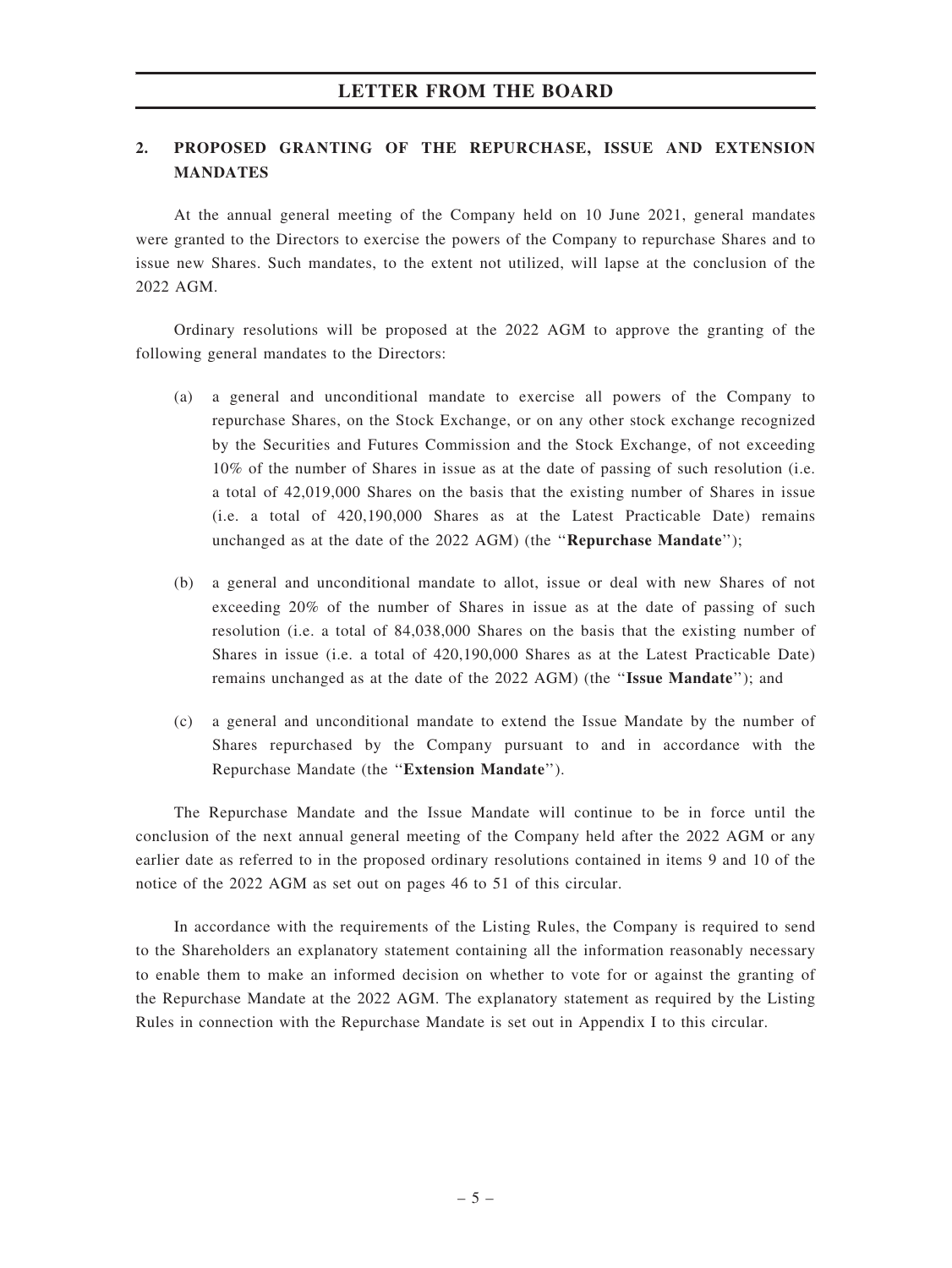## 2. PROPOSED GRANTING OF THE REPURCHASE, ISSUE AND EXTENSION MANDATES

At the annual general meeting of the Company held on 10 June 2021, general mandates were granted to the Directors to exercise the powers of the Company to repurchase Shares and to issue new Shares. Such mandates, to the extent not utilized, will lapse at the conclusion of the 2022 AGM.

Ordinary resolutions will be proposed at the 2022 AGM to approve the granting of the following general mandates to the Directors:

(a) a general and unconditional mandate to exercise all powers of the Company to repurchase Shares, on the Stock Exchange, or on any other stock exchange recognized by the Securities and Futures Commission and the Stock Exchange, of not exceeding 10% of the number of Shares in issue as at the date of passing of such resolution (i.e. a total of 42,019,000 Shares on the basis that the existing number of Shares in issue (i.e. a total of 420,190,000 Shares as at the Latest Practicable Date) remains unchanged as at the date of the 2022 AGM) (the "**Repurchase Mandate**");

(b) a general and unconditional mandate to allot, issue or deal with new Shares of not exceeding 20% of the number of Shares in issue as at the date of passing of such resolution (i.e. a total of 84,038,000 Shares on the basis that the existing number of Shares in issue (i.e. a total of 420,190,000 Shares as at the Latest Practicable Date) remains unchanged as at the date of the 2022 AGM) (the "**Issue Mandate**"); and

(c) a general and unconditional mandate to extend the Issue Mandate by the number of Shares repurchased by the Company pursuant to and in accordance with the Repurchase Mandate (the "**Extension Mandate**").

The Repurchase Mandate and the Issue Mandate will continue to be in force until the conclusion of the next annual general meeting of the Company held after the 2022 AGM or any earlier date as referred to in the proposed ordinary resolutions contained in items 9 and 10 of the notice of the 2022 AGM as set out on pages 46 to 51 of this circular.

In accordance with the requirements of the Listing Rules, the Company is required to send to the Shareholders an explanatory statement containing all the information reasonably necessary to enable them to make an informed decision on whether to vote for or against the granting of the Repurchase Mandate at the 2022 AGM. The explanatory statement as required by the Listing Rules in connection with the Repurchase Mandate is set out in Appendix I to this circular.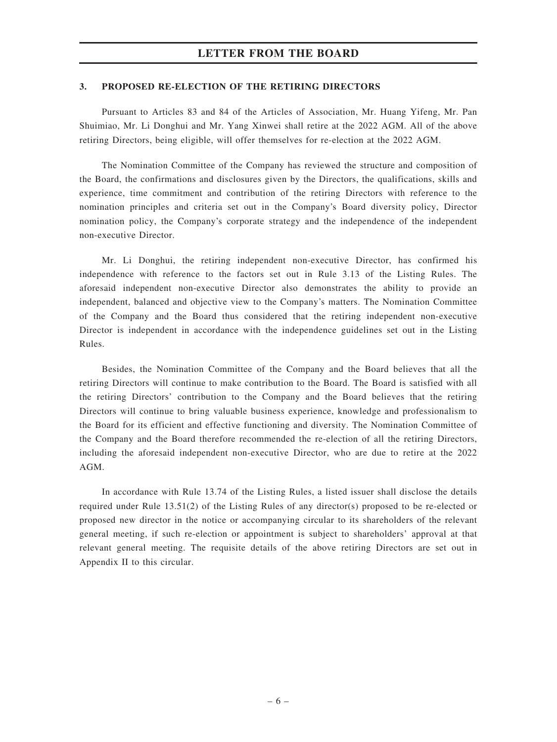### 3. PROPOSED RE-ELECTION OF THE RETIRING DIRECTORS

Pursuant to Articles 83 and 84 of the Articles of Association, Mr. Huang Yifeng, Mr. Pan Shuimiao, Mr. Li Donghui and Mr. Yang Xinwei shall retire at the 2022 AGM. All of the above retiring Directors, being eligible, will offer themselves for re-election at the 2022 AGM.

The Nomination Committee of the Company has reviewed the structure and composition of the Board, the confirmations and disclosures given by the Directors, the qualifications, skills and experience, time commitment and contribution of the retiring Directors with reference to the nomination principles and criteria set out in the Company's Board diversity policy, Director nomination policy, the Company's corporate strategy and the independence of the independent non-executive Director.

Mr. Li Donghui, the retiring independent non-executive Director, has confirmed his independence with reference to the factors set out in Rule 3.13 of the Listing Rules. The aforesaid independent non-executive Director also demonstrates the ability to provide an independent, balanced and objective view to the Company's matters. The Nomination Committee of the Company and the Board thus considered that the retiring independent non-executive Director is independent in accordance with the independence guidelines set out in the Listing Rules.

Besides, the Nomination Committee of the Company and the Board believes that all the retiring Directors will continue to make contribution to the Board. The Board is satisfied with all the retiring Directors' contribution to the Company and the Board believes that the retiring Directors will continue to bring valuable business experience, knowledge and professionalism to the Board for its efficient and effective functioning and diversity. The Nomination Committee of the Company and the Board therefore recommended the re-election of all the retiring Directors, including the aforesaid independent non-executive Director, who are due to retire at the 2022 AGM.

In accordance with Rule 13.74 of the Listing Rules, a listed issuer shall disclose the details required under Rule 13.51(2) of the Listing Rules of any director(s) proposed to be re-elected or proposed new director in the notice or accompanying circular to its shareholders of the relevant general meeting, if such re-election or appointment is subject to shareholders' approval at that relevant general meeting. The requisite details of the above retiring Directors are set out in Appendix II to this circular.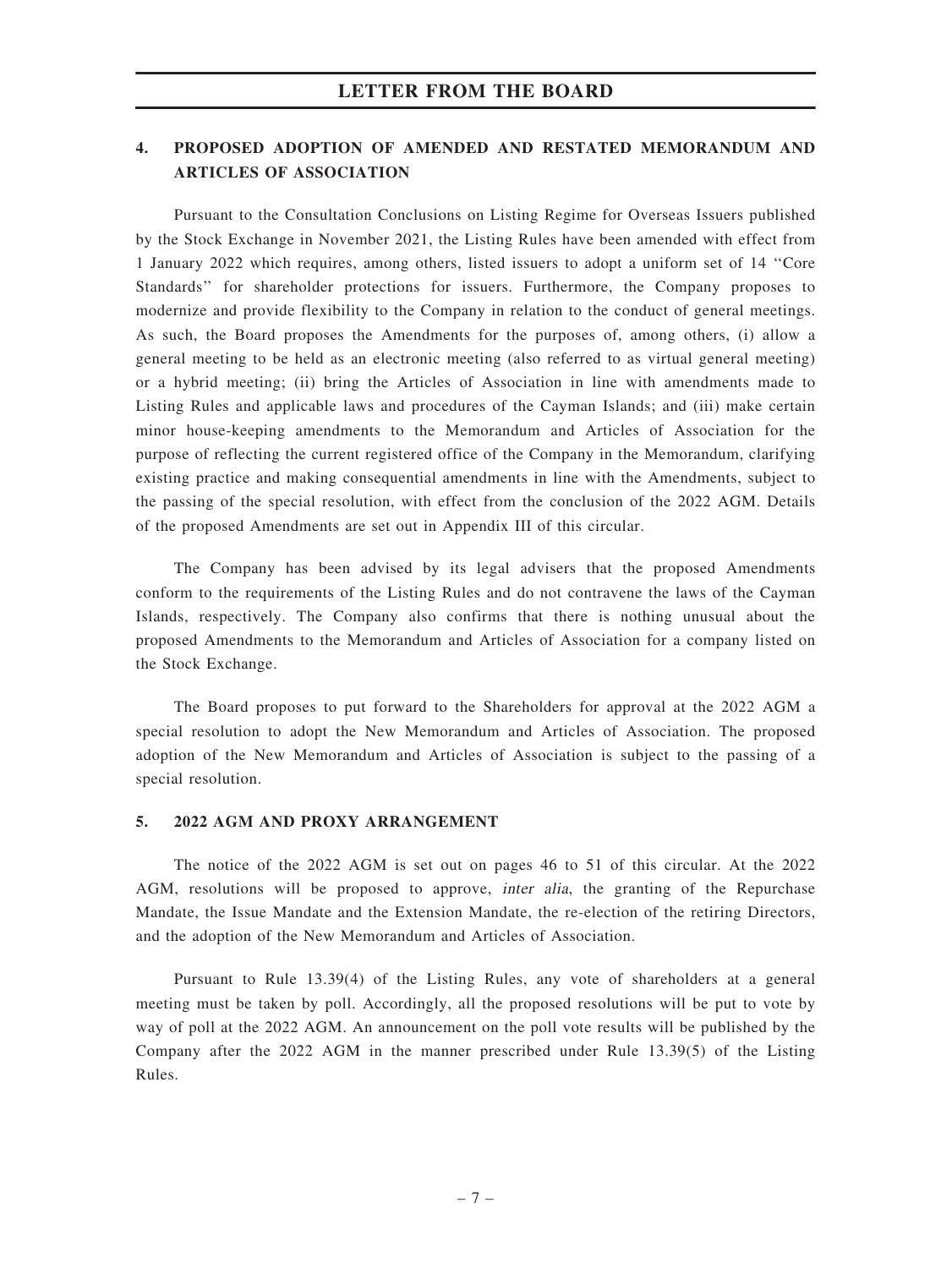# LETTER FROM THE BOARD

## 4. PROPOSED ADOPTION OF AMENDED AND RESTATED MEMORANDUM AND ARTICLES OF ASSOCIATION

Pursuant to the Consultation Conclusions on Listing Regime for Overseas Issuers published by the Stock Exchange in November 2021, the Listing Rules have been amended with effect from 1 January 2022 which requires, among others, listed issuers to adopt a uniform set of 14 ''Core Standards'' for shareholder protections for issuers. Furthermore, the Company proposes to modernize and provide flexibility to the Company in relation to the conduct of general meetings. As such, the Board proposes the Amendments for the purposes of, among others, (i) allow a general meeting to be held as an electronic meeting (also referred to as virtual general meeting) or a hybrid meeting; (ii) bring the Articles of Association in line with amendments made to Listing Rules and applicable laws and procedures of the Cayman Islands; and (iii) make certain minor house-keeping amendments to the Memorandum and Articles of Association for the purpose of reflecting the current registered office of the Company in the Memorandum, clarifying existing practice and making consequential amendments in line with the Amendments, subject to the passing of the special resolution, with effect from the conclusion of the 2022 AGM. Details of the proposed Amendments are set out in Appendix III of this circular.

The Company has been advised by its legal advisers that the proposed Amendments conform to the requirements of the Listing Rules and do not contravene the laws of the Cayman Islands, respectively. The Company also confirms that there is nothing unusual about the proposed Amendments to the Memorandum and Articles of Association for a company listed on the Stock Exchange.

The Board proposes to put forward to the Shareholders for approval at the 2022 AGM a special resolution to adopt the New Memorandum and Articles of Association. The proposed adoption of the New Memorandum and Articles of Association is subject to the passing of a special resolution.

## 5. 2022 AGM AND PROXY ARRANGEMENT

The notice of the 2022 AGM is set out on pages 46 to 51 of this circular. At the 2022 AGM, resolutions will be proposed to approve, *inter alia*, the granting of the Repurchase Mandate, the Issue Mandate and the Extension Mandate, the re-election of the retiring Directors, and the adoption of the New Memorandum and Articles of Association.

Pursuant to Rule 13.39(4) of the Listing Rules, any vote of shareholders at a general meeting must be taken by poll. Accordingly, all the proposed resolutions will be put to vote by way of poll at the 2022 AGM. An announcement on the poll vote results will be published by the Company after the 2022 AGM in the manner prescribed under Rule 13.39(5) of the Listing Rules.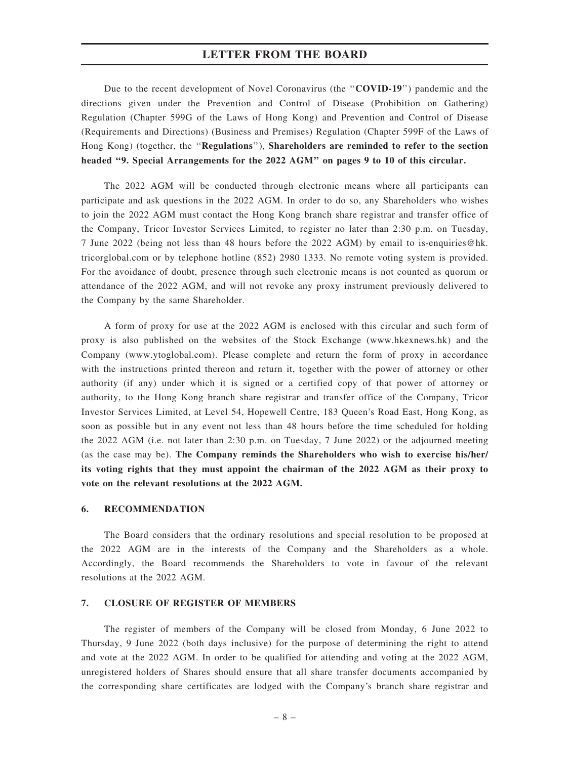Due to the recent development of Novel Coronavirus (the "**COVID-19**") pandemic and the directions given under the Prevention and Control of Disease (Prohibition on Gathering) Regulation (Chapter 599G of the Laws of Hong Kong) and Prevention and Control of Disease (Requirements and Directions) (Business and Premises) Regulation (Chapter 599F of the Laws of Hong Kong) (together, the "**Regulations**"), **Shareholders are reminded to refer to the section headed "9. Special Arrangements for the 2022 AGM" on pages 9 to 10 of this circular.**

The 2022 AGM will be conducted through electronic means where all participants can participate and ask questions in the 2022 AGM. In order to do so, any Shareholders who wishes to join the 2022 AGM must contact the Hong Kong branch share registrar and transfer office of the Company, Tricor Investor Services Limited, to register no later than 2:30 p.m. on Tuesday, 7 June 2022 (being not less than 48 hours before the 2022 AGM) by email to is-enquiries@hk.tricorglobal.com or by telephone hotline (852) 2980 1333. No remote voting system is provided. For the avoidance of doubt, presence through such electronic means is not counted as quorum or attendance of the 2022 AGM, and will not revoke any proxy instrument previously delivered to the Company by the same Shareholder.

A form of proxy for use at the 2022 AGM is enclosed with this circular and such form of proxy is also published on the websites of the Stock Exchange (www.hkexnews.hk) and the Company (www.ytoglobal.com). Please complete and return the form of proxy in accordance with the instructions printed thereon and return it, together with the power of attorney or other authority (if any) under which it is signed or a certified copy of that power of attorney or authority, to the Hong Kong branch share registrar and transfer office of the Company, Tricor Investor Services Limited, at Level 54, Hopewell Centre, 183 Queen's Road East, Hong Kong, as soon as possible but in any event not less than 48 hours before the time scheduled for holding the 2022 AGM (i.e. not later than 2:30 p.m. on Tuesday, 7 June 2022) or the adjourned meeting (as the case may be). **The Company reminds the Shareholders who wish to exercise his/her/its voting rights that they must appoint the chairman of the 2022 AGM as their proxy to vote on the relevant resolutions at the 2022 AGM.**

## 6. RECOMMENDATION

The Board considers that the ordinary resolutions and special resolution to be proposed at the 2022 AGM are in the interests of the Company and the Shareholders as a whole. Accordingly, the Board recommends the Shareholders to vote in favour of the relevant resolutions at the 2022 AGM.

## 7. CLOSURE OF REGISTER OF MEMBERS

The register of members of the Company will be closed from Monday, 6 June 2022 to Thursday, 9 June 2022 (both days inclusive) for the purpose of determining the right to attend and vote at the 2022 AGM. In order to be qualified for attending and voting at the 2022 AGM, unregistered holders of Shares should ensure that all share transfer documents accompanied by the corresponding share certificates are lodged with the Company's branch share registrar and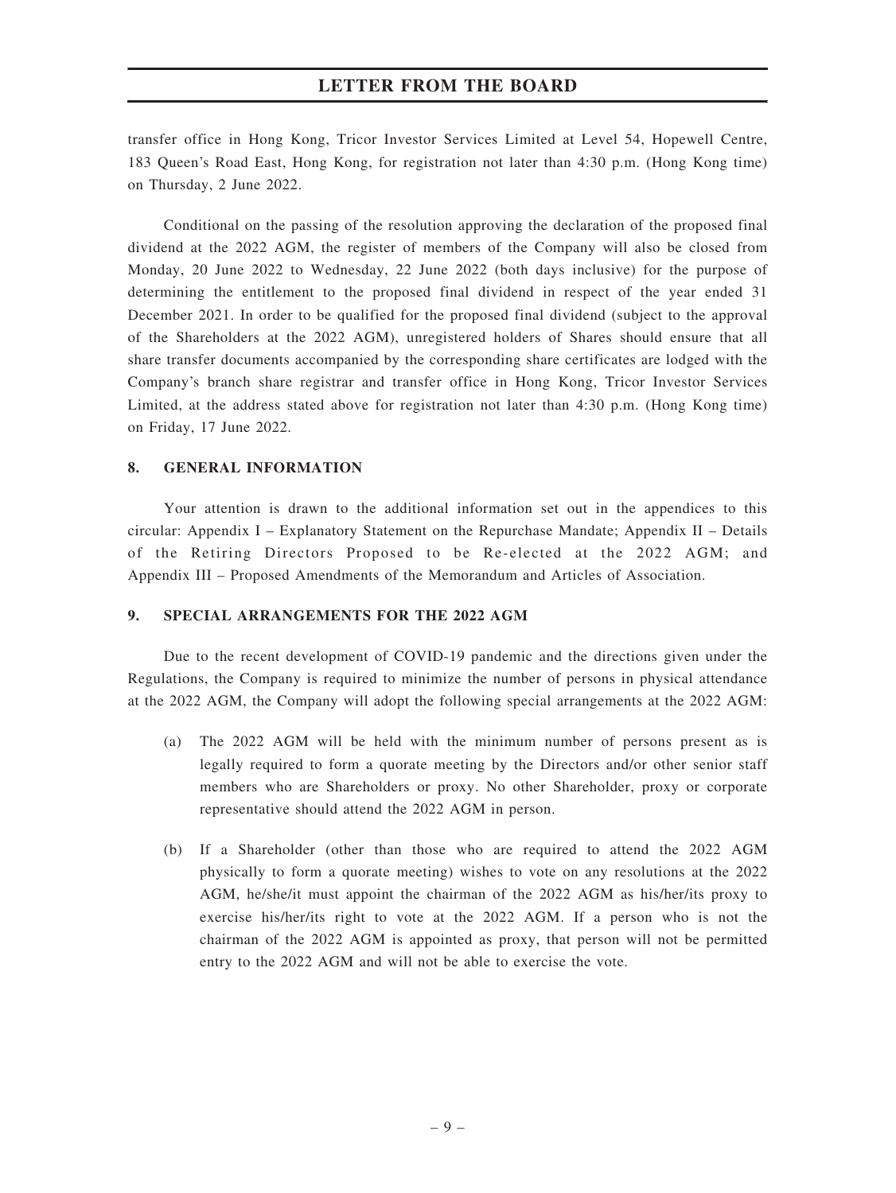transfer office in Hong Kong, Tricor Investor Services Limited at Level 54, Hopewell Centre, 183 Queen's Road East, Hong Kong, for registration not later than 4:30 p.m. (Hong Kong time) on Thursday, 2 June 2022.

Conditional on the passing of the resolution approving the declaration of the proposed final dividend at the 2022 AGM, the register of members of the Company will also be closed from Monday, 20 June 2022 to Wednesday, 22 June 2022 (both days inclusive) for the purpose of determining the entitlement to the proposed final dividend in respect of the year ended 31 December 2021. In order to be qualified for the proposed final dividend (subject to the approval of the Shareholders at the 2022 AGM), unregistered holders of Shares should ensure that all share transfer documents accompanied by the corresponding share certificates are lodged with the Company's branch share registrar and transfer office in Hong Kong, Tricor Investor Services Limited, at the address stated above for registration not later than 4:30 p.m. (Hong Kong time) on Friday, 17 June 2022.

## 8. GENERAL INFORMATION

Your attention is drawn to the additional information set out in the appendices to this circular: Appendix I – Explanatory Statement on the Repurchase Mandate; Appendix II – Details of the Retiring Directors Proposed to be Re-elected at the 2022 AGM; and Appendix III – Proposed Amendments of the Memorandum and Articles of Association.

## 9. SPECIAL ARRANGEMENTS FOR THE 2022 AGM

Due to the recent development of COVID-19 pandemic and the directions given under the Regulations, the Company is required to minimize the number of persons in physical attendance at the 2022 AGM, the Company will adopt the following special arrangements at the 2022 AGM:

(a) The 2022 AGM will be held with the minimum number of persons present as is legally required to form a quorate meeting by the Directors and/or other senior staff members who are Shareholders or proxy. No other Shareholder, proxy or corporate representative should attend the 2022 AGM in person.

(b) If a Shareholder (other than those who are required to attend the 2022 AGM physically to form a quorate meeting) wishes to vote on any resolutions at the 2022 AGM, he/she/it must appoint the chairman of the 2022 AGM as his/her/its proxy to exercise his/her/its right to vote at the 2022 AGM. If a person who is not the chairman of the 2022 AGM is appointed as proxy, that person will not be permitted entry to the 2022 AGM and will not be able to exercise the vote.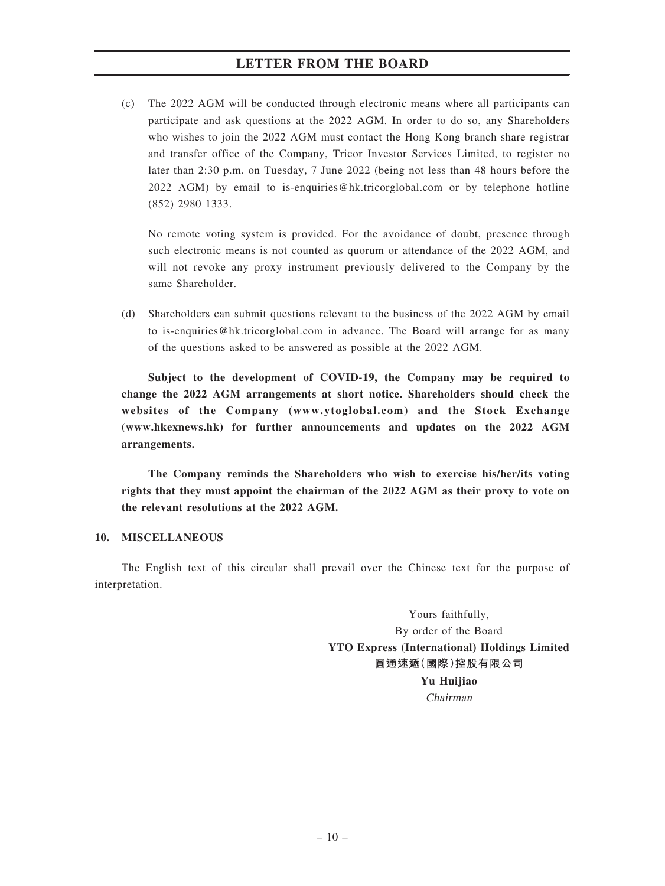(c) The 2022 AGM will be conducted through electronic means where all participants can participate and ask questions at the 2022 AGM. In order to do so, any Shareholders who wishes to join the 2022 AGM must contact the Hong Kong branch share registrar and transfer office of the Company, Tricor Investor Services Limited, to register no later than 2:30 p.m. on Tuesday, 7 June 2022 (being not less than 48 hours before the 2022 AGM) by email to is-enquiries@hk.tricorglobal.com or by telephone hotline (852) 2980 1333.

No remote voting system is provided. For the avoidance of doubt, presence through such electronic means is not counted as quorum or attendance of the 2022 AGM, and will not revoke any proxy instrument previously delivered to the Company by the same Shareholder.

(d) Shareholders can submit questions relevant to the business of the 2022 AGM by email to is-enquiries@hk.tricorglobal.com in advance. The Board will arrange for as many of the questions asked to be answered as possible at the 2022 AGM.

**Subject to the development of COVID-19, the Company may be required to change the 2022 AGM arrangements at short notice. Shareholders should check the websites of the Company (www.ytoglobal.com) and the Stock Exchange (www.hkexnews.hk) for further announcements and updates on the 2022 AGM arrangements.**

**The Company reminds the Shareholders who wish to exercise his/her/its voting rights that they must appoint the chairman of the 2022 AGM as their proxy to vote on the relevant resolutions at the 2022 AGM.**

## 10. MISCELLANEOUS

The English text of this circular shall prevail over the Chinese text for the purpose of interpretation.

Yours faithfully,
By order of the Board
**YTO Express (International) Holdings Limited**
**圓通速遞(國際)控股有限公司**
**Yu Huijiao**
*Chairman*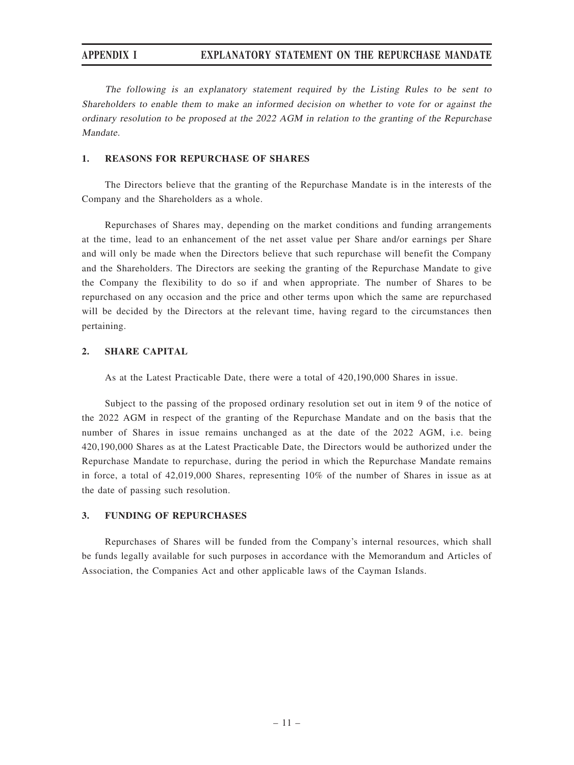*The following is an explanatory statement required by the Listing Rules to be sent to Shareholders to enable them to make an informed decision on whether to vote for or against the ordinary resolution to be proposed at the 2022 AGM in relation to the granting of the Repurchase Mandate.*

## 1. REASONS FOR REPURCHASE OF SHARES

The Directors believe that the granting of the Repurchase Mandate is in the interests of the Company and the Shareholders as a whole.

Repurchases of Shares may, depending on the market conditions and funding arrangements at the time, lead to an enhancement of the net asset value per Share and/or earnings per Share and will only be made when the Directors believe that such repurchase will benefit the Company and the Shareholders. The Directors are seeking the granting of the Repurchase Mandate to give the Company the flexibility to do so if and when appropriate. The number of Shares to be repurchased on any occasion and the price and other terms upon which the same are repurchased will be decided by the Directors at the relevant time, having regard to the circumstances then pertaining.

## 2. SHARE CAPITAL

As at the Latest Practicable Date, there were a total of 420,190,000 Shares in issue.

Subject to the passing of the proposed ordinary resolution set out in item 9 of the notice of the 2022 AGM in respect of the granting of the Repurchase Mandate and on the basis that the number of Shares in issue remains unchanged as at the date of the 2022 AGM, i.e. being 420,190,000 Shares as at the Latest Practicable Date, the Directors would be authorized under the Repurchase Mandate to repurchase, during the period in which the Repurchase Mandate remains in force, a total of 42,019,000 Shares, representing 10% of the number of Shares in issue as at the date of passing such resolution.

## 3. FUNDING OF REPURCHASES

Repurchases of Shares will be funded from the Company's internal resources, which shall be funds legally available for such purposes in accordance with the Memorandum and Articles of Association, the Companies Act and other applicable laws of the Cayman Islands.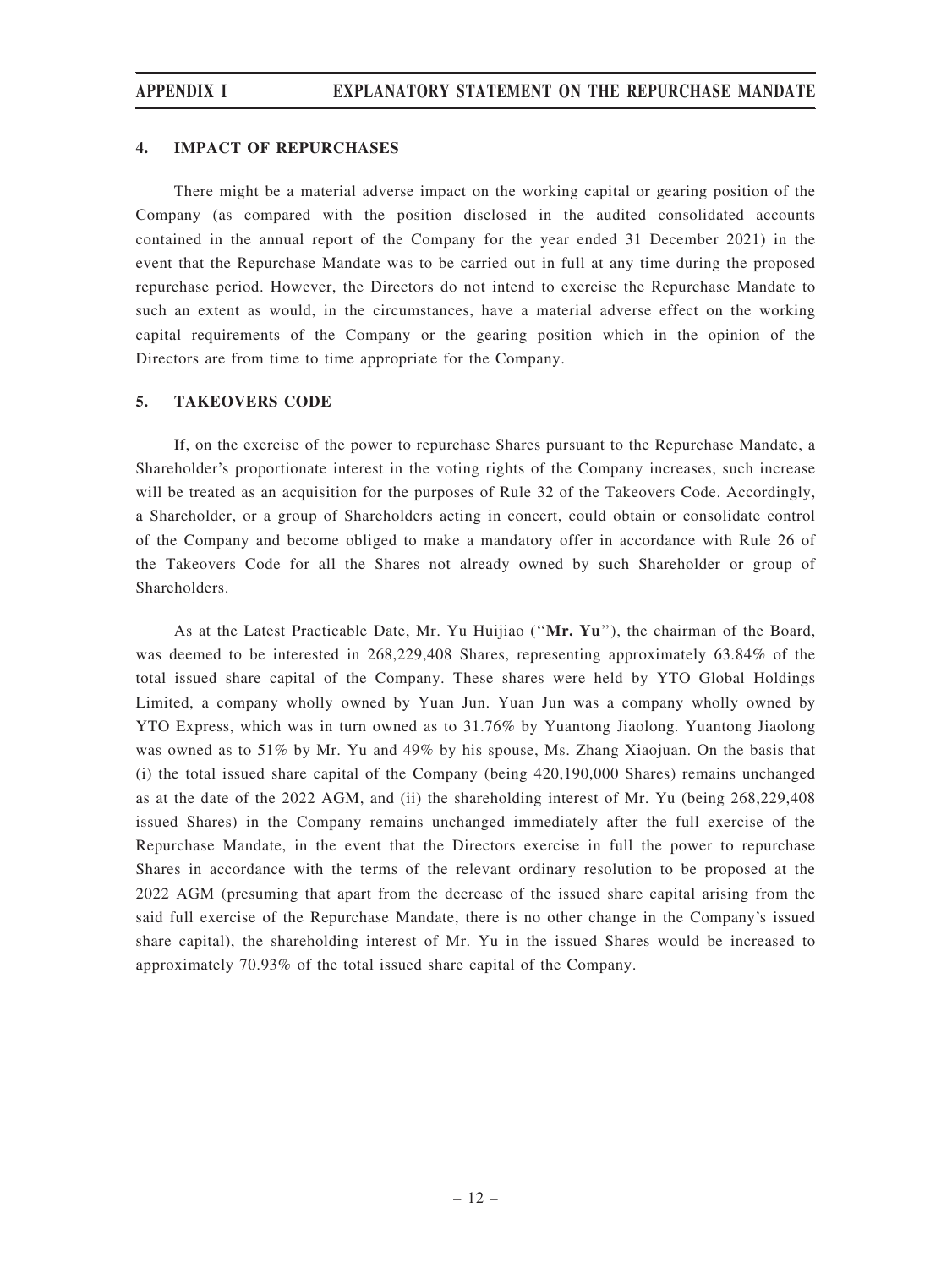### 4. IMPACT OF REPURCHASES

There might be a material adverse impact on the working capital or gearing position of the Company (as compared with the position disclosed in the audited consolidated accounts contained in the annual report of the Company for the year ended 31 December 2021) in the event that the Repurchase Mandate was to be carried out in full at any time during the proposed repurchase period. However, the Directors do not intend to exercise the Repurchase Mandate to such an extent as would, in the circumstances, have a material adverse effect on the working capital requirements of the Company or the gearing position which in the opinion of the Directors are from time to time appropriate for the Company.

### 5. TAKEOVERS CODE

If, on the exercise of the power to repurchase Shares pursuant to the Repurchase Mandate, a Shareholder's proportionate interest in the voting rights of the Company increases, such increase will be treated as an acquisition for the purposes of Rule 32 of the Takeovers Code. Accordingly, a Shareholder, or a group of Shareholders acting in concert, could obtain or consolidate control of the Company and become obliged to make a mandatory offer in accordance with Rule 26 of the Takeovers Code for all the Shares not already owned by such Shareholder or group of Shareholders.

As at the Latest Practicable Date, Mr. Yu Huijiao ("**Mr. Yu**"), the chairman of the Board, was deemed to be interested in 268,229,408 Shares, representing approximately 63.84% of the total issued share capital of the Company. These shares were held by YTO Global Holdings Limited, a company wholly owned by Yuan Jun. Yuan Jun was a company wholly owned by YTO Express, which was in turn owned as to 31.76% by Yuantong Jiaolong. Yuantong Jiaolong was owned as to 51% by Mr. Yu and 49% by his spouse, Ms. Zhang Xiaojuan. On the basis that (i) the total issued share capital of the Company (being 420,190,000 Shares) remains unchanged as at the date of the 2022 AGM, and (ii) the shareholding interest of Mr. Yu (being 268,229,408 issued Shares) in the Company remains unchanged immediately after the full exercise of the Repurchase Mandate, in the event that the Directors exercise in full the power to repurchase Shares in accordance with the terms of the relevant ordinary resolution to be proposed at the 2022 AGM (presuming that apart from the decrease of the issued share capital arising from the said full exercise of the Repurchase Mandate, there is no other change in the Company's issued share capital), the shareholding interest of Mr. Yu in the issued Shares would be increased to approximately 70.93% of the total issued share capital of the Company.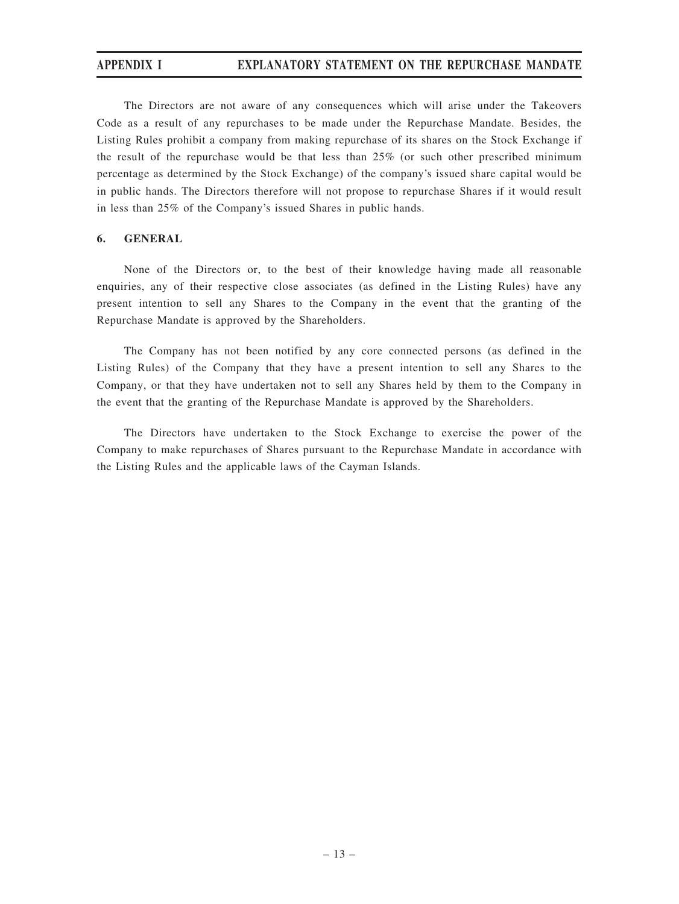The Directors are not aware of any consequences which will arise under the Takeovers Code as a result of any repurchases to be made under the Repurchase Mandate. Besides, the Listing Rules prohibit a company from making repurchase of its shares on the Stock Exchange if the result of the repurchase would be that less than 25% (or such other prescribed minimum percentage as determined by the Stock Exchange) of the company's issued share capital would be in public hands. The Directors therefore will not propose to repurchase Shares if it would result in less than 25% of the Company's issued Shares in public hands.

## 6. GENERAL

None of the Directors or, to the best of their knowledge having made all reasonable enquiries, any of their respective close associates (as defined in the Listing Rules) have any present intention to sell any Shares to the Company in the event that the granting of the Repurchase Mandate is approved by the Shareholders.

The Company has not been notified by any core connected persons (as defined in the Listing Rules) of the Company that they have a present intention to sell any Shares to the Company, or that they have undertaken not to sell any Shares held by them to the Company in the event that the granting of the Repurchase Mandate is approved by the Shareholders.

The Directors have undertaken to the Stock Exchange to exercise the power of the Company to make repurchases of Shares pursuant to the Repurchase Mandate in accordance with the Listing Rules and the applicable laws of the Cayman Islands.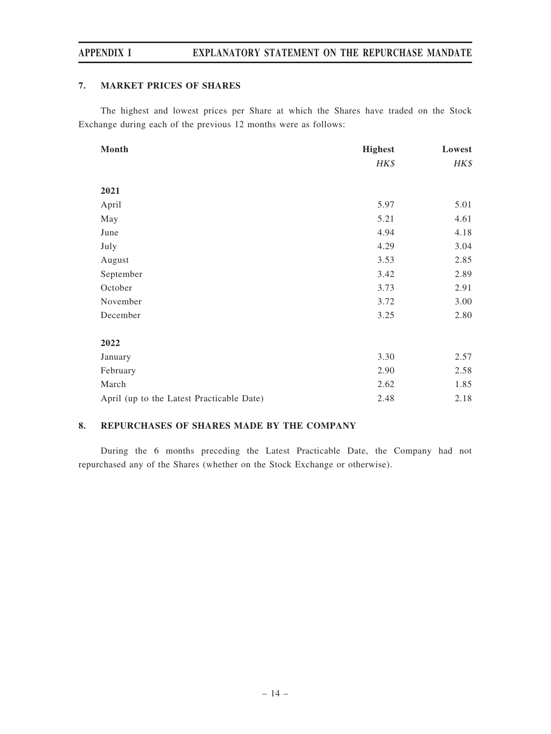## 7. MARKET PRICES OF SHARES

The highest and lowest prices per Share at which the Shares have traded on the Stock Exchange during each of the previous 12 months were as follows:

| Month | Highest | Lowest |
|---|---|---|
| | *HK$* | *HK$* |
| **2021** | | |
| April | 5.97 | 5.01 |
| May | 5.21 | 4.61 |
| June | 4.94 | 4.18 |
| July | 4.29 | 3.04 |
| August | 3.53 | 2.85 |
| September | 3.42 | 2.89 |
| October | 3.73 | 2.91 |
| November | 3.72 | 3.00 |
| December | 3.25 | 2.80 |
| **2022** | | |
| January | 3.30 | 2.57 |
| February | 2.90 | 2.58 |
| March | 2.62 | 1.85 |
| April (up to the Latest Practicable Date) | 2.48 | 2.18 |

## 8. REPURCHASES OF SHARES MADE BY THE COMPANY

During the 6 months preceding the Latest Practicable Date, the Company had not repurchased any of the Shares (whether on the Stock Exchange or otherwise).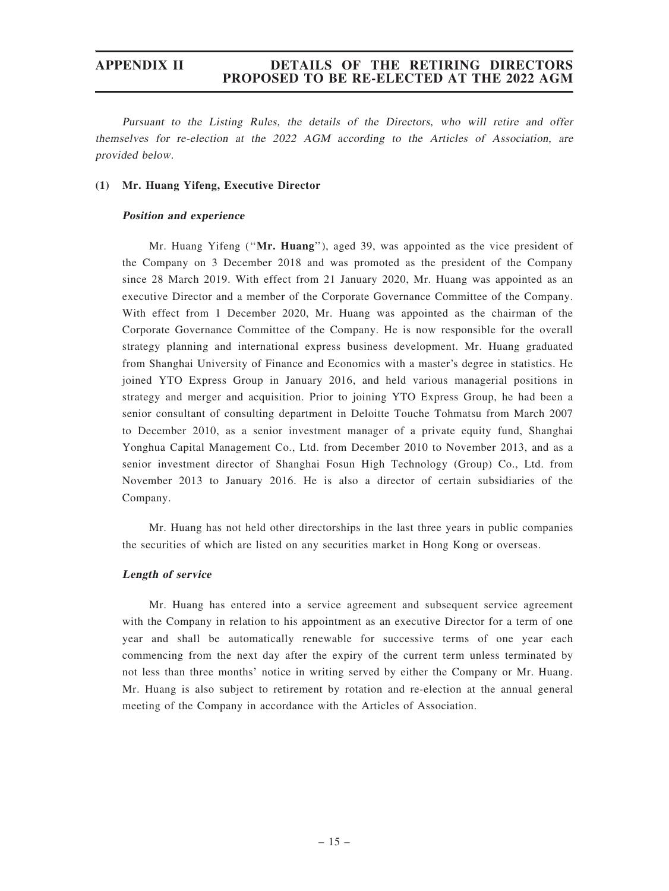*Pursuant to the Listing Rules, the details of the Directors, who will retire and offer themselves for re-election at the 2022 AGM according to the Articles of Association, are provided below.*

**(1) Mr. Huang Yifeng, Executive Director**

***Position and experience***

Mr. Huang Yifeng ("**Mr. Huang**"), aged 39, was appointed as the vice president of the Company on 3 December 2018 and was promoted as the president of the Company since 28 March 2019. With effect from 21 January 2020, Mr. Huang was appointed as an executive Director and a member of the Corporate Governance Committee of the Company. With effect from 1 December 2020, Mr. Huang was appointed as the chairman of the Corporate Governance Committee of the Company. He is now responsible for the overall strategy planning and international express business development. Mr. Huang graduated from Shanghai University of Finance and Economics with a master's degree in statistics. He joined YTO Express Group in January 2016, and held various managerial positions in strategy and merger and acquisition. Prior to joining YTO Express Group, he had been a senior consultant of consulting department in Deloitte Touche Tohmatsu from March 2007 to December 2010, as a senior investment manager of a private equity fund, Shanghai Yonghua Capital Management Co., Ltd. from December 2010 to November 2013, and as a senior investment director of Shanghai Fosun High Technology (Group) Co., Ltd. from November 2013 to January 2016. He is also a director of certain subsidiaries of the Company.

Mr. Huang has not held other directorships in the last three years in public companies the securities of which are listed on any securities market in Hong Kong or overseas.

***Length of service***

Mr. Huang has entered into a service agreement and subsequent service agreement with the Company in relation to his appointment as an executive Director for a term of one year and shall be automatically renewable for successive terms of one year each commencing from the next day after the expiry of the current term unless terminated by not less than three months' notice in writing served by either the Company or Mr. Huang. Mr. Huang is also subject to retirement by rotation and re-election at the annual general meeting of the Company in accordance with the Articles of Association.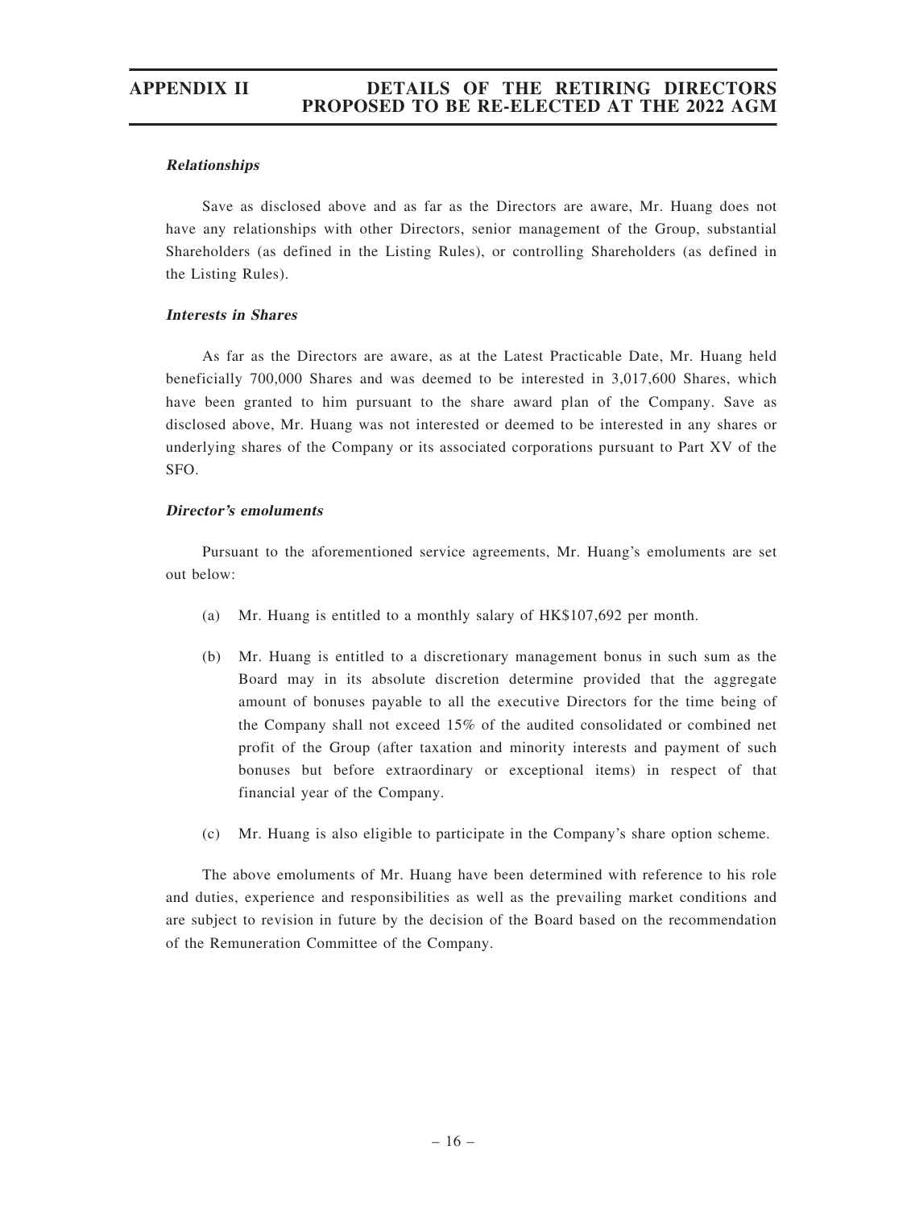***Relationships***

Save as disclosed above and as far as the Directors are aware, Mr. Huang does not have any relationships with other Directors, senior management of the Group, substantial Shareholders (as defined in the Listing Rules), or controlling Shareholders (as defined in the Listing Rules).

***Interests in Shares***

As far as the Directors are aware, as at the Latest Practicable Date, Mr. Huang held beneficially 700,000 Shares and was deemed to be interested in 3,017,600 Shares, which have been granted to him pursuant to the share award plan of the Company. Save as disclosed above, Mr. Huang was not interested or deemed to be interested in any shares or underlying shares of the Company or its associated corporations pursuant to Part XV of the SFO.

***Director's emoluments***

Pursuant to the aforementioned service agreements, Mr. Huang's emoluments are set out below:

(a) Mr. Huang is entitled to a monthly salary of HK$107,692 per month.

(b) Mr. Huang is entitled to a discretionary management bonus in such sum as the Board may in its absolute discretion determine provided that the aggregate amount of bonuses payable to all the executive Directors for the time being of the Company shall not exceed 15% of the audited consolidated or combined net profit of the Group (after taxation and minority interests and payment of such bonuses but before extraordinary or exceptional items) in respect of that financial year of the Company.

(c) Mr. Huang is also eligible to participate in the Company's share option scheme.

The above emoluments of Mr. Huang have been determined with reference to his role and duties, experience and responsibilities as well as the prevailing market conditions and are subject to revision in future by the decision of the Board based on the recommendation of the Remuneration Committee of the Company.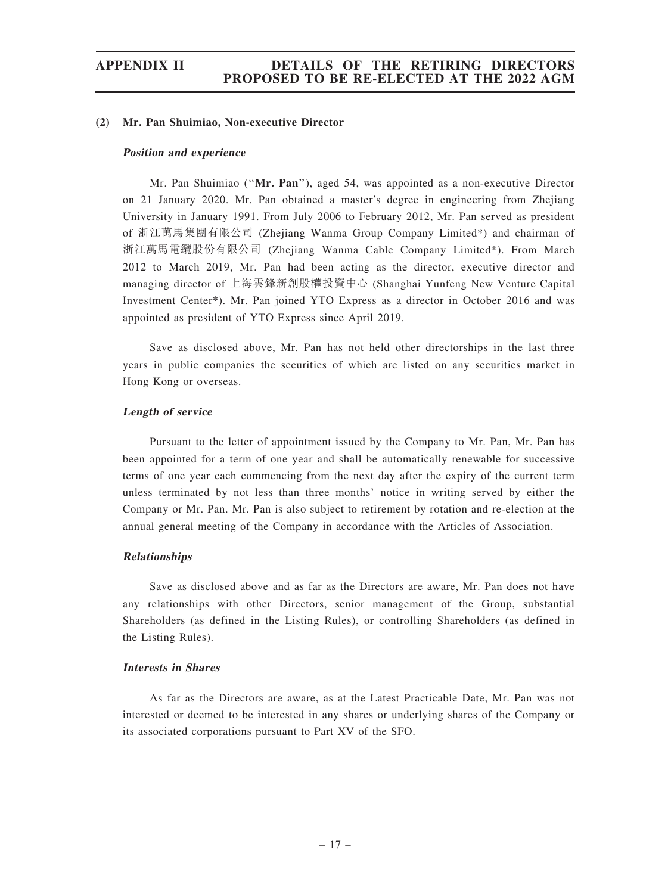### (2) Mr. Pan Shuimiao, Non-executive Director

#### *Position and experience*

Mr. Pan Shuimiao ("**Mr. Pan**"), aged 54, was appointed as a non-executive Director on 21 January 2020. Mr. Pan obtained a master's degree in engineering from Zhejiang University in January 1991. From July 2006 to February 2012, Mr. Pan served as president of 浙江萬馬集團有限公司 (Zhejiang Wanma Group Company Limited*) and chairman of 浙江萬馬電纜股份有限公司 (Zhejiang Wanma Cable Company Limited*). From March 2012 to March 2019, Mr. Pan had been acting as the director, executive director and managing director of 上海雲鋒新創股權投資中心 (Shanghai Yunfeng New Venture Capital Investment Center*). Mr. Pan joined YTO Express as a director in October 2016 and was appointed as president of YTO Express since April 2019.

Save as disclosed above, Mr. Pan has not held other directorships in the last three years in public companies the securities of which are listed on any securities market in Hong Kong or overseas.

#### *Length of service*

Pursuant to the letter of appointment issued by the Company to Mr. Pan, Mr. Pan has been appointed for a term of one year and shall be automatically renewable for successive terms of one year each commencing from the next day after the expiry of the current term unless terminated by not less than three months' notice in writing served by either the Company or Mr. Pan. Mr. Pan is also subject to retirement by rotation and re-election at the annual general meeting of the Company in accordance with the Articles of Association.

#### *Relationships*

Save as disclosed above and as far as the Directors are aware, Mr. Pan does not have any relationships with other Directors, senior management of the Group, substantial Shareholders (as defined in the Listing Rules), or controlling Shareholders (as defined in the Listing Rules).

#### *Interests in Shares*

As far as the Directors are aware, as at the Latest Practicable Date, Mr. Pan was not interested or deemed to be interested in any shares or underlying shares of the Company or its associated corporations pursuant to Part XV of the SFO.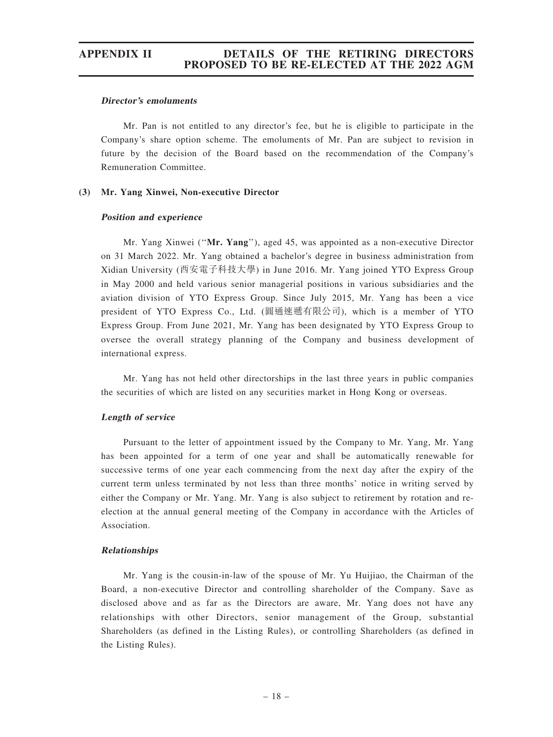***Director's emoluments***

Mr. Pan is not entitled to any director's fee, but he is eligible to participate in the Company's share option scheme. The emoluments of Mr. Pan are subject to revision in future by the decision of the Board based on the recommendation of the Company's Remuneration Committee.

**(3) Mr. Yang Xinwei, Non-executive Director**

***Position and experience***

Mr. Yang Xinwei (''**Mr. Yang**''), aged 45, was appointed as a non-executive Director on 31 March 2022. Mr. Yang obtained a bachelor's degree in business administration from Xidian University (西安電子科技大學) in June 2016. Mr. Yang joined YTO Express Group in May 2000 and held various senior managerial positions in various subsidiaries and the aviation division of YTO Express Group. Since July 2015, Mr. Yang has been a vice president of YTO Express Co., Ltd. (圓通速遞有限公司), which is a member of YTO Express Group. From June 2021, Mr. Yang has been designated by YTO Express Group to oversee the overall strategy planning of the Company and business development of international express.

Mr. Yang has not held other directorships in the last three years in public companies the securities of which are listed on any securities market in Hong Kong or overseas.

***Length of service***

Pursuant to the letter of appointment issued by the Company to Mr. Yang, Mr. Yang has been appointed for a term of one year and shall be automatically renewable for successive terms of one year each commencing from the next day after the expiry of the current term unless terminated by not less than three months' notice in writing served by either the Company or Mr. Yang. Mr. Yang is also subject to retirement by rotation and re-election at the annual general meeting of the Company in accordance with the Articles of Association.

***Relationships***

Mr. Yang is the cousin-in-law of the spouse of Mr. Yu Huijiao, the Chairman of the Board, a non-executive Director and controlling shareholder of the Company. Save as disclosed above and as far as the Directors are aware, Mr. Yang does not have any relationships with other Directors, senior management of the Group, substantial Shareholders (as defined in the Listing Rules), or controlling Shareholders (as defined in the Listing Rules).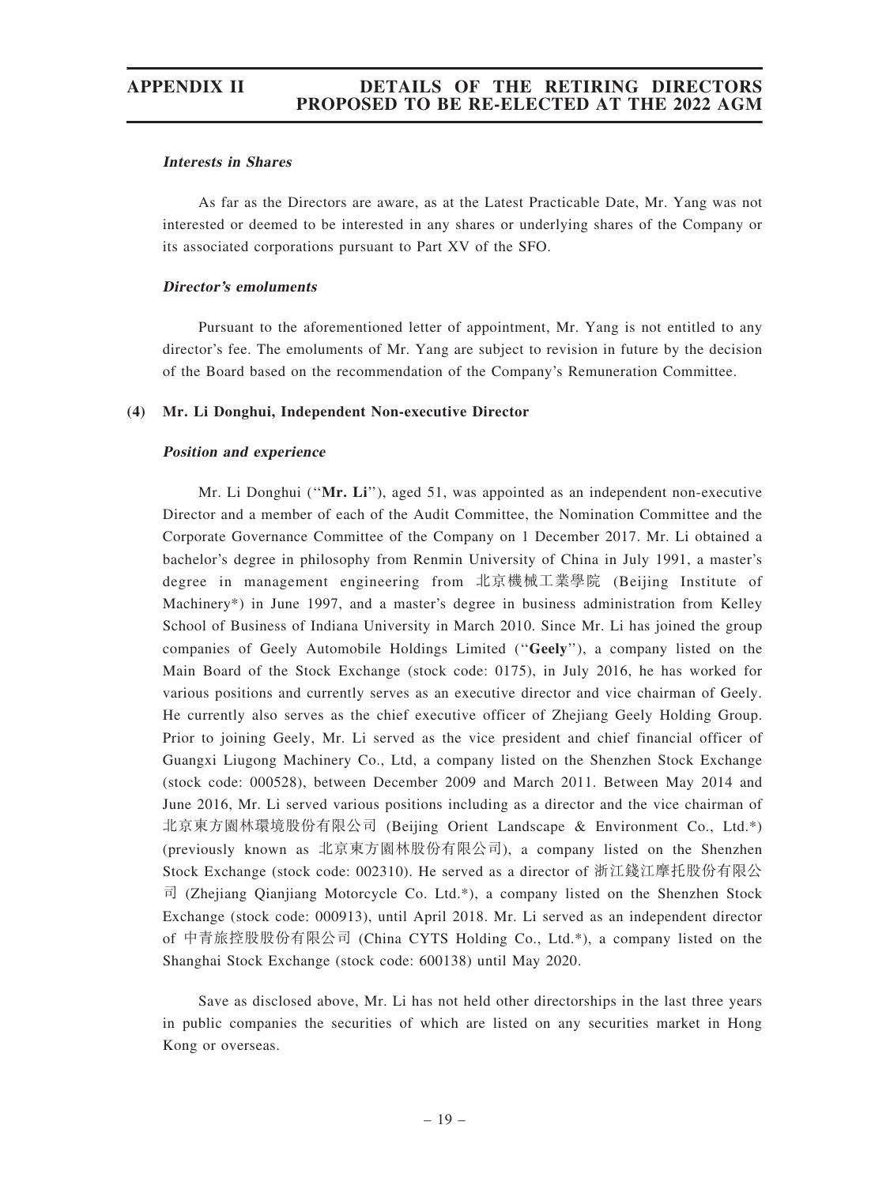**_Interests in Shares_**

As far as the Directors are aware, as at the Latest Practicable Date, Mr. Yang was not interested or deemed to be interested in any shares or underlying shares of the Company or its associated corporations pursuant to Part XV of the SFO.

**_Director's emoluments_**

Pursuant to the aforementioned letter of appointment, Mr. Yang is not entitled to any director's fee. The emoluments of Mr. Yang are subject to revision in future by the decision of the Board based on the recommendation of the Company's Remuneration Committee.

**(4) Mr. Li Donghui, Independent Non-executive Director**

**_Position and experience_**

Mr. Li Donghui (''**Mr. Li**''), aged 51, was appointed as an independent non-executive Director and a member of each of the Audit Committee, the Nomination Committee and the Corporate Governance Committee of the Company on 1 December 2017. Mr. Li obtained a bachelor's degree in philosophy from Renmin University of China in July 1991, a master's degree in management engineering from 北京機械工業學院 (Beijing Institute of Machinery*) in June 1997, and a master's degree in business administration from Kelley School of Business of Indiana University in March 2010. Since Mr. Li has joined the group companies of Geely Automobile Holdings Limited (''**Geely**''), a company listed on the Main Board of the Stock Exchange (stock code: 0175), in July 2016, he has worked for various positions and currently serves as an executive director and vice chairman of Geely. He currently also serves as the chief executive officer of Zhejiang Geely Holding Group. Prior to joining Geely, Mr. Li served as the vice president and chief financial officer of Guangxi Liugong Machinery Co., Ltd, a company listed on the Shenzhen Stock Exchange (stock code: 000528), between December 2009 and March 2011. Between May 2014 and June 2016, Mr. Li served various positions including as a director and the vice chairman of 北京東方園林環境股份有限公司 (Beijing Orient Landscape & Environment Co., Ltd.*) (previously known as 北京東方園林股份有限公司), a company listed on the Shenzhen Stock Exchange (stock code: 002310). He served as a director of 浙江錢江摩托股份有限公司 (Zhejiang Qianjiang Motorcycle Co. Ltd.*), a company listed on the Shenzhen Stock Exchange (stock code: 000913), until April 2018. Mr. Li served as an independent director of 中青旅控股股份有限公司 (China CYTS Holding Co., Ltd.*), a company listed on the Shanghai Stock Exchange (stock code: 600138) until May 2020.

Save as disclosed above, Mr. Li has not held other directorships in the last three years in public companies the securities of which are listed on any securities market in Hong Kong or overseas.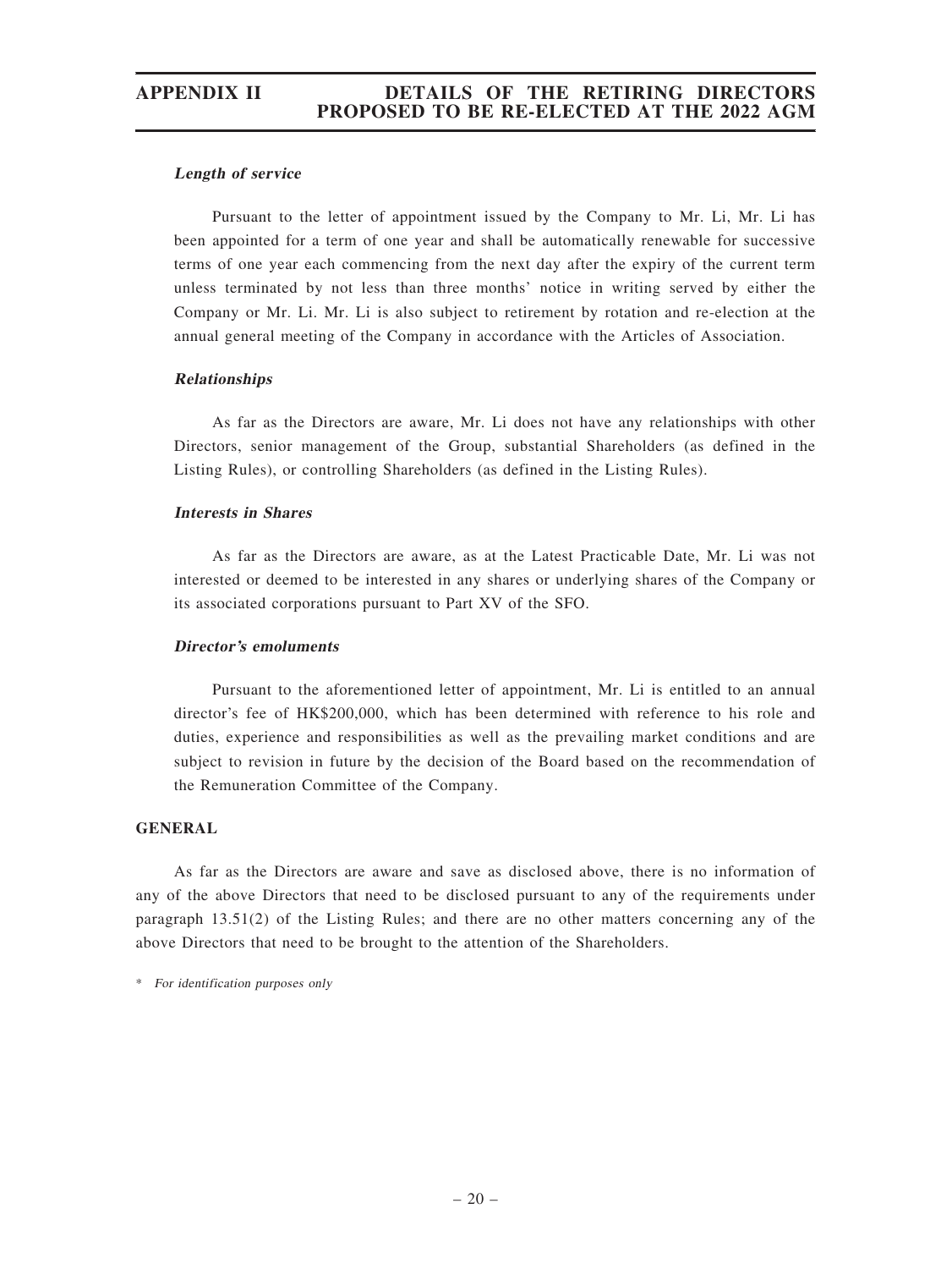***Length of service***

Pursuant to the letter of appointment issued by the Company to Mr. Li, Mr. Li has been appointed for a term of one year and shall be automatically renewable for successive terms of one year each commencing from the next day after the expiry of the current term unless terminated by not less than three months' notice in writing served by either the Company or Mr. Li. Mr. Li is also subject to retirement by rotation and re-election at the annual general meeting of the Company in accordance with the Articles of Association.

***Relationships***

As far as the Directors are aware, Mr. Li does not have any relationships with other Directors, senior management of the Group, substantial Shareholders (as defined in the Listing Rules), or controlling Shareholders (as defined in the Listing Rules).

***Interests in Shares***

As far as the Directors are aware, as at the Latest Practicable Date, Mr. Li was not interested or deemed to be interested in any shares or underlying shares of the Company or its associated corporations pursuant to Part XV of the SFO.

***Director's emoluments***

Pursuant to the aforementioned letter of appointment, Mr. Li is entitled to an annual director's fee of HK$200,000, which has been determined with reference to his role and duties, experience and responsibilities as well as the prevailing market conditions and are subject to revision in future by the decision of the Board based on the recommendation of the Remuneration Committee of the Company.

**GENERAL**

As far as the Directors are aware and save as disclosed above, there is no information of any of the above Directors that need to be disclosed pursuant to any of the requirements under paragraph 13.51(2) of the Listing Rules; and there are no other matters concerning any of the above Directors that need to be brought to the attention of the Shareholders.

\* *For identification purposes only*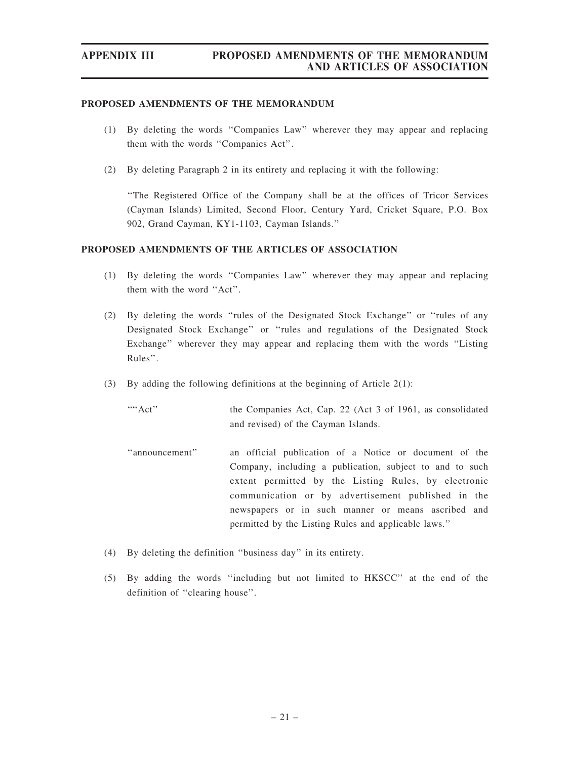#### PROPOSED AMENDMENTS OF THE MEMORANDUM

(1) By deleting the words ''Companies Law'' wherever they may appear and replacing them with the words ''Companies Act''.

(2) By deleting Paragraph 2 in its entirety and replacing it with the following:

''The Registered Office of the Company shall be at the offices of Tricor Services (Cayman Islands) Limited, Second Floor, Century Yard, Cricket Square, P.O. Box 902, Grand Cayman, KY1-1103, Cayman Islands.''

#### PROPOSED AMENDMENTS OF THE ARTICLES OF ASSOCIATION

(1) By deleting the words ''Companies Law'' wherever they may appear and replacing them with the word ''Act''.

(2) By deleting the words ''rules of the Designated Stock Exchange'' or ''rules of any Designated Stock Exchange'' or ''rules and regulations of the Designated Stock Exchange'' wherever they may appear and replacing them with the words ''Listing Rules''.

(3) By adding the following definitions at the beginning of Article 2(1):

| | |
|---|---|
| ''''Act'' | the Companies Act, Cap. 22 (Act 3 of 1961, as consolidated and revised) of the Cayman Islands. |
| ''announcement'' | an official publication of a Notice or document of the Company, including a publication, subject to and to such extent permitted by the Listing Rules, by electronic communication or by advertisement published in the newspapers or in such manner or means ascribed and permitted by the Listing Rules and applicable laws.'' |

(4) By deleting the definition ''business day'' in its entirety.

(5) By adding the words ''including but not limited to HKSCC'' at the end of the definition of ''clearing house''.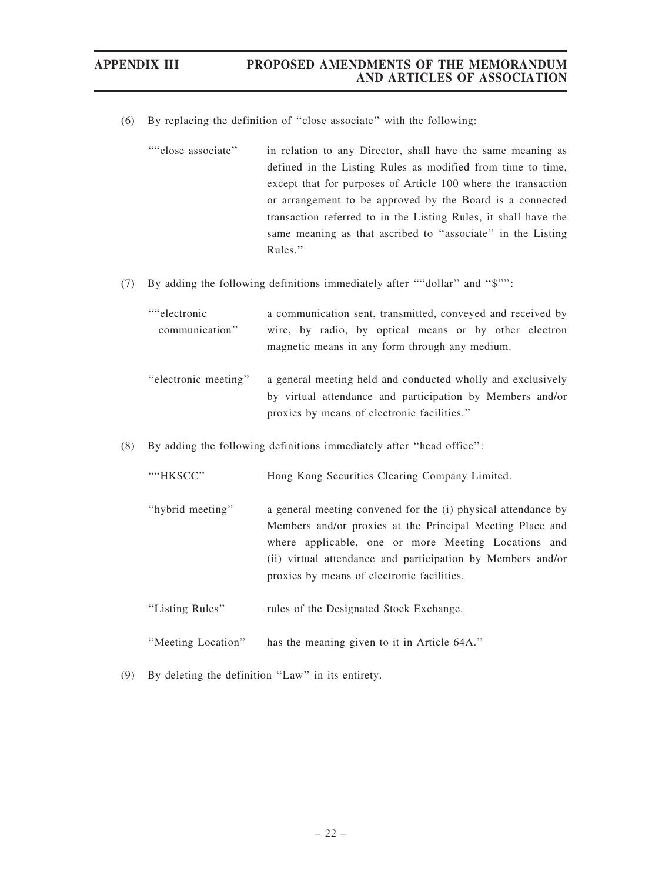(6) By replacing the definition of "close associate" with the following:

| | |
|---|---|
| ""close associate" | in relation to any Director, shall have the same meaning as defined in the Listing Rules as modified from time to time, except that for purposes of Article 100 where the transaction or arrangement to be approved by the Board is a connected transaction referred to in the Listing Rules, it shall have the same meaning as that ascribed to "associate" in the Listing Rules." |

(7) By adding the following definitions immediately after ""dollar" and "$"":

| | |
|---|---|
| ""electronic communication" | a communication sent, transmitted, conveyed and received by wire, by radio, by optical means or by other electron magnetic means in any form through any medium. |
| "electronic meeting" | a general meeting held and conducted wholly and exclusively by virtual attendance and participation by Members and/or proxies by means of electronic facilities." |

(8) By adding the following definitions immediately after "head office":

| | |
|---|---|
| ""HKSCC" | Hong Kong Securities Clearing Company Limited. |
| "hybrid meeting" | a general meeting convened for the (i) physical attendance by Members and/or proxies at the Principal Meeting Place and where applicable, one or more Meeting Locations and (ii) virtual attendance and participation by Members and/or proxies by means of electronic facilities. |
| "Listing Rules" | rules of the Designated Stock Exchange. |
| "Meeting Location" | has the meaning given to it in Article 64A." |

(9) By deleting the definition "Law" in its entirety.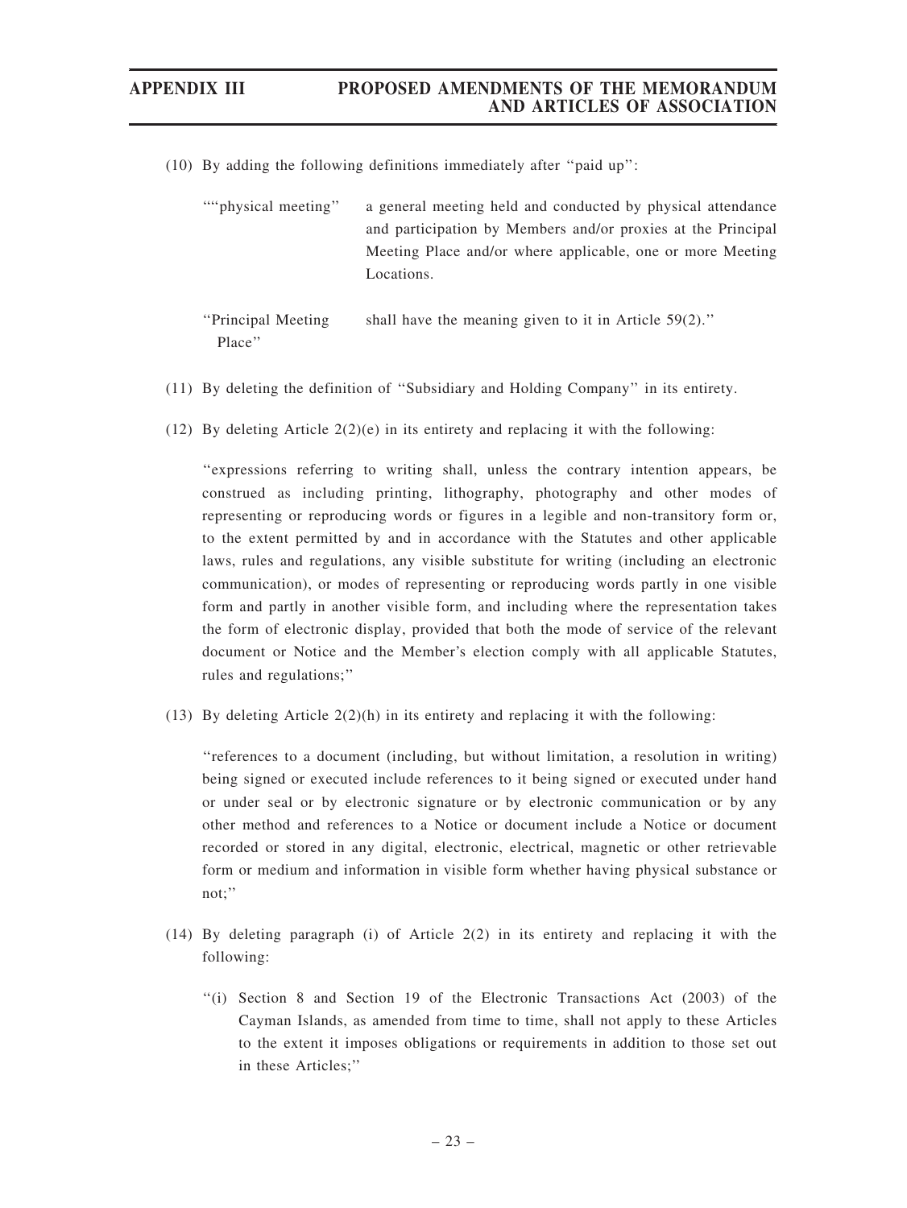(10) By adding the following definitions immediately after "paid up":

| | |
|---|---|
| ""physical meeting" | a general meeting held and conducted by physical attendance and participation by Members and/or proxies at the Principal Meeting Place and/or where applicable, one or more Meeting Locations. |
| "Principal Meeting Place" | shall have the meaning given to it in Article 59(2)." |

(11) By deleting the definition of "Subsidiary and Holding Company" in its entirety.

(12) By deleting Article 2(2)(e) in its entirety and replacing it with the following:

"expressions referring to writing shall, unless the contrary intention appears, be construed as including printing, lithography, photography and other modes of representing or reproducing words or figures in a legible and non-transitory form or, to the extent permitted by and in accordance with the Statutes and other applicable laws, rules and regulations, any visible substitute for writing (including an electronic communication), or modes of representing or reproducing words partly in one visible form and partly in another visible form, and including where the representation takes the form of electronic display, provided that both the mode of service of the relevant document or Notice and the Member's election comply with all applicable Statutes, rules and regulations;"

(13) By deleting Article 2(2)(h) in its entirety and replacing it with the following:

"references to a document (including, but without limitation, a resolution in writing) being signed or executed include references to it being signed or executed under hand or under seal or by electronic signature or by electronic communication or by any other method and references to a Notice or document include a Notice or document recorded or stored in any digital, electronic, electrical, magnetic or other retrievable form or medium and information in visible form whether having physical substance or not;"

(14) By deleting paragraph (i) of Article 2(2) in its entirety and replacing it with the following:

"(i) Section 8 and Section 19 of the Electronic Transactions Act (2003) of the Cayman Islands, as amended from time to time, shall not apply to these Articles to the extent it imposes obligations or requirements in addition to those set out in these Articles;"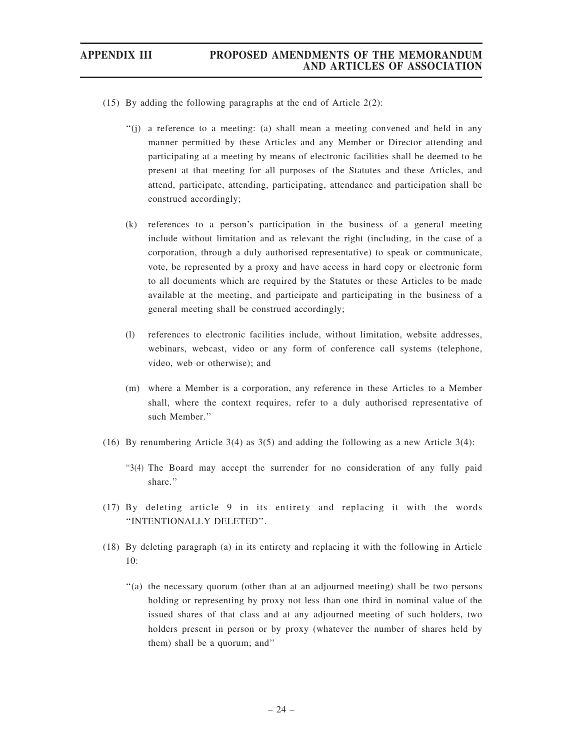(15) By adding the following paragraphs at the end of Article 2(2):

"(j) a reference to a meeting: (a) shall mean a meeting convened and held in any manner permitted by these Articles and any Member or Director attending and participating at a meeting by means of electronic facilities shall be deemed to be present at that meeting for all purposes of the Statutes and these Articles, and attend, participate, attending, participating, attendance and participation shall be construed accordingly;

(k) references to a person's participation in the business of a general meeting include without limitation and as relevant the right (including, in the case of a corporation, through a duly authorised representative) to speak or communicate, vote, be represented by a proxy and have access in hard copy or electronic form to all documents which are required by the Statutes or these Articles to be made available at the meeting, and participate and participating in the business of a general meeting shall be construed accordingly;

(l) references to electronic facilities include, without limitation, website addresses, webinars, webcast, video or any form of conference call systems (telephone, video, web or otherwise); and

(m) where a Member is a corporation, any reference in these Articles to a Member shall, where the context requires, refer to a duly authorised representative of such Member."

(16) By renumbering Article 3(4) as 3(5) and adding the following as a new Article 3(4):

"3(4) The Board may accept the surrender for no consideration of any fully paid share."

(17) By deleting article 9 in its entirety and replacing it with the words "INTENTIONALLY DELETED".

(18) By deleting paragraph (a) in its entirety and replacing it with the following in Article 10:

"(a) the necessary quorum (other than at an adjourned meeting) shall be two persons holding or representing by proxy not less than one third in nominal value of the issued shares of that class and at any adjourned meeting of such holders, two holders present in person or by proxy (whatever the number of shares held by them) shall be a quorum; and"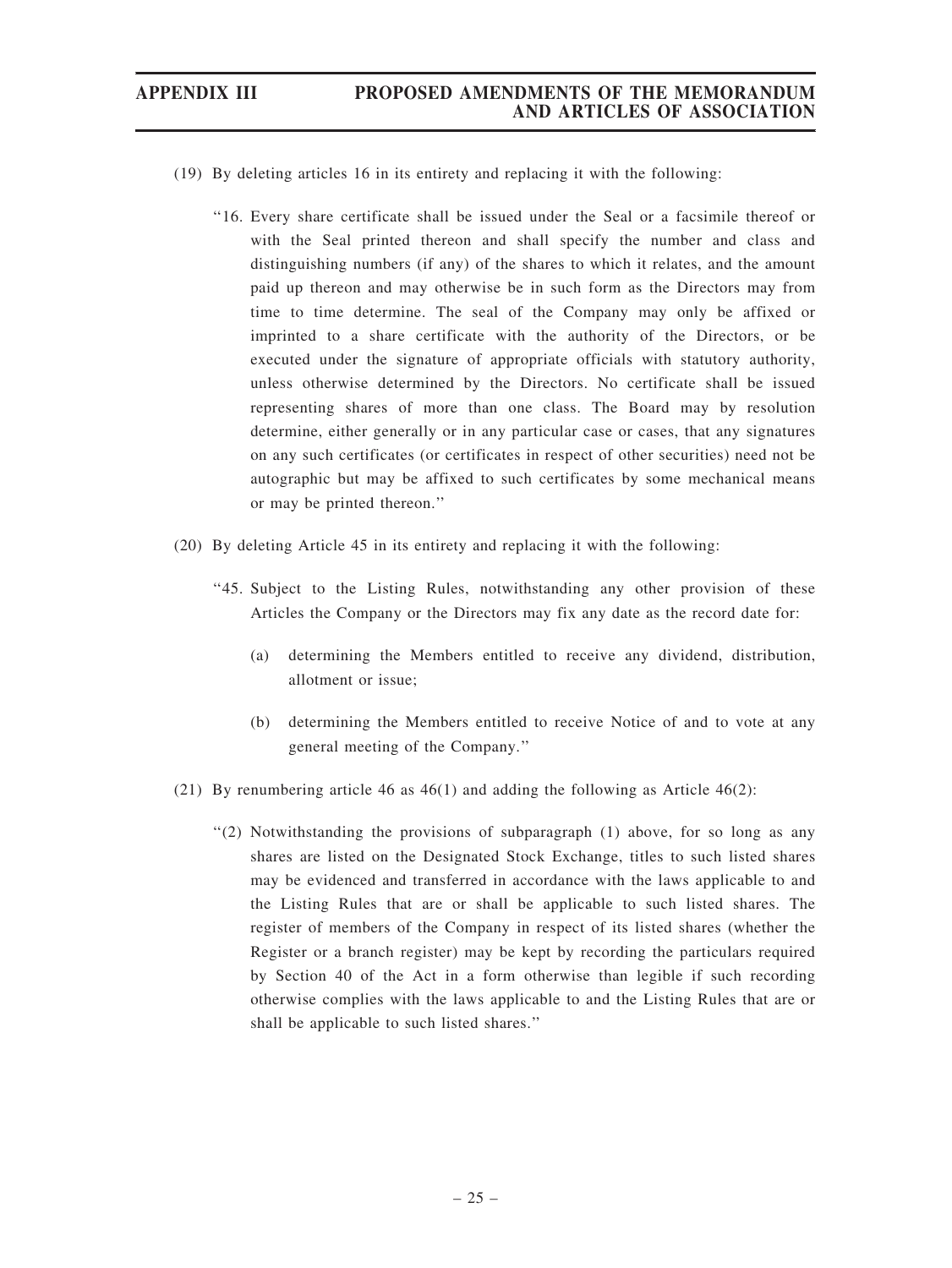(19) By deleting articles 16 in its entirety and replacing it with the following:

"16. Every share certificate shall be issued under the Seal or a facsimile thereof or with the Seal printed thereon and shall specify the number and class and distinguishing numbers (if any) of the shares to which it relates, and the amount paid up thereon and may otherwise be in such form as the Directors may from time to time determine. The seal of the Company may only be affixed or imprinted to a share certificate with the authority of the Directors, or be executed under the signature of appropriate officials with statutory authority, unless otherwise determined by the Directors. No certificate shall be issued representing shares of more than one class. The Board may by resolution determine, either generally or in any particular case or cases, that any signatures on any such certificates (or certificates in respect of other securities) need not be autographic but may be affixed to such certificates by some mechanical means or may be printed thereon."

(20) By deleting Article 45 in its entirety and replacing it with the following:

"45. Subject to the Listing Rules, notwithstanding any other provision of these Articles the Company or the Directors may fix any date as the record date for:

(a) determining the Members entitled to receive any dividend, distribution, allotment or issue;

(b) determining the Members entitled to receive Notice of and to vote at any general meeting of the Company."

(21) By renumbering article 46 as 46(1) and adding the following as Article 46(2):

"(2) Notwithstanding the provisions of subparagraph (1) above, for so long as any shares are listed on the Designated Stock Exchange, titles to such listed shares may be evidenced and transferred in accordance with the laws applicable to and the Listing Rules that are or shall be applicable to such listed shares. The register of members of the Company in respect of its listed shares (whether the Register or a branch register) may be kept by recording the particulars required by Section 40 of the Act in a form otherwise than legible if such recording otherwise complies with the laws applicable to and the Listing Rules that are or shall be applicable to such listed shares."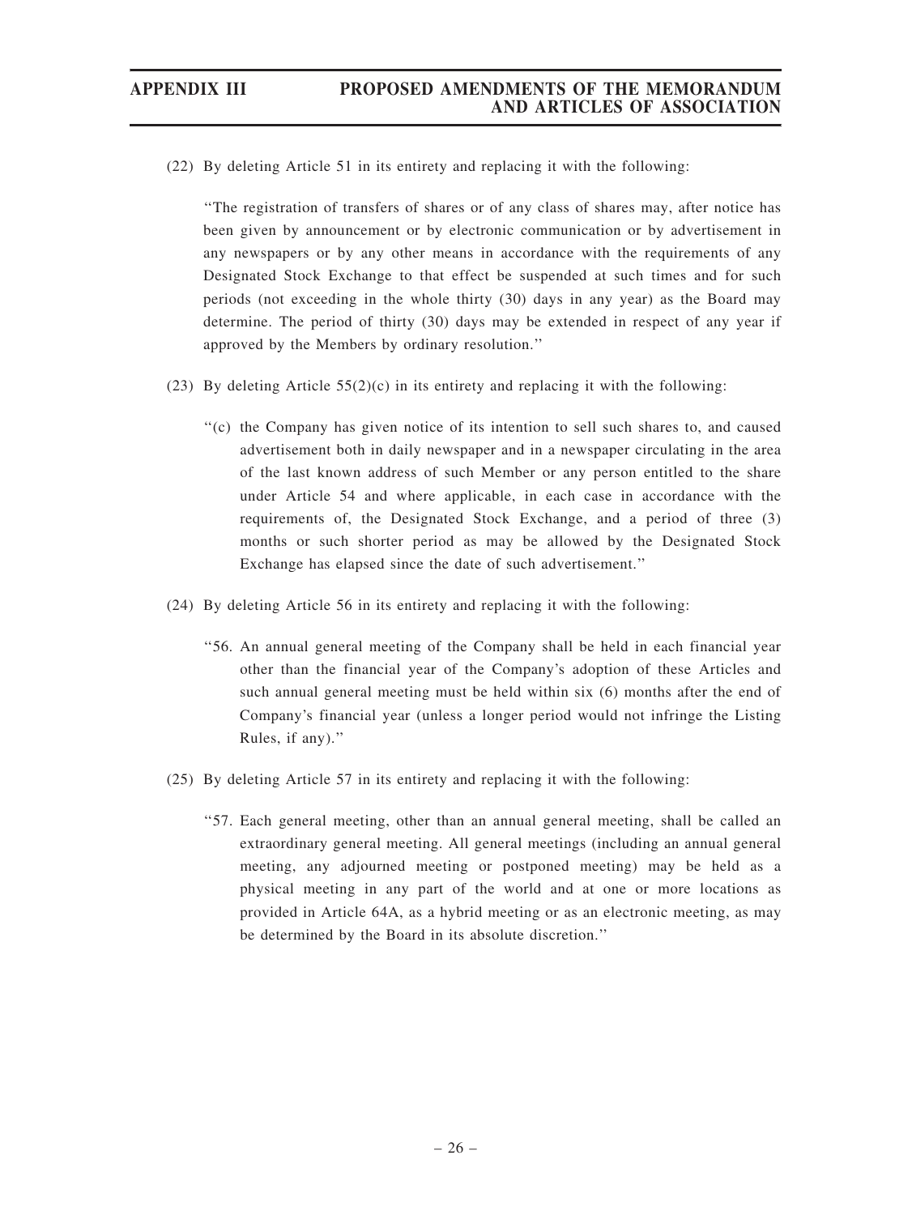(22) By deleting Article 51 in its entirety and replacing it with the following:

> "The registration of transfers of shares or of any class of shares may, after notice has been given by announcement or by electronic communication or by advertisement in any newspapers or by any other means in accordance with the requirements of any Designated Stock Exchange to that effect be suspended at such times and for such periods (not exceeding in the whole thirty (30) days in any year) as the Board may determine. The period of thirty (30) days may be extended in respect of any year if approved by the Members by ordinary resolution."

(23) By deleting Article 55(2)(c) in its entirety and replacing it with the following:

> "(c) the Company has given notice of its intention to sell such shares to, and caused advertisement both in daily newspaper and in a newspaper circulating in the area of the last known address of such Member or any person entitled to the share under Article 54 and where applicable, in each case in accordance with the requirements of, the Designated Stock Exchange, and a period of three (3) months or such shorter period as may be allowed by the Designated Stock Exchange has elapsed since the date of such advertisement."

(24) By deleting Article 56 in its entirety and replacing it with the following:

> "56. An annual general meeting of the Company shall be held in each financial year other than the financial year of the Company's adoption of these Articles and such annual general meeting must be held within six (6) months after the end of Company's financial year (unless a longer period would not infringe the Listing Rules, if any)."

(25) By deleting Article 57 in its entirety and replacing it with the following:

> "57. Each general meeting, other than an annual general meeting, shall be called an extraordinary general meeting. All general meetings (including an annual general meeting, any adjourned meeting or postponed meeting) may be held as a physical meeting in any part of the world and at one or more locations as provided in Article 64A, as a hybrid meeting or as an electronic meeting, as may be determined by the Board in its absolute discretion."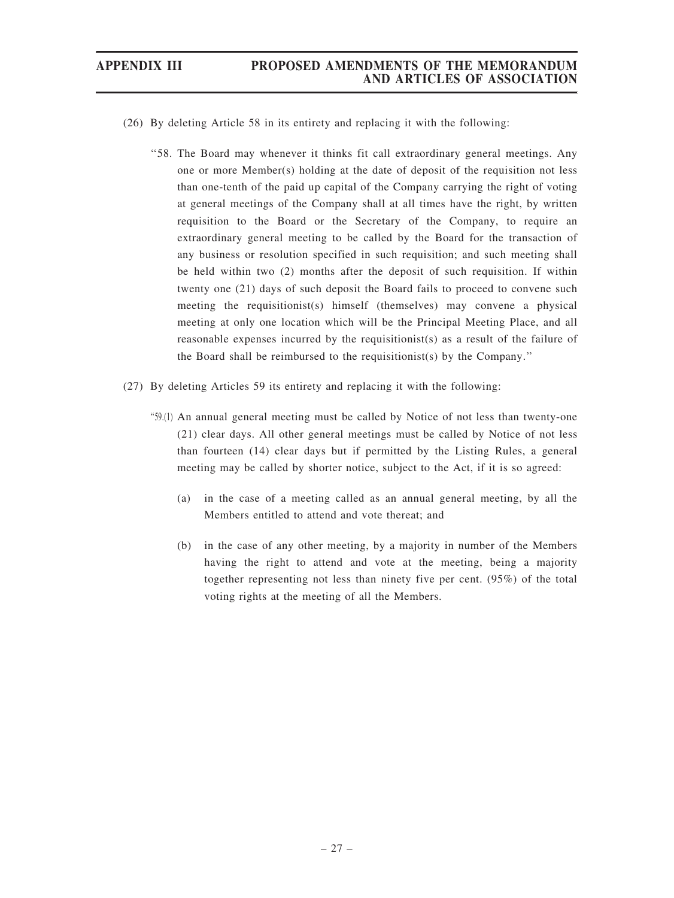(26) By deleting Article 58 in its entirety and replacing it with the following:

"58. The Board may whenever it thinks fit call extraordinary general meetings. Any one or more Member(s) holding at the date of deposit of the requisition not less than one-tenth of the paid up capital of the Company carrying the right of voting at general meetings of the Company shall at all times have the right, by written requisition to the Board or the Secretary of the Company, to require an extraordinary general meeting to be called by the Board for the transaction of any business or resolution specified in such requisition; and such meeting shall be held within two (2) months after the deposit of such requisition. If within twenty one (21) days of such deposit the Board fails to proceed to convene such meeting the requisitionist(s) himself (themselves) may convene a physical meeting at only one location which will be the Principal Meeting Place, and all reasonable expenses incurred by the requisitionist(s) as a result of the failure of the Board shall be reimbursed to the requisitionist(s) by the Company."

(27) By deleting Articles 59 its entirety and replacing it with the following:

"59.(1) An annual general meeting must be called by Notice of not less than twenty-one (21) clear days. All other general meetings must be called by Notice of not less than fourteen (14) clear days but if permitted by the Listing Rules, a general meeting may be called by shorter notice, subject to the Act, if it is so agreed:

(a) in the case of a meeting called as an annual general meeting, by all the Members entitled to attend and vote thereat; and

(b) in the case of any other meeting, by a majority in number of the Members having the right to attend and vote at the meeting, being a majority together representing not less than ninety five per cent. (95%) of the total voting rights at the meeting of all the Members.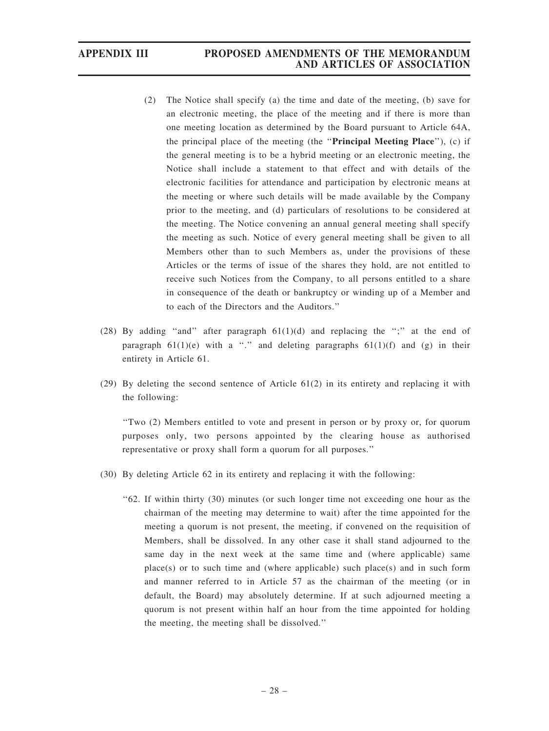(2) The Notice shall specify (a) the time and date of the meeting, (b) save for an electronic meeting, the place of the meeting and if there is more than one meeting location as determined by the Board pursuant to Article 64A, the principal place of the meeting (the "**Principal Meeting Place**"), (c) if the general meeting is to be a hybrid meeting or an electronic meeting, the Notice shall include a statement to that effect and with details of the electronic facilities for attendance and participation by electronic means at the meeting or where such details will be made available by the Company prior to the meeting, and (d) particulars of resolutions to be considered at the meeting. The Notice convening an annual general meeting shall specify the meeting as such. Notice of every general meeting shall be given to all Members other than to such Members as, under the provisions of these Articles or the terms of issue of the shares they hold, are not entitled to receive such Notices from the Company, to all persons entitled to a share in consequence of the death or bankruptcy or winding up of a Member and to each of the Directors and the Auditors."

(28) By adding "and" after paragraph 61(1)(d) and replacing the ";" at the end of paragraph 61(1)(e) with a "." and deleting paragraphs 61(1)(f) and (g) in their entirety in Article 61.

(29) By deleting the second sentence of Article 61(2) in its entirety and replacing it with the following:

"Two (2) Members entitled to vote and present in person or by proxy or, for quorum purposes only, two persons appointed by the clearing house as authorised representative or proxy shall form a quorum for all purposes."

(30) By deleting Article 62 in its entirety and replacing it with the following:

"62. If within thirty (30) minutes (or such longer time not exceeding one hour as the chairman of the meeting may determine to wait) after the time appointed for the meeting a quorum is not present, the meeting, if convened on the requisition of Members, shall be dissolved. In any other case it shall stand adjourned to the same day in the next week at the same time and (where applicable) same place(s) or to such time and (where applicable) such place(s) and in such form and manner referred to in Article 57 as the chairman of the meeting (or in default, the Board) may absolutely determine. If at such adjourned meeting a quorum is not present within half an hour from the time appointed for holding the meeting, the meeting shall be dissolved."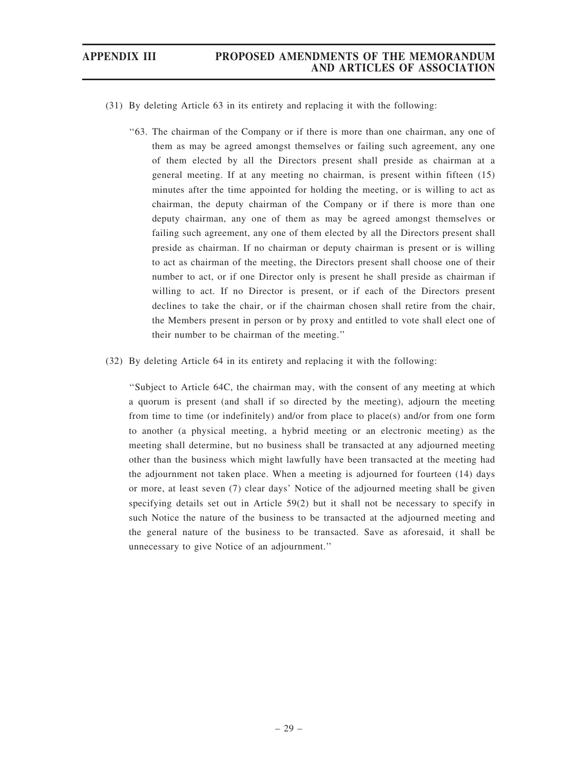(31) By deleting Article 63 in its entirety and replacing it with the following:

> "63. The chairman of the Company or if there is more than one chairman, any one of them as may be agreed amongst themselves or failing such agreement, any one of them elected by all the Directors present shall preside as chairman at a general meeting. If at any meeting no chairman, is present within fifteen (15) minutes after the time appointed for holding the meeting, or is willing to act as chairman, the deputy chairman of the Company or if there is more than one deputy chairman, any one of them as may be agreed amongst themselves or failing such agreement, any one of them elected by all the Directors present shall preside as chairman. If no chairman or deputy chairman is present or is willing to act as chairman of the meeting, the Directors present shall choose one of their number to act, or if one Director only is present he shall preside as chairman if willing to act. If no Director is present, or if each of the Directors present declines to take the chair, or if the chairman chosen shall retire from the chair, the Members present in person or by proxy and entitled to vote shall elect one of their number to be chairman of the meeting."

(32) By deleting Article 64 in its entirety and replacing it with the following:

> "Subject to Article 64C, the chairman may, with the consent of any meeting at which a quorum is present (and shall if so directed by the meeting), adjourn the meeting from time to time (or indefinitely) and/or from place to place(s) and/or from one form to another (a physical meeting, a hybrid meeting or an electronic meeting) as the meeting shall determine, but no business shall be transacted at any adjourned meeting other than the business which might lawfully have been transacted at the meeting had the adjournment not taken place. When a meeting is adjourned for fourteen (14) days or more, at least seven (7) clear days' Notice of the adjourned meeting shall be given specifying details set out in Article 59(2) but it shall not be necessary to specify in such Notice the nature of the business to be transacted at the adjourned meeting and the general nature of the business to be transacted. Save as aforesaid, it shall be unnecessary to give Notice of an adjournment."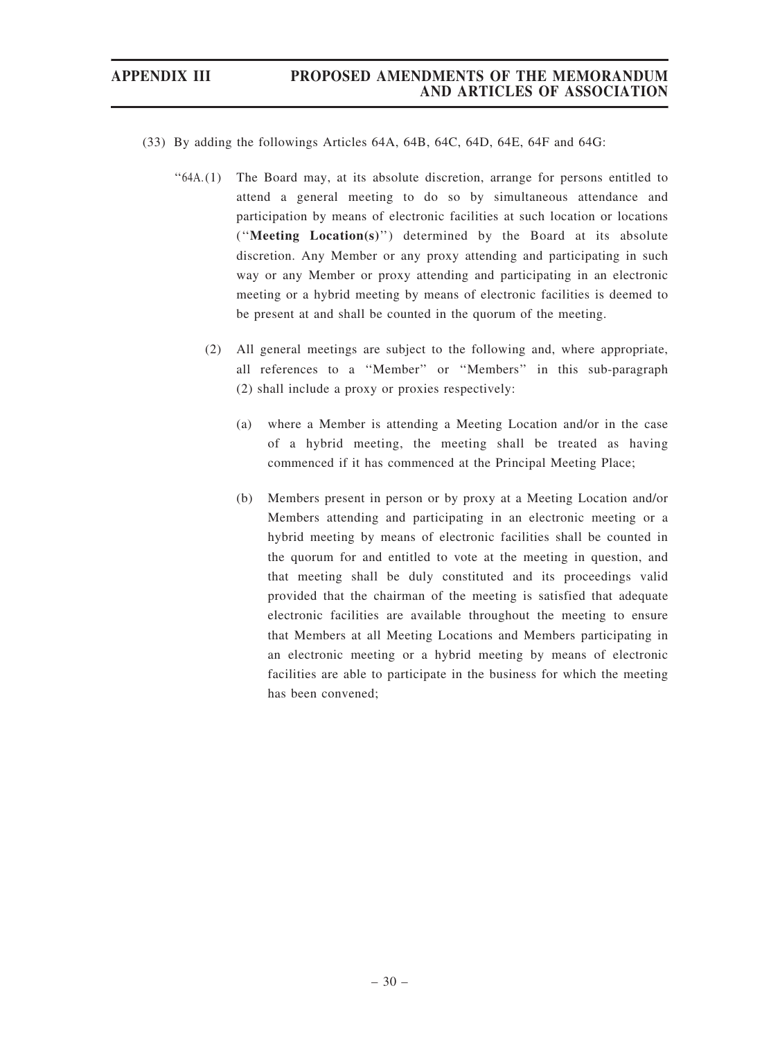(33) By adding the followings Articles 64A, 64B, 64C, 64D, 64E, 64F and 64G:

"64A.(1) The Board may, at its absolute discretion, arrange for persons entitled to attend a general meeting to do so by simultaneous attendance and participation by means of electronic facilities at such location or locations (''**Meeting Location(s)**'') determined by the Board at its absolute discretion. Any Member or any proxy attending and participating in such way or any Member or proxy attending and participating in an electronic meeting or a hybrid meeting by means of electronic facilities is deemed to be present at and shall be counted in the quorum of the meeting.

(2) All general meetings are subject to the following and, where appropriate, all references to a ''Member'' or ''Members'' in this sub-paragraph (2) shall include a proxy or proxies respectively:

(a) where a Member is attending a Meeting Location and/or in the case of a hybrid meeting, the meeting shall be treated as having commenced if it has commenced at the Principal Meeting Place;

(b) Members present in person or by proxy at a Meeting Location and/or Members attending and participating in an electronic meeting or a hybrid meeting by means of electronic facilities shall be counted in the quorum for and entitled to vote at the meeting in question, and that meeting shall be duly constituted and its proceedings valid provided that the chairman of the meeting is satisfied that adequate electronic facilities are available throughout the meeting to ensure that Members at all Meeting Locations and Members participating in an electronic meeting or a hybrid meeting by means of electronic facilities are able to participate in the business for which the meeting has been convened;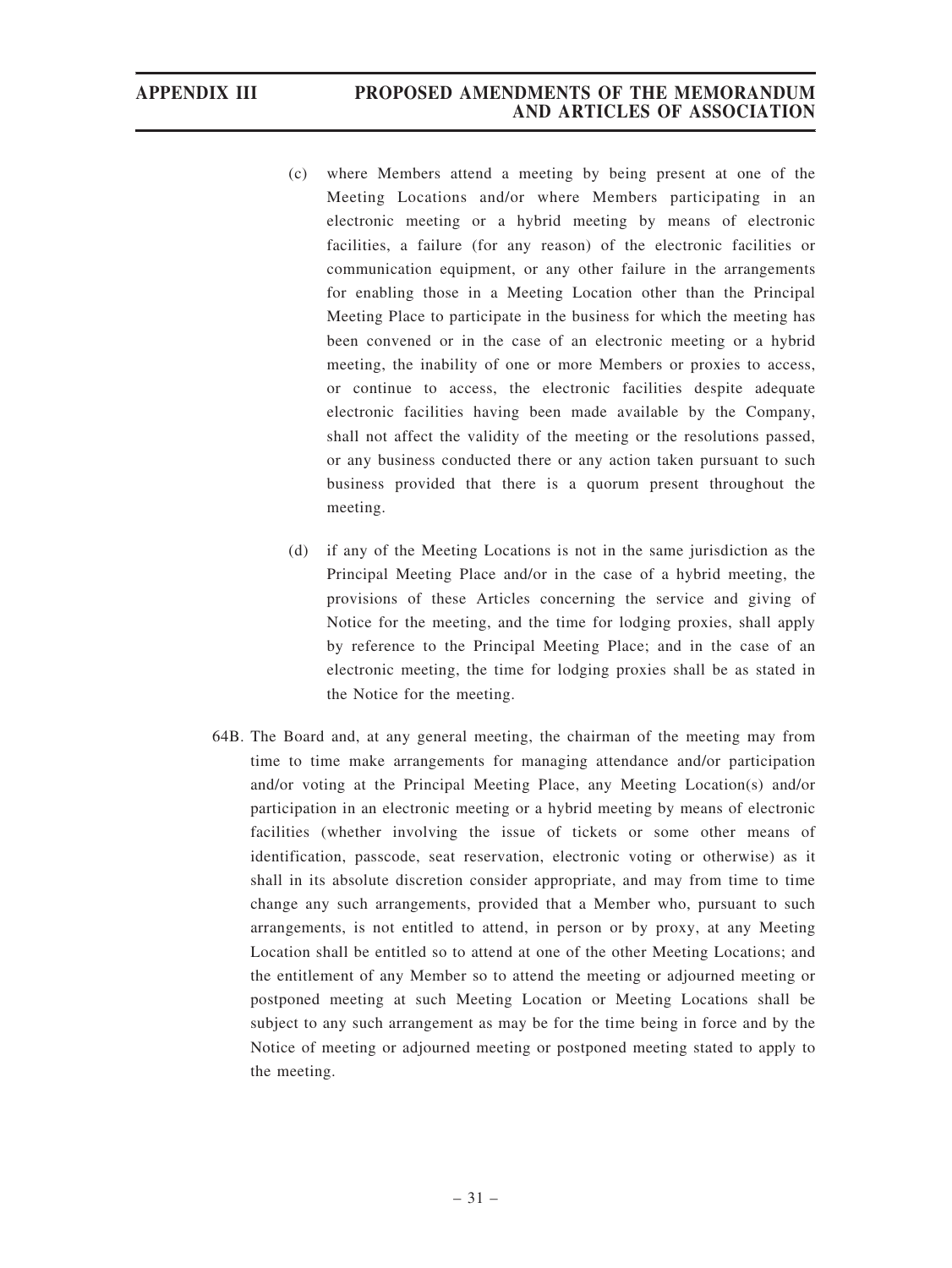(c) where Members attend a meeting by being present at one of the Meeting Locations and/or where Members participating in an electronic meeting or a hybrid meeting by means of electronic facilities, a failure (for any reason) of the electronic facilities or communication equipment, or any other failure in the arrangements for enabling those in a Meeting Location other than the Principal Meeting Place to participate in the business for which the meeting has been convened or in the case of an electronic meeting or a hybrid meeting, the inability of one or more Members or proxies to access, or continue to access, the electronic facilities despite adequate electronic facilities having been made available by the Company, shall not affect the validity of the meeting or the resolutions passed, or any business conducted there or any action taken pursuant to such business provided that there is a quorum present throughout the meeting.

(d) if any of the Meeting Locations is not in the same jurisdiction as the Principal Meeting Place and/or in the case of a hybrid meeting, the provisions of these Articles concerning the service and giving of Notice for the meeting, and the time for lodging proxies, shall apply by reference to the Principal Meeting Place; and in the case of an electronic meeting, the time for lodging proxies shall be as stated in the Notice for the meeting.

64B. The Board and, at any general meeting, the chairman of the meeting may from time to time make arrangements for managing attendance and/or participation and/or voting at the Principal Meeting Place, any Meeting Location(s) and/or participation in an electronic meeting or a hybrid meeting by means of electronic facilities (whether involving the issue of tickets or some other means of identification, passcode, seat reservation, electronic voting or otherwise) as it shall in its absolute discretion consider appropriate, and may from time to time change any such arrangements, provided that a Member who, pursuant to such arrangements, is not entitled to attend, in person or by proxy, at any Meeting Location shall be entitled so to attend at one of the other Meeting Locations; and the entitlement of any Member so to attend the meeting or adjourned meeting or postponed meeting at such Meeting Location or Meeting Locations shall be subject to any such arrangement as may be for the time being in force and by the Notice of meeting or adjourned meeting or postponed meeting stated to apply to the meeting.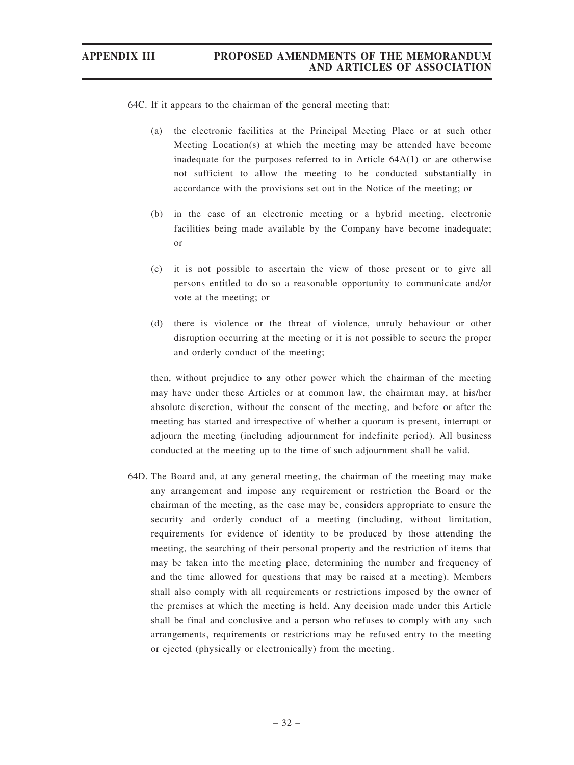64C. If it appears to the chairman of the general meeting that:

(a) the electronic facilities at the Principal Meeting Place or at such other Meeting Location(s) at which the meeting may be attended have become inadequate for the purposes referred to in Article 64A(1) or are otherwise not sufficient to allow the meeting to be conducted substantially in accordance with the provisions set out in the Notice of the meeting; or

(b) in the case of an electronic meeting or a hybrid meeting, electronic facilities being made available by the Company have become inadequate; or

(c) it is not possible to ascertain the view of those present or to give all persons entitled to do so a reasonable opportunity to communicate and/or vote at the meeting; or

(d) there is violence or the threat of violence, unruly behaviour or other disruption occurring at the meeting or it is not possible to secure the proper and orderly conduct of the meeting;

then, without prejudice to any other power which the chairman of the meeting may have under these Articles or at common law, the chairman may, at his/her absolute discretion, without the consent of the meeting, and before or after the meeting has started and irrespective of whether a quorum is present, interrupt or adjourn the meeting (including adjournment for indefinite period). All business conducted at the meeting up to the time of such adjournment shall be valid.

64D. The Board and, at any general meeting, the chairman of the meeting may make any arrangement and impose any requirement or restriction the Board or the chairman of the meeting, as the case may be, considers appropriate to ensure the security and orderly conduct of a meeting (including, without limitation, requirements for evidence of identity to be produced by those attending the meeting, the searching of their personal property and the restriction of items that may be taken into the meeting place, determining the number and frequency of and the time allowed for questions that may be raised at a meeting). Members shall also comply with all requirements or restrictions imposed by the owner of the premises at which the meeting is held. Any decision made under this Article shall be final and conclusive and a person who refuses to comply with any such arrangements, requirements or restrictions may be refused entry to the meeting or ejected (physically or electronically) from the meeting.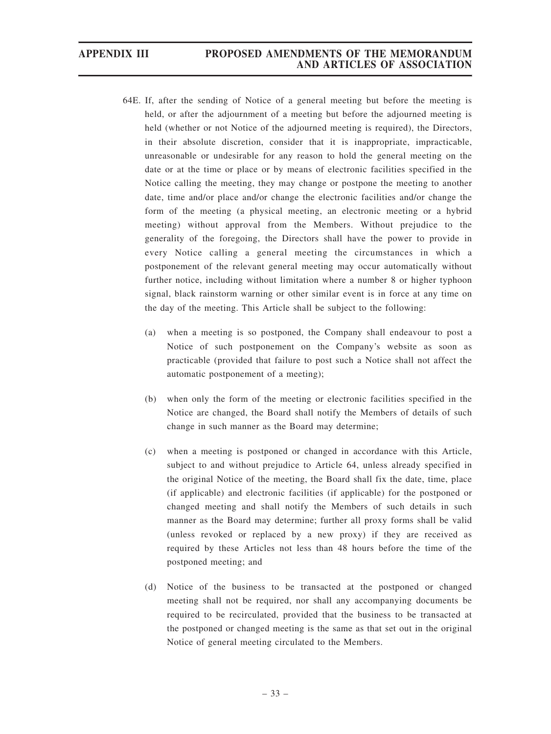64E. If, after the sending of Notice of a general meeting but before the meeting is held, or after the adjournment of a meeting but before the adjourned meeting is held (whether or not Notice of the adjourned meeting is required), the Directors, in their absolute discretion, consider that it is inappropriate, impracticable, unreasonable or undesirable for any reason to hold the general meeting on the date or at the time or place or by means of electronic facilities specified in the Notice calling the meeting, they may change or postpone the meeting to another date, time and/or place and/or change the electronic facilities and/or change the form of the meeting (a physical meeting, an electronic meeting or a hybrid meeting) without approval from the Members. Without prejudice to the generality of the foregoing, the Directors shall have the power to provide in every Notice calling a general meeting the circumstances in which a postponement of the relevant general meeting may occur automatically without further notice, including without limitation where a number 8 or higher typhoon signal, black rainstorm warning or other similar event is in force at any time on the day of the meeting. This Article shall be subject to the following:

(a) when a meeting is so postponed, the Company shall endeavour to post a Notice of such postponement on the Company's website as soon as practicable (provided that failure to post such a Notice shall not affect the automatic postponement of a meeting);

(b) when only the form of the meeting or electronic facilities specified in the Notice are changed, the Board shall notify the Members of details of such change in such manner as the Board may determine;

(c) when a meeting is postponed or changed in accordance with this Article, subject to and without prejudice to Article 64, unless already specified in the original Notice of the meeting, the Board shall fix the date, time, place (if applicable) and electronic facilities (if applicable) for the postponed or changed meeting and shall notify the Members of such details in such manner as the Board may determine; further all proxy forms shall be valid (unless revoked or replaced by a new proxy) if they are received as required by these Articles not less than 48 hours before the time of the postponed meeting; and

(d) Notice of the business to be transacted at the postponed or changed meeting shall not be required, nor shall any accompanying documents be required to be recirculated, provided that the business to be transacted at the postponed or changed meeting is the same as that set out in the original Notice of general meeting circulated to the Members.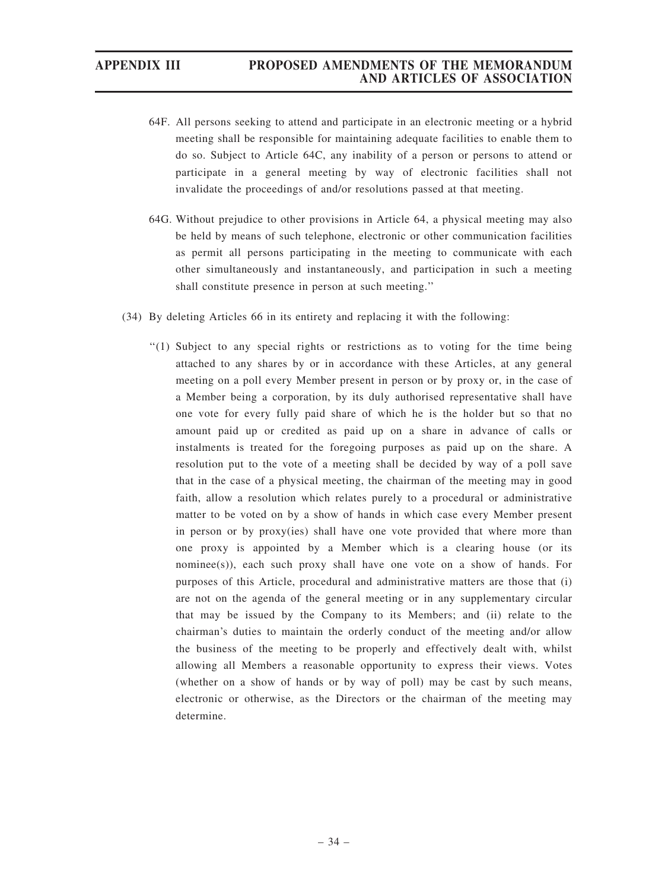64F. All persons seeking to attend and participate in an electronic meeting or a hybrid meeting shall be responsible for maintaining adequate facilities to enable them to do so. Subject to Article 64C, any inability of a person or persons to attend or participate in a general meeting by way of electronic facilities shall not invalidate the proceedings of and/or resolutions passed at that meeting.

64G. Without prejudice to other provisions in Article 64, a physical meeting may also be held by means of such telephone, electronic or other communication facilities as permit all persons participating in the meeting to communicate with each other simultaneously and instantaneously, and participation in such a meeting shall constitute presence in person at such meeting."

(34) By deleting Articles 66 in its entirety and replacing it with the following:

"(1) Subject to any special rights or restrictions as to voting for the time being attached to any shares by or in accordance with these Articles, at any general meeting on a poll every Member present in person or by proxy or, in the case of a Member being a corporation, by its duly authorised representative shall have one vote for every fully paid share of which he is the holder but so that no amount paid up or credited as paid up on a share in advance of calls or instalments is treated for the foregoing purposes as paid up on the share. A resolution put to the vote of a meeting shall be decided by way of a poll save that in the case of a physical meeting, the chairman of the meeting may in good faith, allow a resolution which relates purely to a procedural or administrative matter to be voted on by a show of hands in which case every Member present in person or by proxy(ies) shall have one vote provided that where more than one proxy is appointed by a Member which is a clearing house (or its nominee(s)), each such proxy shall have one vote on a show of hands. For purposes of this Article, procedural and administrative matters are those that (i) are not on the agenda of the general meeting or in any supplementary circular that may be issued by the Company to its Members; and (ii) relate to the chairman's duties to maintain the orderly conduct of the meeting and/or allow the business of the meeting to be properly and effectively dealt with, whilst allowing all Members a reasonable opportunity to express their views. Votes (whether on a show of hands or by way of poll) may be cast by such means, electronic or otherwise, as the Directors or the chairman of the meeting may determine.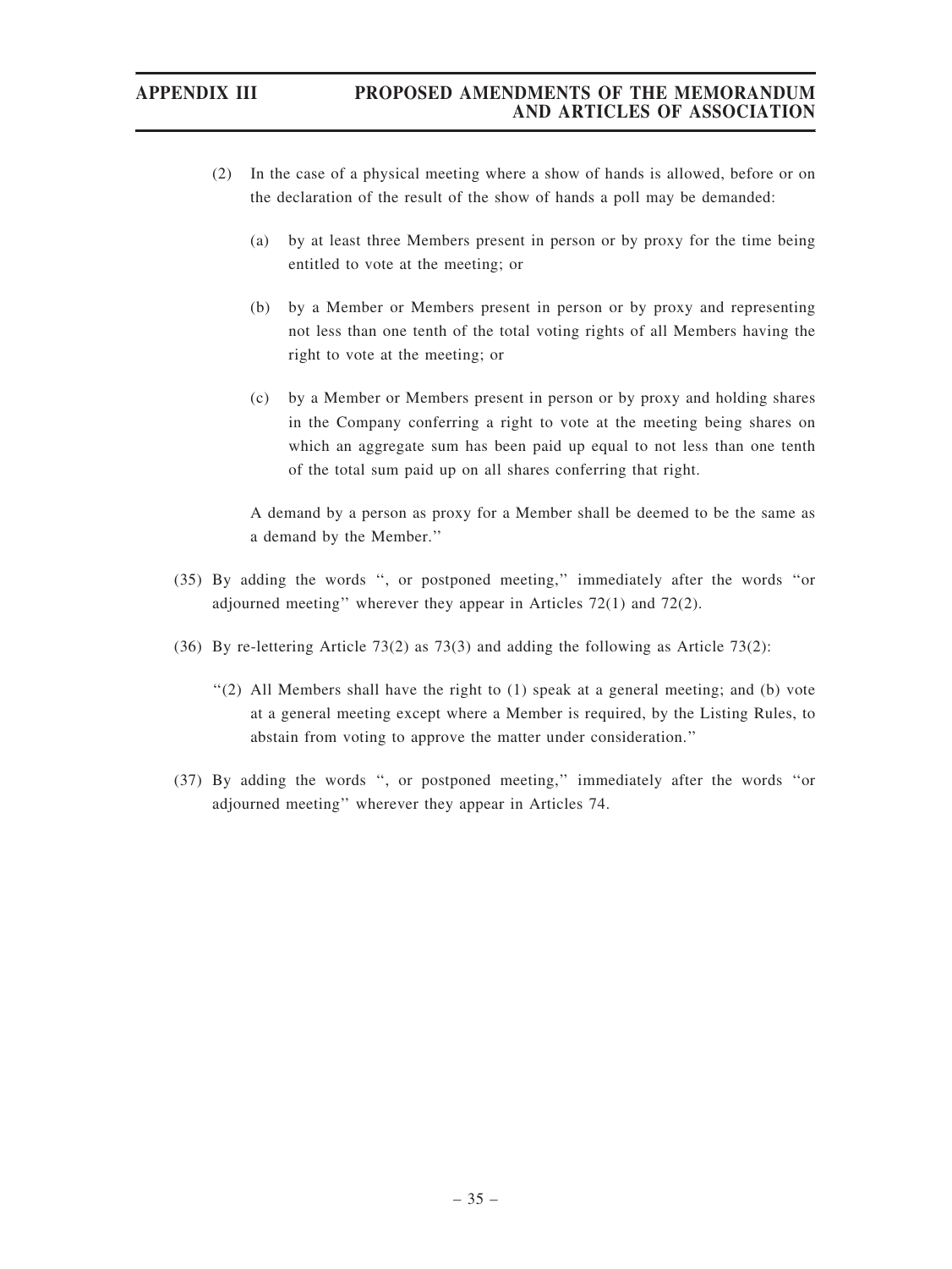(2) In the case of a physical meeting where a show of hands is allowed, before or on the declaration of the result of the show of hands a poll may be demanded:

   (a) by at least three Members present in person or by proxy for the time being entitled to vote at the meeting; or

   (b) by a Member or Members present in person or by proxy and representing not less than one tenth of the total voting rights of all Members having the right to vote at the meeting; or

   (c) by a Member or Members present in person or by proxy and holding shares in the Company conferring a right to vote at the meeting being shares on which an aggregate sum has been paid up equal to not less than one tenth of the total sum paid up on all shares conferring that right.

   A demand by a person as proxy for a Member shall be deemed to be the same as a demand by the Member.''

(35) By adding the words '', or postponed meeting,'' immediately after the words ''or adjourned meeting'' wherever they appear in Articles 72(1) and 72(2).

(36) By re-lettering Article 73(2) as 73(3) and adding the following as Article 73(2):

   ''(2) All Members shall have the right to (1) speak at a general meeting; and (b) vote at a general meeting except where a Member is required, by the Listing Rules, to abstain from voting to approve the matter under consideration.''

(37) By adding the words '', or postponed meeting,'' immediately after the words ''or adjourned meeting'' wherever they appear in Articles 74.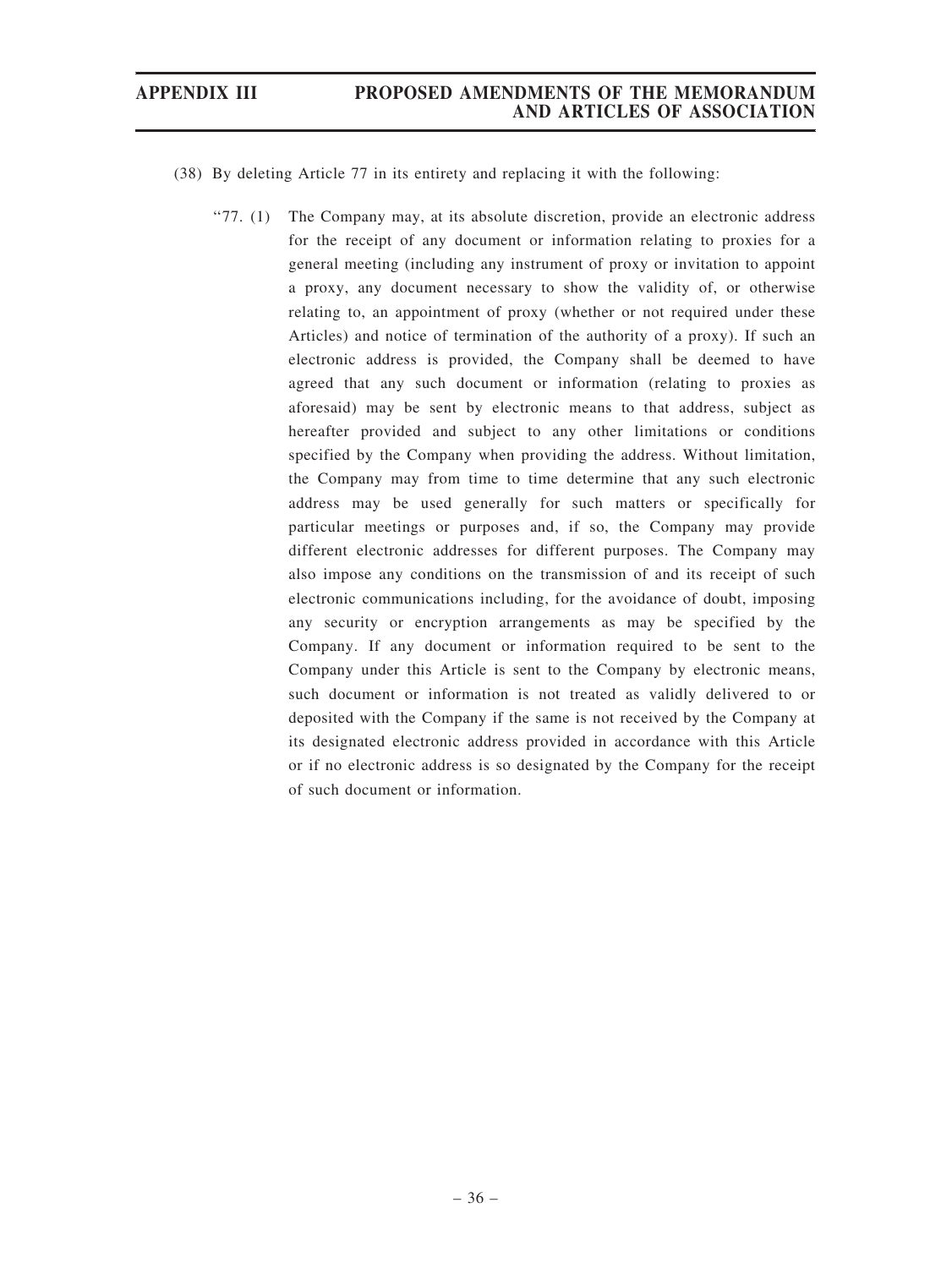(38) By deleting Article 77 in its entirety and replacing it with the following:

"77. (1) The Company may, at its absolute discretion, provide an electronic address for the receipt of any document or information relating to proxies for a general meeting (including any instrument of proxy or invitation to appoint a proxy, any document necessary to show the validity of, or otherwise relating to, an appointment of proxy (whether or not required under these Articles) and notice of termination of the authority of a proxy). If such an electronic address is provided, the Company shall be deemed to have agreed that any such document or information (relating to proxies as aforesaid) may be sent by electronic means to that address, subject as hereafter provided and subject to any other limitations or conditions specified by the Company when providing the address. Without limitation, the Company may from time to time determine that any such electronic address may be used generally for such matters or specifically for particular meetings or purposes and, if so, the Company may provide different electronic addresses for different purposes. The Company may also impose any conditions on the transmission of and its receipt of such electronic communications including, for the avoidance of doubt, imposing any security or encryption arrangements as may be specified by the Company. If any document or information required to be sent to the Company under this Article is sent to the Company by electronic means, such document or information is not treated as validly delivered to or deposited with the Company if the same is not received by the Company at its designated electronic address provided in accordance with this Article or if no electronic address is so designated by the Company for the receipt of such document or information.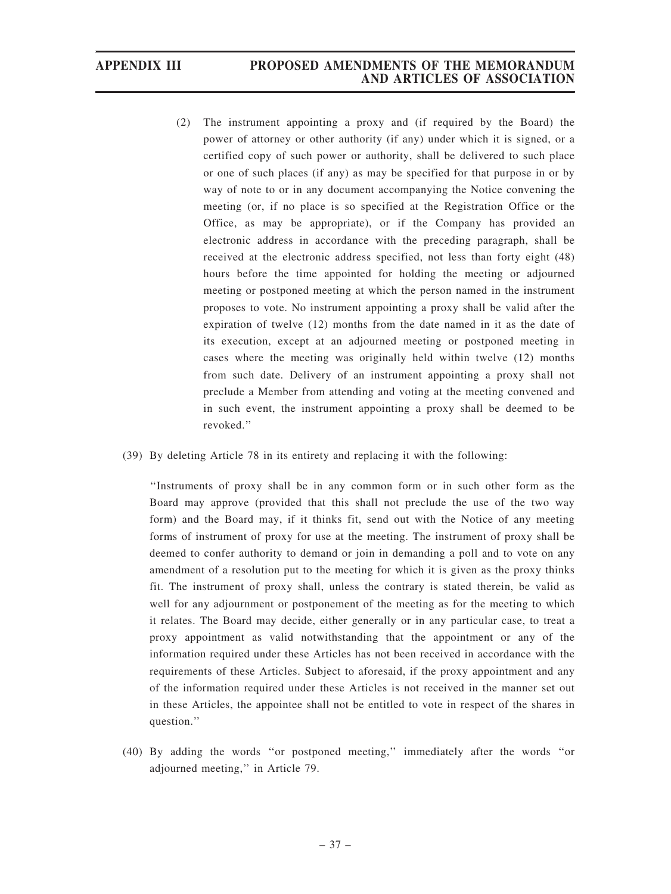(2) The instrument appointing a proxy and (if required by the Board) the power of attorney or other authority (if any) under which it is signed, or a certified copy of such power or authority, shall be delivered to such place or one of such places (if any) as may be specified for that purpose in or by way of note to or in any document accompanying the Notice convening the meeting (or, if no place is so specified at the Registration Office or the Office, as may be appropriate), or if the Company has provided an electronic address in accordance with the preceding paragraph, shall be received at the electronic address specified, not less than forty eight (48) hours before the time appointed for holding the meeting or adjourned meeting or postponed meeting at which the person named in the instrument proposes to vote. No instrument appointing a proxy shall be valid after the expiration of twelve (12) months from the date named in it as the date of its execution, except at an adjourned meeting or postponed meeting in cases where the meeting was originally held within twelve (12) months from such date. Delivery of an instrument appointing a proxy shall not preclude a Member from attending and voting at the meeting convened and in such event, the instrument appointing a proxy shall be deemed to be revoked.''

(39) By deleting Article 78 in its entirety and replacing it with the following:

''Instruments of proxy shall be in any common form or in such other form as the Board may approve (provided that this shall not preclude the use of the two way form) and the Board may, if it thinks fit, send out with the Notice of any meeting forms of instrument of proxy for use at the meeting. The instrument of proxy shall be deemed to confer authority to demand or join in demanding a poll and to vote on any amendment of a resolution put to the meeting for which it is given as the proxy thinks fit. The instrument of proxy shall, unless the contrary is stated therein, be valid as well for any adjournment or postponement of the meeting as for the meeting to which it relates. The Board may decide, either generally or in any particular case, to treat a proxy appointment as valid notwithstanding that the appointment or any of the information required under these Articles has not been received in accordance with the requirements of these Articles. Subject to aforesaid, if the proxy appointment and any of the information required under these Articles is not received in the manner set out in these Articles, the appointee shall not be entitled to vote in respect of the shares in question.''

(40) By adding the words ''or postponed meeting,'' immediately after the words ''or adjourned meeting,'' in Article 79.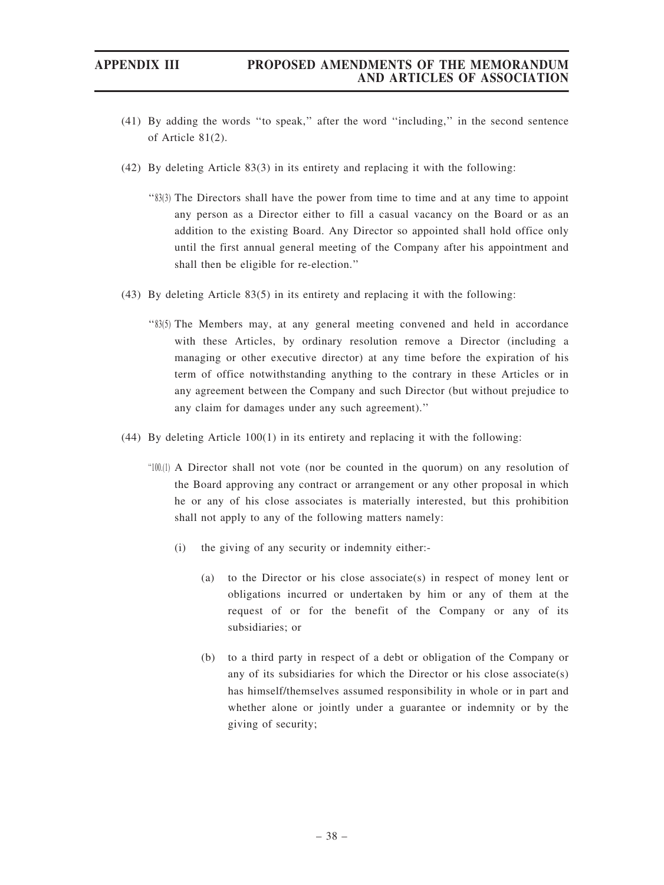(41) By adding the words ‘‘to speak,’’ after the word ‘‘including,’’ in the second sentence of Article 81(2).

(42) By deleting Article 83(3) in its entirety and replacing it with the following:

> ‘‘83(3) The Directors shall have the power from time to time and at any time to appoint any person as a Director either to fill a casual vacancy on the Board or as an addition to the existing Board. Any Director so appointed shall hold office only until the first annual general meeting of the Company after his appointment and shall then be eligible for re-election.’’

(43) By deleting Article 83(5) in its entirety and replacing it with the following:

> ‘‘83(5) The Members may, at any general meeting convened and held in accordance with these Articles, by ordinary resolution remove a Director (including a managing or other executive director) at any time before the expiration of his term of office notwithstanding anything to the contrary in these Articles or in any agreement between the Company and such Director (but without prejudice to any claim for damages under any such agreement).’’

(44) By deleting Article 100(1) in its entirety and replacing it with the following:

> ‘‘100.(1) A Director shall not vote (nor be counted in the quorum) on any resolution of the Board approving any contract or arrangement or any other proposal in which he or any of his close associates is materially interested, but this prohibition shall not apply to any of the following matters namely:
>
> (i) the giving of any security or indemnity either:-
>
> (a) to the Director or his close associate(s) in respect of money lent or obligations incurred or undertaken by him or any of them at the request of or for the benefit of the Company or any of its subsidiaries; or
>
> (b) to a third party in respect of a debt or obligation of the Company or any of its subsidiaries for which the Director or his close associate(s) has himself/themselves assumed responsibility in whole or in part and whether alone or jointly under a guarantee or indemnity or by the giving of security;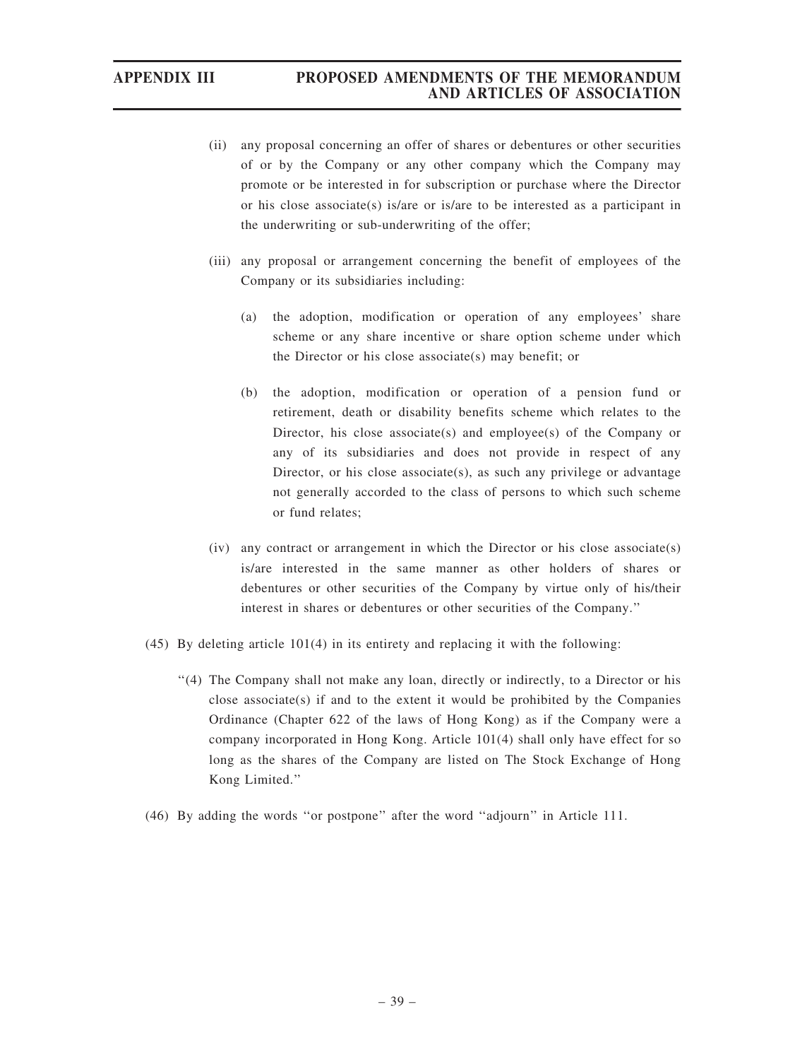(ii) any proposal concerning an offer of shares or debentures or other securities of or by the Company or any other company which the Company may promote or be interested in for subscription or purchase where the Director or his close associate(s) is/are or is/are to be interested as a participant in the underwriting or sub-underwriting of the offer;

(iii) any proposal or arrangement concerning the benefit of employees of the Company or its subsidiaries including:

(a) the adoption, modification or operation of any employees' share scheme or any share incentive or share option scheme under which the Director or his close associate(s) may benefit; or

(b) the adoption, modification or operation of a pension fund or retirement, death or disability benefits scheme which relates to the Director, his close associate(s) and employee(s) of the Company or any of its subsidiaries and does not provide in respect of any Director, or his close associate(s), as such any privilege or advantage not generally accorded to the class of persons to which such scheme or fund relates;

(iv) any contract or arrangement in which the Director or his close associate(s) is/are interested in the same manner as other holders of shares or debentures or other securities of the Company by virtue only of his/their interest in shares or debentures or other securities of the Company.''

(45) By deleting article 101(4) in its entirety and replacing it with the following:

''(4) The Company shall not make any loan, directly or indirectly, to a Director or his close associate(s) if and to the extent it would be prohibited by the Companies Ordinance (Chapter 622 of the laws of Hong Kong) as if the Company were a company incorporated in Hong Kong. Article 101(4) shall only have effect for so long as the shares of the Company are listed on The Stock Exchange of Hong Kong Limited.''

(46) By adding the words ''or postpone'' after the word ''adjourn'' in Article 111.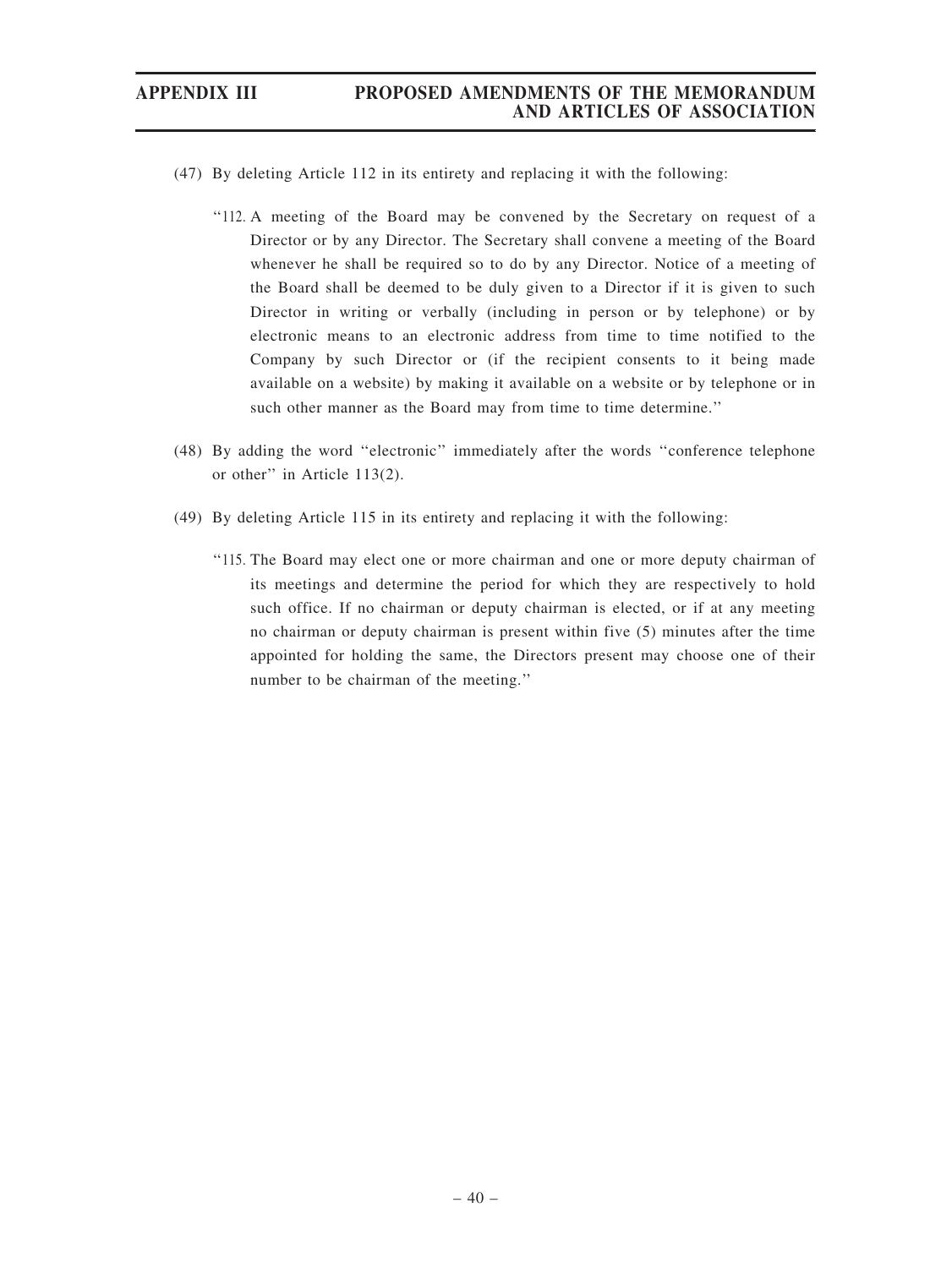(47) By deleting Article 112 in its entirety and replacing it with the following:

> "112. A meeting of the Board may be convened by the Secretary on request of a Director or by any Director. The Secretary shall convene a meeting of the Board whenever he shall be required so to do by any Director. Notice of a meeting of the Board shall be deemed to be duly given to a Director if it is given to such Director in writing or verbally (including in person or by telephone) or by electronic means to an electronic address from time to time notified to the Company by such Director or (if the recipient consents to it being made available on a website) by making it available on a website or by telephone or in such other manner as the Board may from time to time determine."

(48) By adding the word "electronic" immediately after the words "conference telephone or other" in Article 113(2).

(49) By deleting Article 115 in its entirety and replacing it with the following:

> "115. The Board may elect one or more chairman and one or more deputy chairman of its meetings and determine the period for which they are respectively to hold such office. If no chairman or deputy chairman is elected, or if at any meeting no chairman or deputy chairman is present within five (5) minutes after the time appointed for holding the same, the Directors present may choose one of their number to be chairman of the meeting."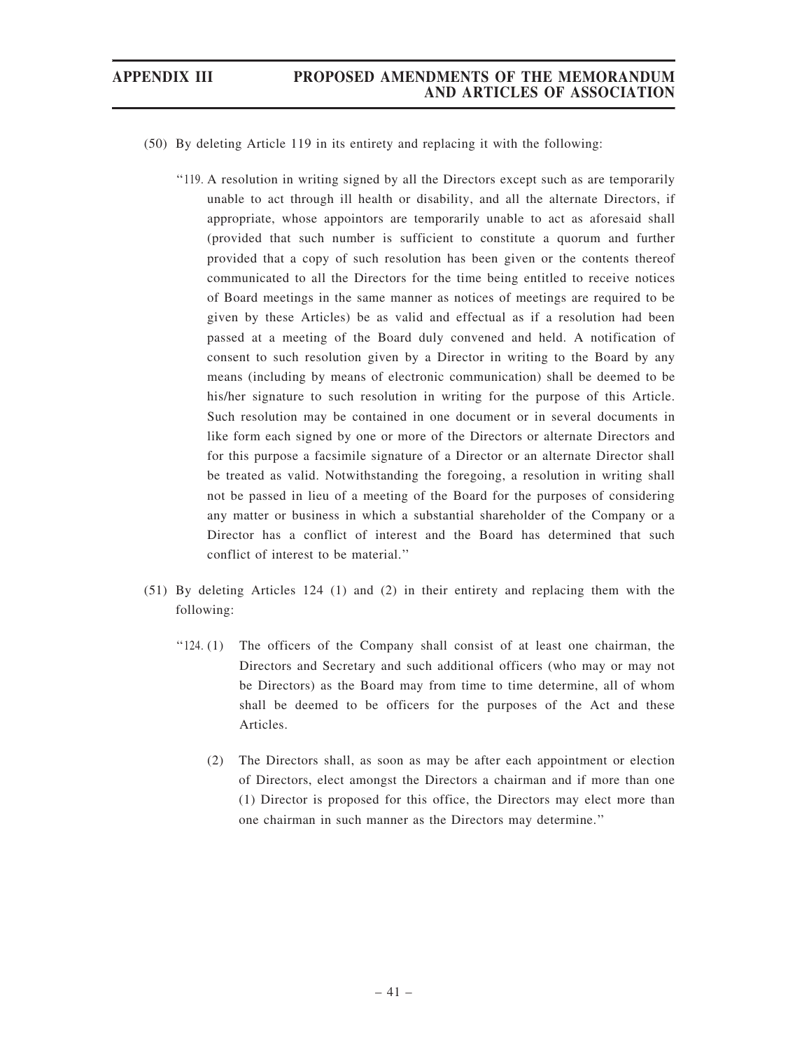(50) By deleting Article 119 in its entirety and replacing it with the following:

"119. A resolution in writing signed by all the Directors except such as are temporarily unable to act through ill health or disability, and all the alternate Directors, if appropriate, whose appointors are temporarily unable to act as aforesaid shall (provided that such number is sufficient to constitute a quorum and further provided that a copy of such resolution has been given or the contents thereof communicated to all the Directors for the time being entitled to receive notices of Board meetings in the same manner as notices of meetings are required to be given by these Articles) be as valid and effectual as if a resolution had been passed at a meeting of the Board duly convened and held. A notification of consent to such resolution given by a Director in writing to the Board by any means (including by means of electronic communication) shall be deemed to be his/her signature to such resolution in writing for the purpose of this Article. Such resolution may be contained in one document or in several documents in like form each signed by one or more of the Directors or alternate Directors and for this purpose a facsimile signature of a Director or an alternate Director shall be treated as valid. Notwithstanding the foregoing, a resolution in writing shall not be passed in lieu of a meeting of the Board for the purposes of considering any matter or business in which a substantial shareholder of the Company or a Director has a conflict of interest and the Board has determined that such conflict of interest to be material."

(51) By deleting Articles 124 (1) and (2) in their entirety and replacing them with the following:

"124. (1) The officers of the Company shall consist of at least one chairman, the Directors and Secretary and such additional officers (who may or may not be Directors) as the Board may from time to time determine, all of whom shall be deemed to be officers for the purposes of the Act and these Articles.

(2) The Directors shall, as soon as may be after each appointment or election of Directors, elect amongst the Directors a chairman and if more than one (1) Director is proposed for this office, the Directors may elect more than one chairman in such manner as the Directors may determine."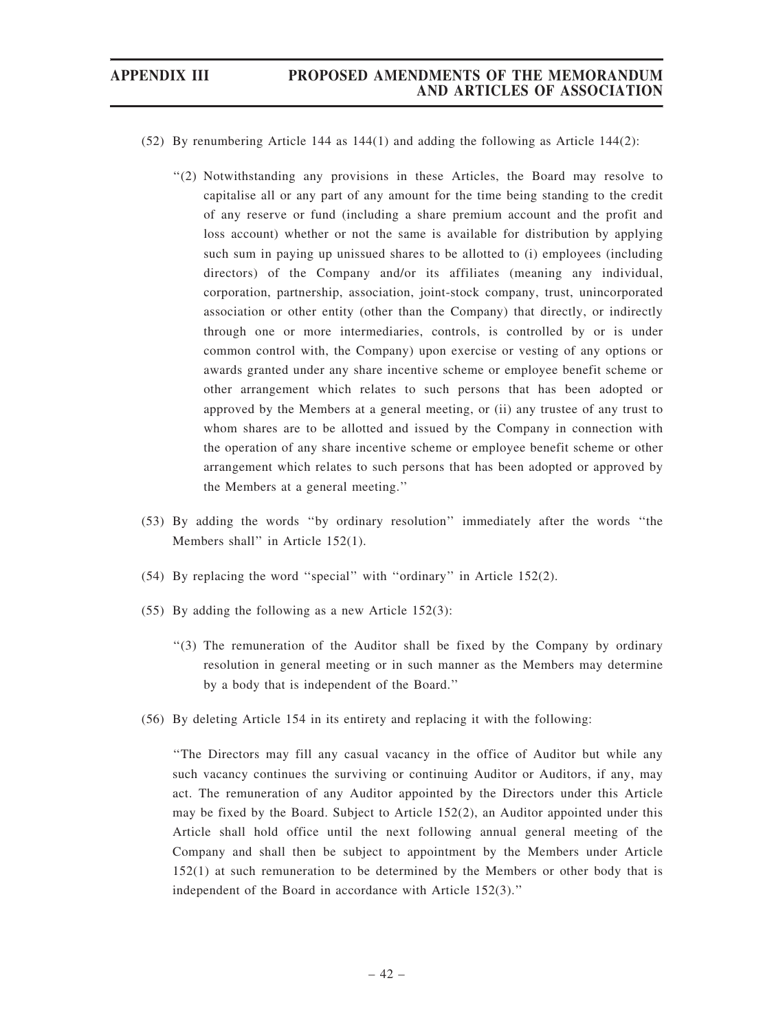(52) By renumbering Article 144 as 144(1) and adding the following as Article 144(2):

> "(2) Notwithstanding any provisions in these Articles, the Board may resolve to capitalise all or any part of any amount for the time being standing to the credit of any reserve or fund (including a share premium account and the profit and loss account) whether or not the same is available for distribution by applying such sum in paying up unissued shares to be allotted to (i) employees (including directors) of the Company and/or its affiliates (meaning any individual, corporation, partnership, association, joint-stock company, trust, unincorporated association or other entity (other than the Company) that directly, or indirectly through one or more intermediaries, controls, is controlled by or is under common control with, the Company) upon exercise or vesting of any options or awards granted under any share incentive scheme or employee benefit scheme or other arrangement which relates to such persons that has been adopted or approved by the Members at a general meeting, or (ii) any trustee of any trust to whom shares are to be allotted and issued by the Company in connection with the operation of any share incentive scheme or employee benefit scheme or other arrangement which relates to such persons that has been adopted or approved by the Members at a general meeting."

(53) By adding the words "by ordinary resolution" immediately after the words "the Members shall" in Article 152(1).

(54) By replacing the word "special" with "ordinary" in Article 152(2).

(55) By adding the following as a new Article 152(3):

> "(3) The remuneration of the Auditor shall be fixed by the Company by ordinary resolution in general meeting or in such manner as the Members may determine by a body that is independent of the Board."

(56) By deleting Article 154 in its entirety and replacing it with the following:

> "The Directors may fill any casual vacancy in the office of Auditor but while any such vacancy continues the surviving or continuing Auditor or Auditors, if any, may act. The remuneration of any Auditor appointed by the Directors under this Article may be fixed by the Board. Subject to Article 152(2), an Auditor appointed under this Article shall hold office until the next following annual general meeting of the Company and shall then be subject to appointment by the Members under Article 152(1) at such remuneration to be determined by the Members or other body that is independent of the Board in accordance with Article 152(3)."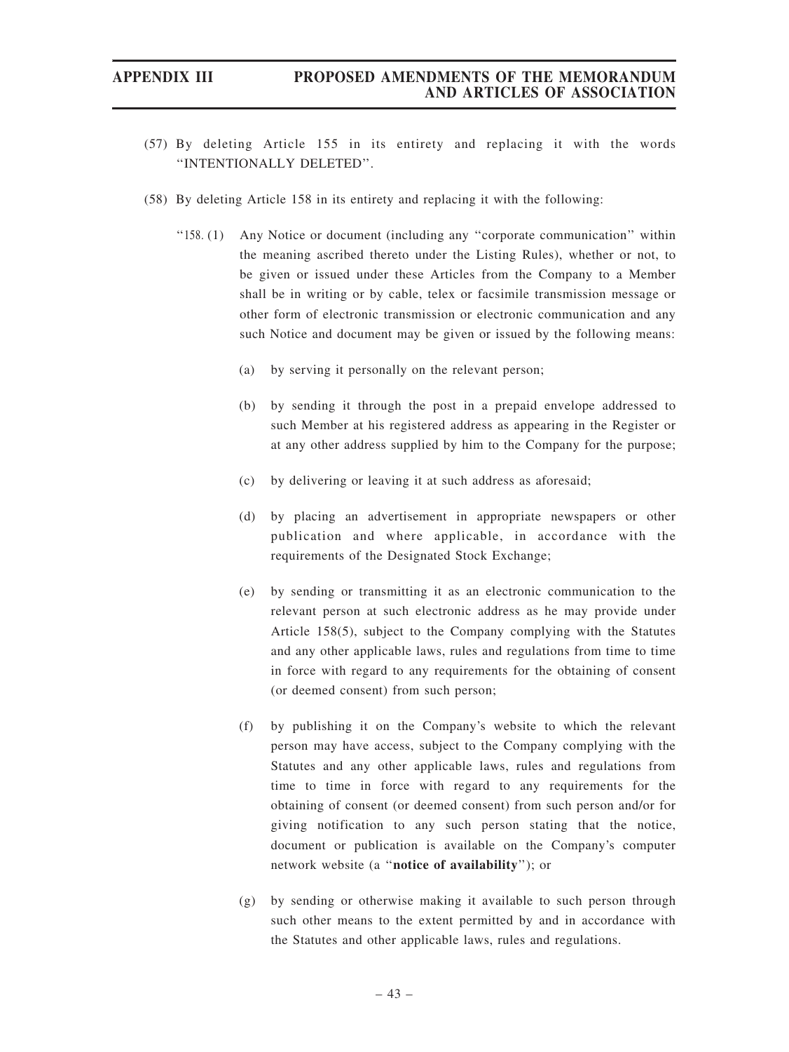(57) By deleting Article 155 in its entirety and replacing it with the words "INTENTIONALLY DELETED".

(58) By deleting Article 158 in its entirety and replacing it with the following:

"158. (1) Any Notice or document (including any "corporate communication" within the meaning ascribed thereto under the Listing Rules), whether or not, to be given or issued under these Articles from the Company to a Member shall be in writing or by cable, telex or facsimile transmission message or other form of electronic transmission or electronic communication and any such Notice and document may be given or issued by the following means:

(a) by serving it personally on the relevant person;

(b) by sending it through the post in a prepaid envelope addressed to such Member at his registered address as appearing in the Register or at any other address supplied by him to the Company for the purpose;

(c) by delivering or leaving it at such address as aforesaid;

(d) by placing an advertisement in appropriate newspapers or other publication and where applicable, in accordance with the requirements of the Designated Stock Exchange;

(e) by sending or transmitting it as an electronic communication to the relevant person at such electronic address as he may provide under Article 158(5), subject to the Company complying with the Statutes and any other applicable laws, rules and regulations from time to time in force with regard to any requirements for the obtaining of consent (or deemed consent) from such person;

(f) by publishing it on the Company's website to which the relevant person may have access, subject to the Company complying with the Statutes and any other applicable laws, rules and regulations from time to time in force with regard to any requirements for the obtaining of consent (or deemed consent) from such person and/or for giving notification to any such person stating that the notice, document or publication is available on the Company's computer network website (a "**notice of availability**"); or

(g) by sending or otherwise making it available to such person through such other means to the extent permitted by and in accordance with the Statutes and other applicable laws, rules and regulations.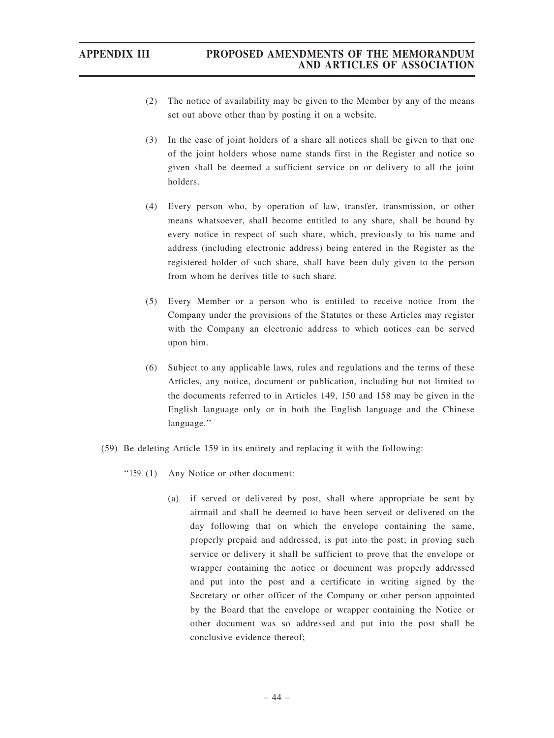(2) The notice of availability may be given to the Member by any of the means set out above other than by posting it on a website.

(3) In the case of joint holders of a share all notices shall be given to that one of the joint holders whose name stands first in the Register and notice so given shall be deemed a sufficient service on or delivery to all the joint holders.

(4) Every person who, by operation of law, transfer, transmission, or other means whatsoever, shall become entitled to any share, shall be bound by every notice in respect of such share, which, previously to his name and address (including electronic address) being entered in the Register as the registered holder of such share, shall have been duly given to the person from whom he derives title to such share.

(5) Every Member or a person who is entitled to receive notice from the Company under the provisions of the Statutes or these Articles may register with the Company an electronic address to which notices can be served upon him.

(6) Subject to any applicable laws, rules and regulations and the terms of these Articles, any notice, document or publication, including but not limited to the documents referred to in Articles 149, 150 and 158 may be given in the English language only or in both the English language and the Chinese language."

(59) Be deleting Article 159 in its entirety and replacing it with the following:

"159. (1) Any Notice or other document:

(a) if served or delivered by post, shall where appropriate be sent by airmail and shall be deemed to have been served or delivered on the day following that on which the envelope containing the same, properly prepaid and addressed, is put into the post; in proving such service or delivery it shall be sufficient to prove that the envelope or wrapper containing the notice or document was properly addressed and put into the post and a certificate in writing signed by the Secretary or other officer of the Company or other person appointed by the Board that the envelope or wrapper containing the Notice or other document was so addressed and put into the post shall be conclusive evidence thereof;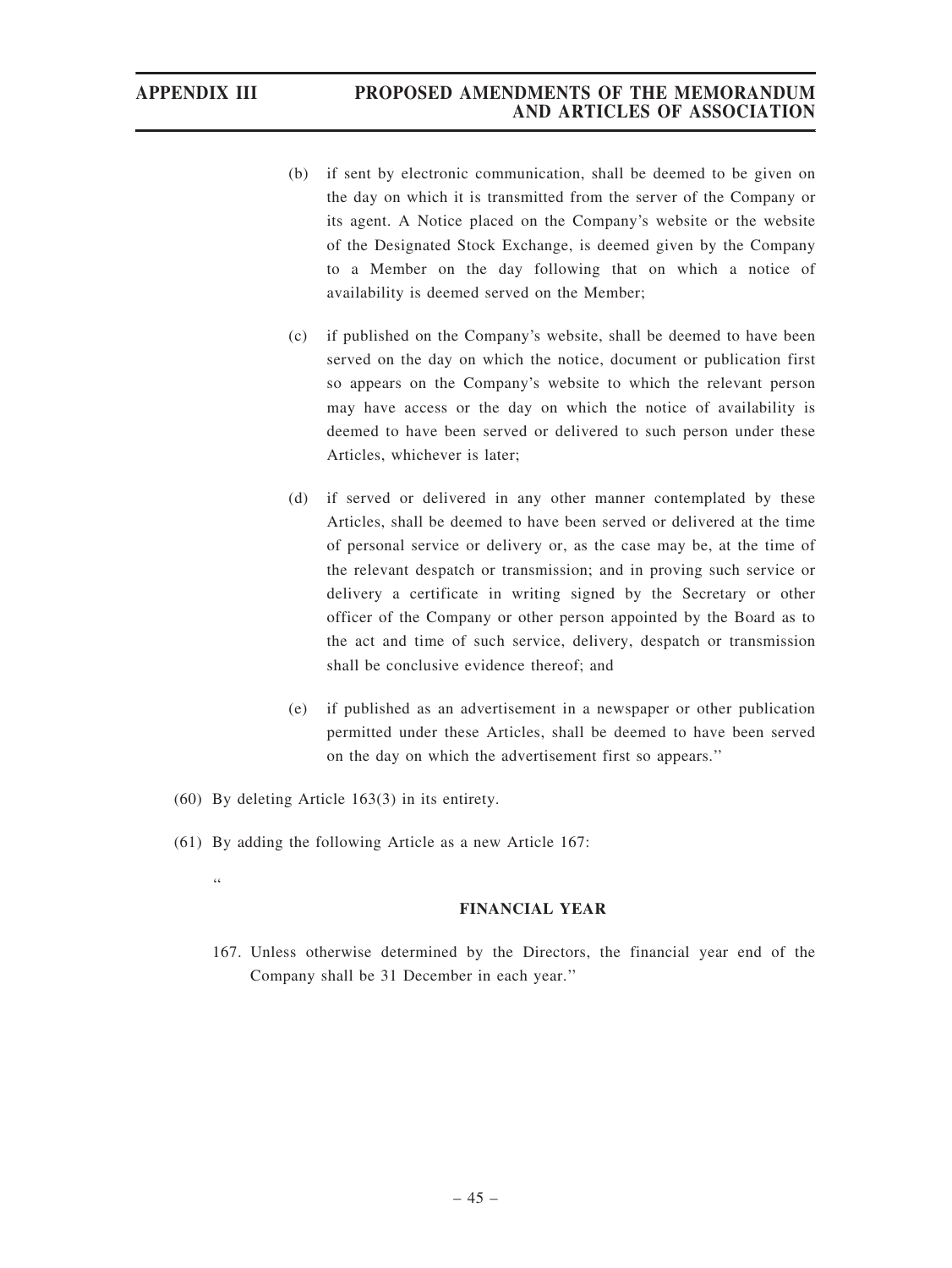(b) if sent by electronic communication, shall be deemed to be given on the day on which it is transmitted from the server of the Company or its agent. A Notice placed on the Company's website or the website of the Designated Stock Exchange, is deemed given by the Company to a Member on the day following that on which a notice of availability is deemed served on the Member;

(c) if published on the Company's website, shall be deemed to have been served on the day on which the notice, document or publication first so appears on the Company's website to which the relevant person may have access or the day on which the notice of availability is deemed to have been served or delivered to such person under these Articles, whichever is later;

(d) if served or delivered in any other manner contemplated by these Articles, shall be deemed to have been served or delivered at the time of personal service or delivery or, as the case may be, at the time of the relevant despatch or transmission; and in proving such service or delivery a certificate in writing signed by the Secretary or other officer of the Company or other person appointed by the Board as to the act and time of such service, delivery, despatch or transmission shall be conclusive evidence thereof; and

(e) if published as an advertisement in a newspaper or other publication permitted under these Articles, shall be deemed to have been served on the day on which the advertisement first so appears."

(60) By deleting Article 163(3) in its entirety.

(61) By adding the following Article as a new Article 167:

"

**FINANCIAL YEAR**

167. Unless otherwise determined by the Directors, the financial year end of the Company shall be 31 December in each year."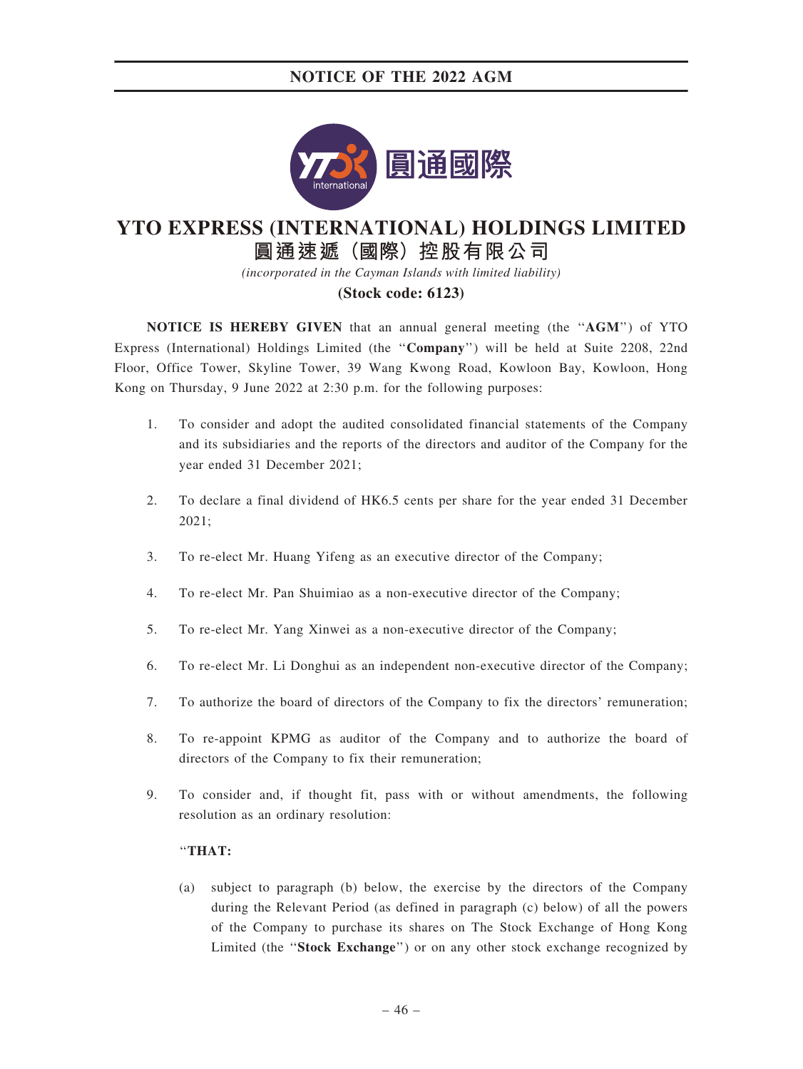# YTO EXPRESS (INTERNATIONAL) HOLDINGS LIMITED
# 圓通速遞（國際）控股有限公司

*(incorporated in the Cayman Islands with limited liability)*

**(Stock code: 6123)**

**NOTICE IS HEREBY GIVEN** that an annual general meeting (the "**AGM**") of YTO Express (International) Holdings Limited (the "**Company**") will be held at Suite 2208, 22nd Floor, Office Tower, Skyline Tower, 39 Wang Kwong Road, Kowloon Bay, Kowloon, Hong Kong on Thursday, 9 June 2022 at 2:30 p.m. for the following purposes:

1. To consider and adopt the audited consolidated financial statements of the Company and its subsidiaries and the reports of the directors and auditor of the Company for the year ended 31 December 2021;

2. To declare a final dividend of HK6.5 cents per share for the year ended 31 December 2021;

3. To re-elect Mr. Huang Yifeng as an executive director of the Company;

4. To re-elect Mr. Pan Shuimiao as a non-executive director of the Company;

5. To re-elect Mr. Yang Xinwei as a non-executive director of the Company;

6. To re-elect Mr. Li Donghui as an independent non-executive director of the Company;

7. To authorize the board of directors of the Company to fix the directors' remuneration;

8. To re-appoint KPMG as auditor of the Company and to authorize the board of directors of the Company to fix their remuneration;

9. To consider and, if thought fit, pass with or without amendments, the following resolution as an ordinary resolution:

   "**THAT:**

   (a) subject to paragraph (b) below, the exercise by the directors of the Company during the Relevant Period (as defined in paragraph (c) below) of all the powers of the Company to purchase its shares on The Stock Exchange of Hong Kong Limited (the "**Stock Exchange**") or on any other stock exchange recognized by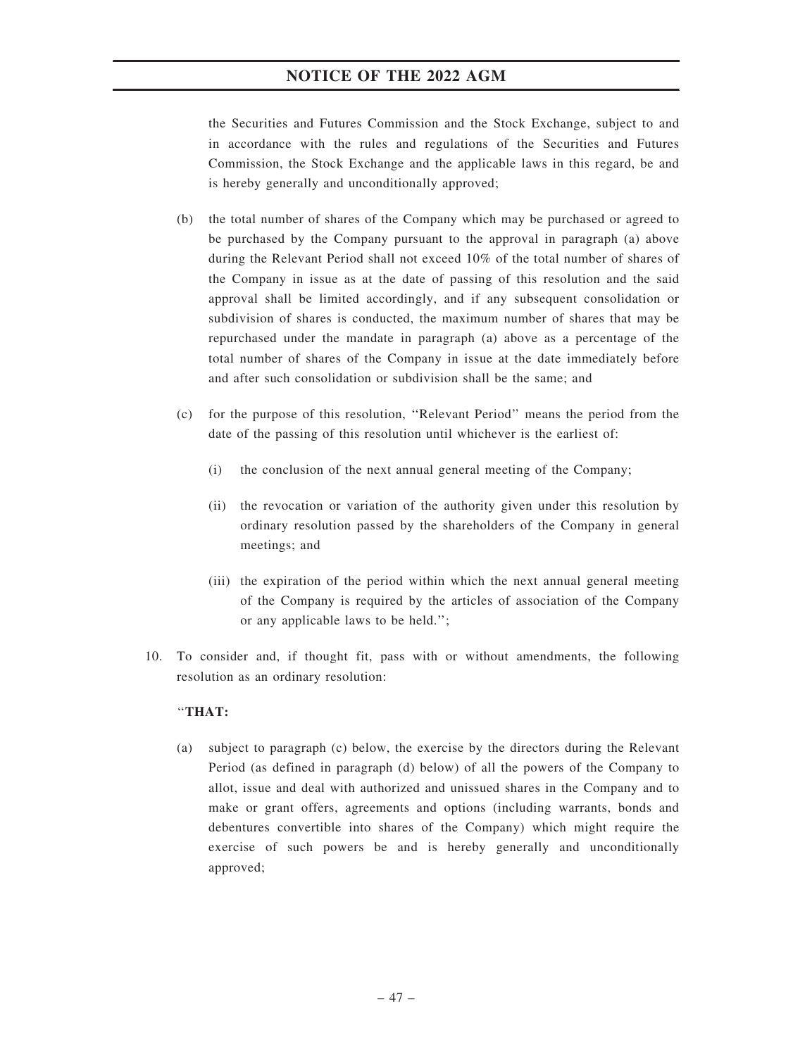the Securities and Futures Commission and the Stock Exchange, subject to and in accordance with the rules and regulations of the Securities and Futures Commission, the Stock Exchange and the applicable laws in this regard, be and is hereby generally and unconditionally approved;

(b) the total number of shares of the Company which may be purchased or agreed to be purchased by the Company pursuant to the approval in paragraph (a) above during the Relevant Period shall not exceed 10% of the total number of shares of the Company in issue as at the date of passing of this resolution and the said approval shall be limited accordingly, and if any subsequent consolidation or subdivision of shares is conducted, the maximum number of shares that may be repurchased under the mandate in paragraph (a) above as a percentage of the total number of shares of the Company in issue at the date immediately before and after such consolidation or subdivision shall be the same; and

(c) for the purpose of this resolution, ''Relevant Period'' means the period from the date of the passing of this resolution until whichever is the earliest of:

(i) the conclusion of the next annual general meeting of the Company;

(ii) the revocation or variation of the authority given under this resolution by ordinary resolution passed by the shareholders of the Company in general meetings; and

(iii) the expiration of the period within which the next annual general meeting of the Company is required by the articles of association of the Company or any applicable laws to be held.'';

10. To consider and, if thought fit, pass with or without amendments, the following resolution as an ordinary resolution:

''**THAT:**

(a) subject to paragraph (c) below, the exercise by the directors during the Relevant Period (as defined in paragraph (d) below) of all the powers of the Company to allot, issue and deal with authorized and unissued shares in the Company and to make or grant offers, agreements and options (including warrants, bonds and debentures convertible into shares of the Company) which might require the exercise of such powers be and is hereby generally and unconditionally approved;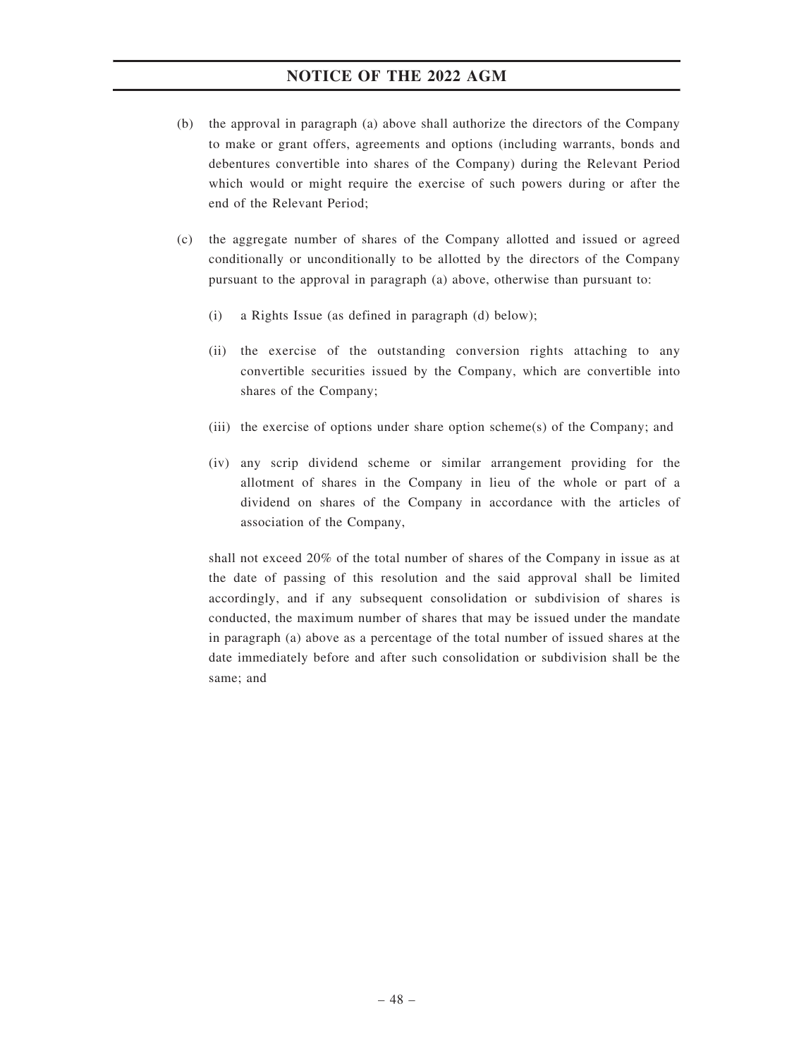(b) the approval in paragraph (a) above shall authorize the directors of the Company to make or grant offers, agreements and options (including warrants, bonds and debentures convertible into shares of the Company) during the Relevant Period which would or might require the exercise of such powers during or after the end of the Relevant Period;

(c) the aggregate number of shares of the Company allotted and issued or agreed conditionally or unconditionally to be allotted by the directors of the Company pursuant to the approval in paragraph (a) above, otherwise than pursuant to:

   (i) a Rights Issue (as defined in paragraph (d) below);

   (ii) the exercise of the outstanding conversion rights attaching to any convertible securities issued by the Company, which are convertible into shares of the Company;

   (iii) the exercise of options under share option scheme(s) of the Company; and

   (iv) any scrip dividend scheme or similar arrangement providing for the allotment of shares in the Company in lieu of the whole or part of a dividend on shares of the Company in accordance with the articles of association of the Company,

   shall not exceed 20% of the total number of shares of the Company in issue as at the date of passing of this resolution and the said approval shall be limited accordingly, and if any subsequent consolidation or subdivision of shares is conducted, the maximum number of shares that may be issued under the mandate in paragraph (a) above as a percentage of the total number of issued shares at the date immediately before and after such consolidation or subdivision shall be the same; and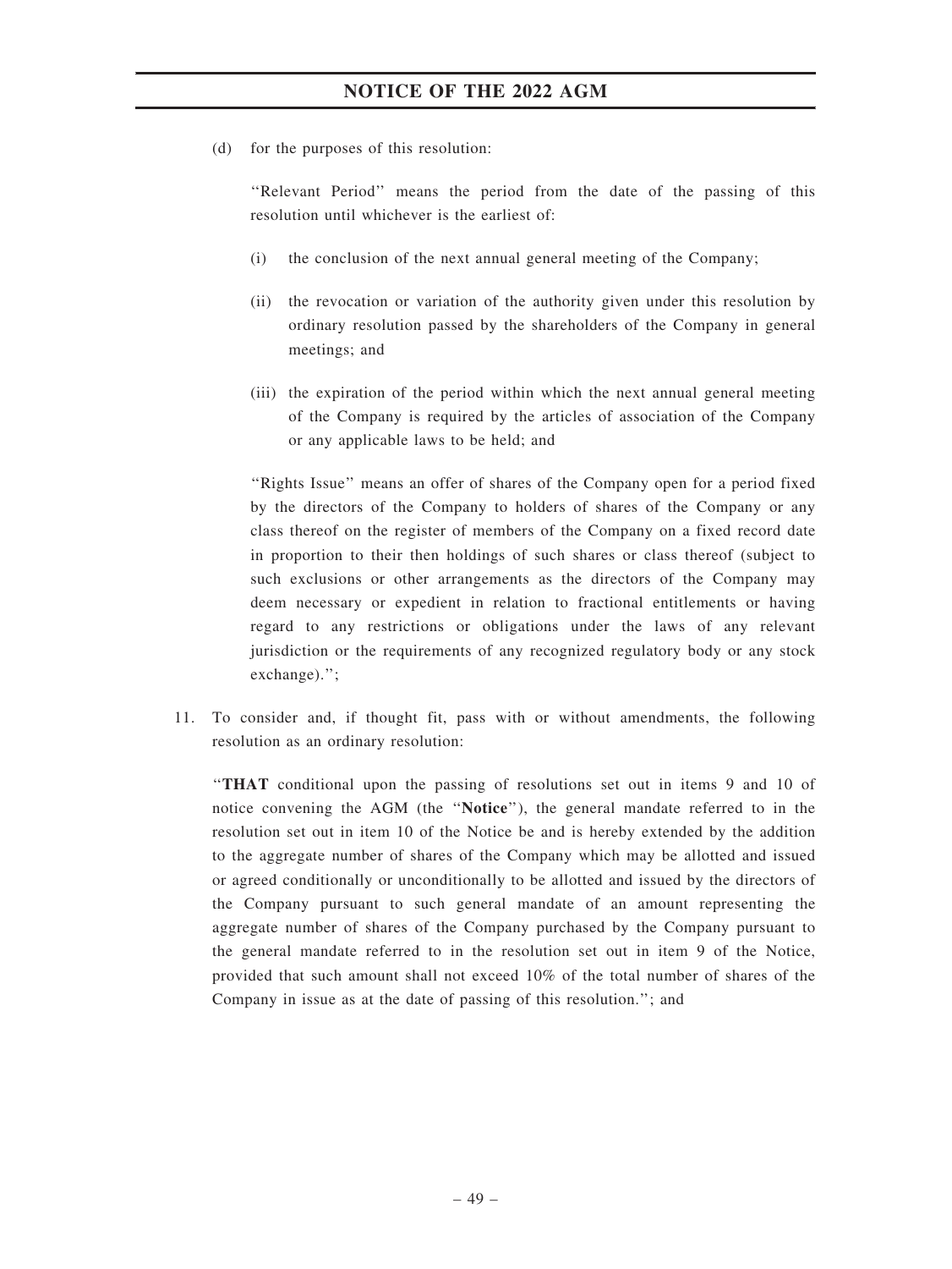(d) for the purposes of this resolution:

"Relevant Period" means the period from the date of the passing of this resolution until whichever is the earliest of:

(i) the conclusion of the next annual general meeting of the Company;

(ii) the revocation or variation of the authority given under this resolution by ordinary resolution passed by the shareholders of the Company in general meetings; and

(iii) the expiration of the period within which the next annual general meeting of the Company is required by the articles of association of the Company or any applicable laws to be held; and

"Rights Issue" means an offer of shares of the Company open for a period fixed by the directors of the Company to holders of shares of the Company or any class thereof on the register of members of the Company on a fixed record date in proportion to their then holdings of such shares or class thereof (subject to such exclusions or other arrangements as the directors of the Company may deem necessary or expedient in relation to fractional entitlements or having regard to any restrictions or obligations under the laws of any relevant jurisdiction or the requirements of any recognized regulatory body or any stock exchange).";

11. To consider and, if thought fit, pass with or without amendments, the following resolution as an ordinary resolution:

"**THAT** conditional upon the passing of resolutions set out in items 9 and 10 of notice convening the AGM (the "**Notice**"), the general mandate referred to in the resolution set out in item 10 of the Notice be and is hereby extended by the addition to the aggregate number of shares of the Company which may be allotted and issued or agreed conditionally or unconditionally to be allotted and issued by the directors of the Company pursuant to such general mandate of an amount representing the aggregate number of shares of the Company purchased by the Company pursuant to the general mandate referred to in the resolution set out in item 9 of the Notice, provided that such amount shall not exceed 10% of the total number of shares of the Company in issue as at the date of passing of this resolution."; and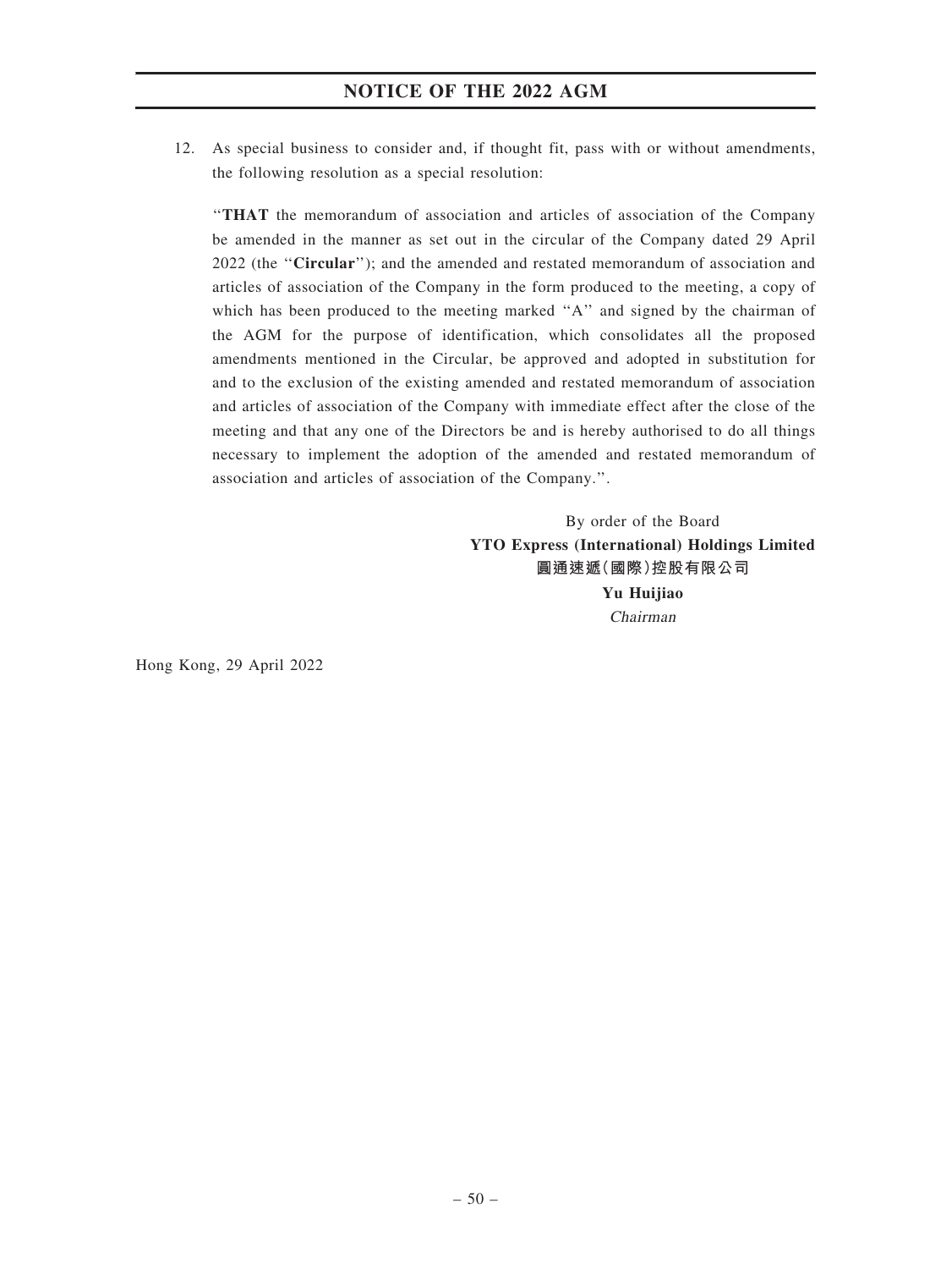12. As special business to consider and, if thought fit, pass with or without amendments, the following resolution as a special resolution:

"**THAT** the memorandum of association and articles of association of the Company be amended in the manner as set out in the circular of the Company dated 29 April 2022 (the "**Circular**"); and the amended and restated memorandum of association and articles of association of the Company in the form produced to the meeting, a copy of which has been produced to the meeting marked "A" and signed by the chairman of the AGM for the purpose of identification, which consolidates all the proposed amendments mentioned in the Circular, be approved and adopted in substitution for and to the exclusion of the existing amended and restated memorandum of association and articles of association of the Company with immediate effect after the close of the meeting and that any one of the Directors be and is hereby authorised to do all things necessary to implement the adoption of the amended and restated memorandum of association and articles of association of the Company.".

By order of the Board
**YTO Express (International) Holdings Limited**
**圓通速遞(國際)控股有限公司**
**Yu Huijiao**
*Chairman*

Hong Kong, 29 April 2022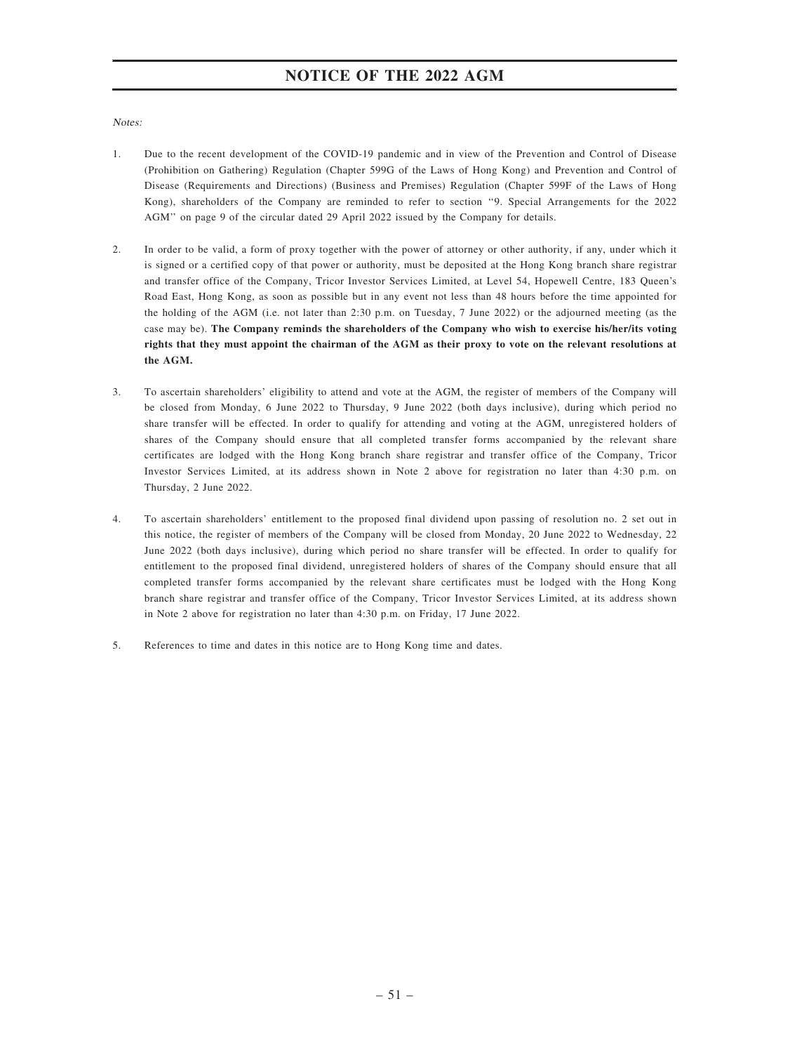# NOTICE OF THE 2022 AGM

*Notes:*

1. Due to the recent development of the COVID-19 pandemic and in view of the Prevention and Control of Disease (Prohibition on Gathering) Regulation (Chapter 599G of the Laws of Hong Kong) and Prevention and Control of Disease (Requirements and Directions) (Business and Premises) Regulation (Chapter 599F of the Laws of Hong Kong), shareholders of the Company are reminded to refer to section ''9. Special Arrangements for the 2022 AGM'' on page 9 of the circular dated 29 April 2022 issued by the Company for details.

2. In order to be valid, a form of proxy together with the power of attorney or other authority, if any, under which it is signed or a certified copy of that power or authority, must be deposited at the Hong Kong branch share registrar and transfer office of the Company, Tricor Investor Services Limited, at Level 54, Hopewell Centre, 183 Queen's Road East, Hong Kong, as soon as possible but in any event not less than 48 hours before the time appointed for the holding of the AGM (i.e. not later than 2:30 p.m. on Tuesday, 7 June 2022) or the adjourned meeting (as the case may be). **The Company reminds the shareholders of the Company who wish to exercise his/her/its voting rights that they must appoint the chairman of the AGM as their proxy to vote on the relevant resolutions at the AGM.**

3. To ascertain shareholders' eligibility to attend and vote at the AGM, the register of members of the Company will be closed from Monday, 6 June 2022 to Thursday, 9 June 2022 (both days inclusive), during which period no share transfer will be effected. In order to qualify for attending and voting at the AGM, unregistered holders of shares of the Company should ensure that all completed transfer forms accompanied by the relevant share certificates are lodged with the Hong Kong branch share registrar and transfer office of the Company, Tricor Investor Services Limited, at its address shown in Note 2 above for registration no later than 4:30 p.m. on Thursday, 2 June 2022.

4. To ascertain shareholders' entitlement to the proposed final dividend upon passing of resolution no. 2 set out in this notice, the register of members of the Company will be closed from Monday, 20 June 2022 to Wednesday, 22 June 2022 (both days inclusive), during which period no share transfer will be effected. In order to qualify for entitlement to the proposed final dividend, unregistered holders of shares of the Company should ensure that all completed transfer forms accompanied by the relevant share certificates must be lodged with the Hong Kong branch share registrar and transfer office of the Company, Tricor Investor Services Limited, at its address shown in Note 2 above for registration no later than 4:30 p.m. on Friday, 17 June 2022.

5. References to time and dates in this notice are to Hong Kong time and dates.